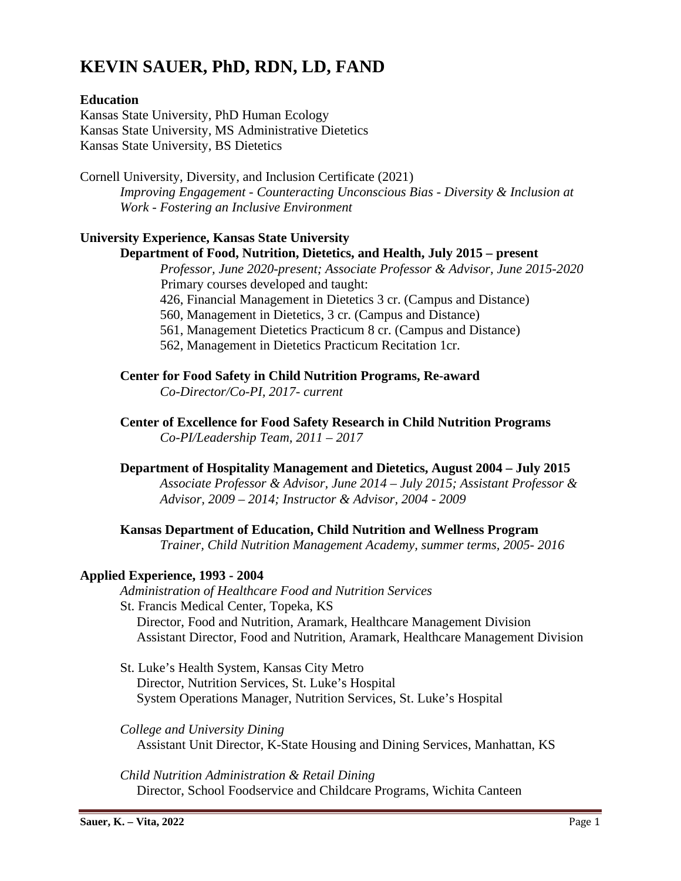# KEVIN SAUER, PhD, RDN, LD, FAND

**Education**

Kansas State University, PhD Human Ecology
Kansas State University, MS Administrative Dietetics
Kansas State University, BS Dietetics

Cornell University, Diversity, and Inclusion Certificate (2021)
*Improving Engagement - Counteracting Unconscious Bias - Diversity & Inclusion at Work - Fostering an Inclusive Environment*

**University Experience, Kansas State University**

**Department of Food, Nutrition, Dietetics, and Health, July 2015 – present**
*Professor, June 2020-present; Associate Professor & Advisor, June 2015-2020*
Primary courses developed and taught:
426, Financial Management in Dietetics 3 cr. (Campus and Distance)
560, Management in Dietetics, 3 cr. (Campus and Distance)
561, Management Dietetics Practicum 8 cr. (Campus and Distance)
562, Management in Dietetics Practicum Recitation 1cr.

**Center for Food Safety in Child Nutrition Programs, Re-award**
*Co-Director/Co-PI, 2017- current*

**Center of Excellence for Food Safety Research in Child Nutrition Programs**
*Co-PI/Leadership Team, 2011 – 2017*

**Department of Hospitality Management and Dietetics, August 2004 – July 2015**
*Associate Professor & Advisor, June 2014 – July 2015; Assistant Professor & Advisor, 2009 – 2014; Instructor & Advisor, 2004 - 2009*

**Kansas Department of Education, Child Nutrition and Wellness Program**
*Trainer, Child Nutrition Management Academy, summer terms, 2005- 2016*

**Applied Experience, 1993 - 2004**

*Administration of Healthcare Food and Nutrition Services*
St. Francis Medical Center, Topeka, KS
Director, Food and Nutrition, Aramark, Healthcare Management Division
Assistant Director, Food and Nutrition, Aramark, Healthcare Management Division

St. Luke's Health System, Kansas City Metro
Director, Nutrition Services, St. Luke's Hospital
System Operations Manager, Nutrition Services, St. Luke's Hospital

*College and University Dining*
Assistant Unit Director, K-State Housing and Dining Services, Manhattan, KS

*Child Nutrition Administration & Retail Dining*
Director, School Foodservice and Childcare Programs, Wichita Canteen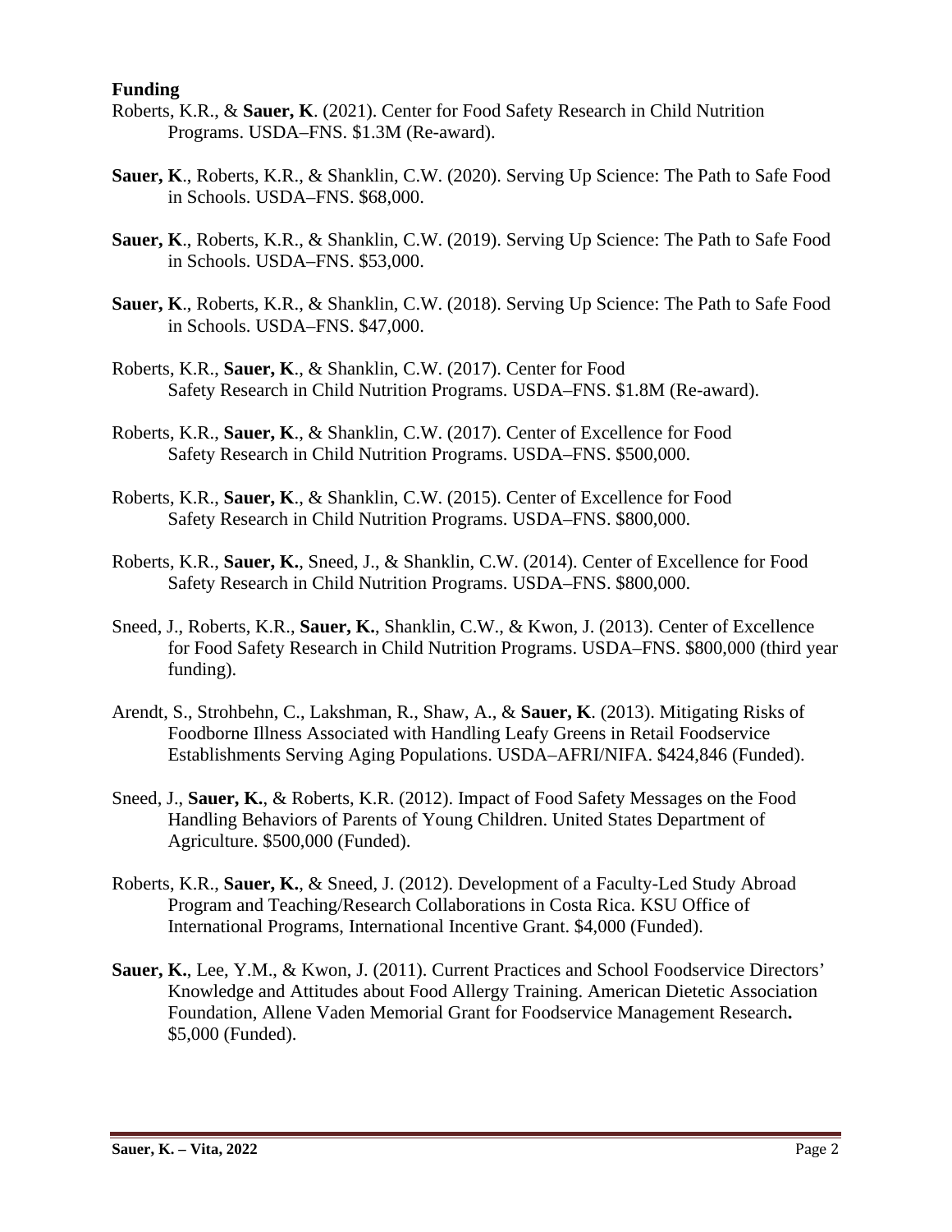**Funding**

Roberts, K.R., & **Sauer, K**. (2021). Center for Food Safety Research in Child Nutrition Programs. USDA–FNS. $1.3M (Re-award).

**Sauer, K**., Roberts, K.R., & Shanklin, C.W. (2020). Serving Up Science: The Path to Safe Food in Schools. USDA–FNS. $68,000.

**Sauer, K**., Roberts, K.R., & Shanklin, C.W. (2019). Serving Up Science: The Path to Safe Food in Schools. USDA–FNS. $53,000.

**Sauer, K**., Roberts, K.R., & Shanklin, C.W. (2018). Serving Up Science: The Path to Safe Food in Schools. USDA–FNS. $47,000.

Roberts, K.R., **Sauer, K**., & Shanklin, C.W. (2017). Center for Food Safety Research in Child Nutrition Programs. USDA–FNS. $1.8M (Re-award).

Roberts, K.R., **Sauer, K**., & Shanklin, C.W. (2017). Center of Excellence for Food Safety Research in Child Nutrition Programs. USDA–FNS. $500,000.

Roberts, K.R., **Sauer, K**., & Shanklin, C.W. (2015). Center of Excellence for Food Safety Research in Child Nutrition Programs. USDA–FNS. $800,000.

Roberts, K.R., **Sauer, K.**, Sneed, J., & Shanklin, C.W. (2014). Center of Excellence for Food Safety Research in Child Nutrition Programs. USDA–FNS. $800,000.

Sneed, J., Roberts, K.R., **Sauer, K.**, Shanklin, C.W., & Kwon, J. (2013). Center of Excellence for Food Safety Research in Child Nutrition Programs. USDA–FNS. $800,000 (third year funding).

Arendt, S., Strohbehn, C., Lakshman, R., Shaw, A., & **Sauer, K**. (2013). Mitigating Risks of Foodborne Illness Associated with Handling Leafy Greens in Retail Foodservice Establishments Serving Aging Populations. USDA–AFRI/NIFA. $424,846 (Funded).

Sneed, J., **Sauer, K.**, & Roberts, K.R. (2012). Impact of Food Safety Messages on the Food Handling Behaviors of Parents of Young Children. United States Department of Agriculture. $500,000 (Funded).

Roberts, K.R., **Sauer, K.**, & Sneed, J. (2012). Development of a Faculty-Led Study Abroad Program and Teaching/Research Collaborations in Costa Rica. KSU Office of International Programs, International Incentive Grant. $4,000 (Funded).

**Sauer, K.**, Lee, Y.M., & Kwon, J. (2011). Current Practices and School Foodservice Directors' Knowledge and Attitudes about Food Allergy Training. American Dietetic Association Foundation, Allene Vaden Memorial Grant for Foodservice Management Research**.** $5,000 (Funded).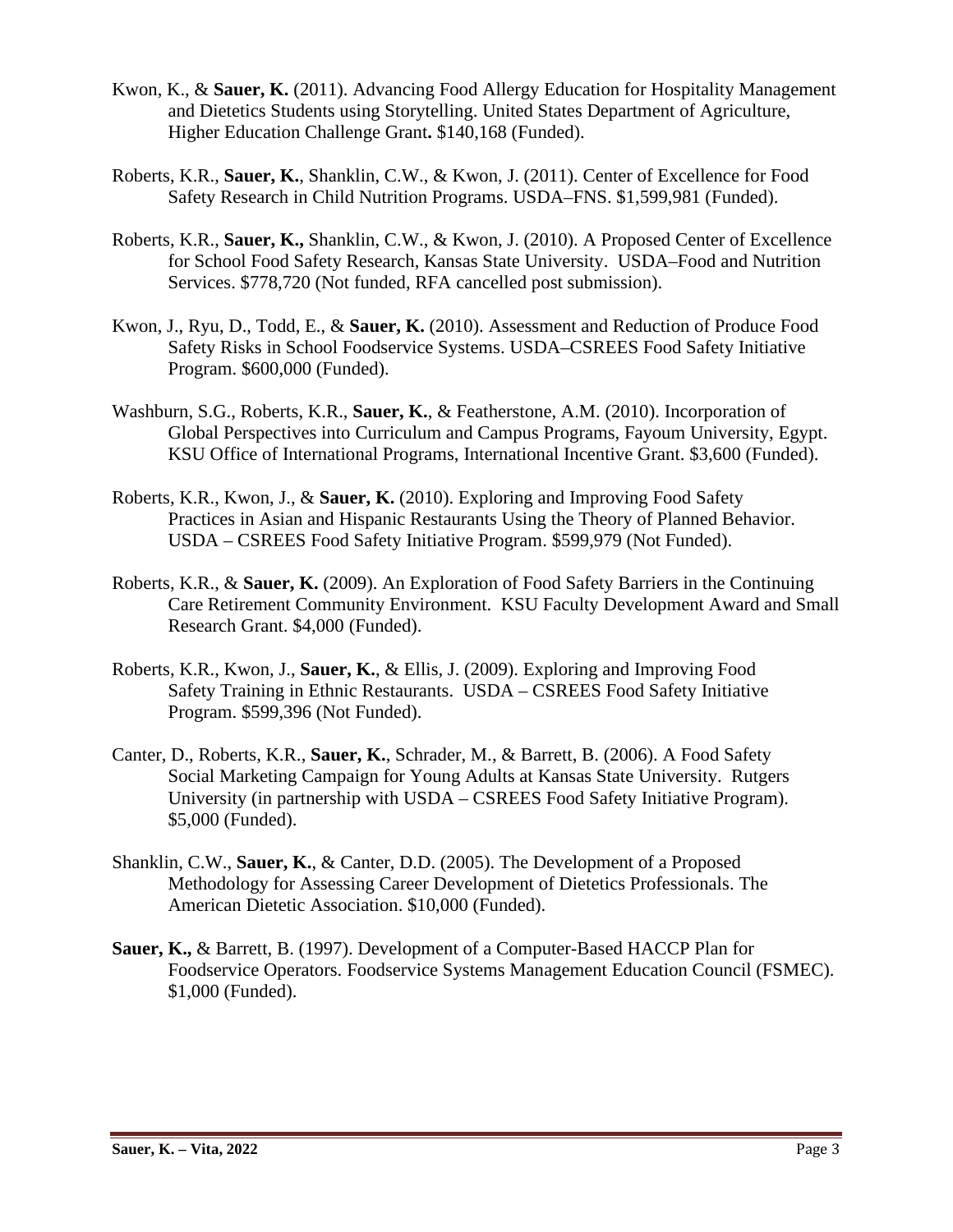Kwon, K., & **Sauer, K.** (2011). Advancing Food Allergy Education for Hospitality Management and Dietetics Students using Storytelling. United States Department of Agriculture, Higher Education Challenge Grant**.** $140,168 (Funded).

Roberts, K.R., **Sauer, K.**, Shanklin, C.W., & Kwon, J. (2011). Center of Excellence for Food Safety Research in Child Nutrition Programs. USDA–FNS. $1,599,981 (Funded).

Roberts, K.R., **Sauer, K.,** Shanklin, C.W., & Kwon, J. (2010). A Proposed Center of Excellence for School Food Safety Research, Kansas State University. USDA–Food and Nutrition Services. $778,720 (Not funded, RFA cancelled post submission).

Kwon, J., Ryu, D., Todd, E., & **Sauer, K.** (2010). Assessment and Reduction of Produce Food Safety Risks in School Foodservice Systems. USDA–CSREES Food Safety Initiative Program. $600,000 (Funded).

Washburn, S.G., Roberts, K.R., **Sauer, K.**, & Featherstone, A.M. (2010). Incorporation of Global Perspectives into Curriculum and Campus Programs, Fayoum University, Egypt. KSU Office of International Programs, International Incentive Grant. $3,600 (Funded).

Roberts, K.R., Kwon, J., & **Sauer, K.** (2010). Exploring and Improving Food Safety Practices in Asian and Hispanic Restaurants Using the Theory of Planned Behavior. USDA – CSREES Food Safety Initiative Program. $599,979 (Not Funded).

Roberts, K.R., & **Sauer, K.** (2009). An Exploration of Food Safety Barriers in the Continuing Care Retirement Community Environment. KSU Faculty Development Award and Small Research Grant. $4,000 (Funded).

Roberts, K.R., Kwon, J., **Sauer, K.**, & Ellis, J. (2009). Exploring and Improving Food Safety Training in Ethnic Restaurants. USDA – CSREES Food Safety Initiative Program. $599,396 (Not Funded).

Canter, D., Roberts, K.R., **Sauer, K.**, Schrader, M., & Barrett, B. (2006). A Food Safety Social Marketing Campaign for Young Adults at Kansas State University. Rutgers University (in partnership with USDA – CSREES Food Safety Initiative Program). $5,000 (Funded).

Shanklin, C.W., **Sauer, K.**, & Canter, D.D. (2005). The Development of a Proposed Methodology for Assessing Career Development of Dietetics Professionals. The American Dietetic Association. $10,000 (Funded).

**Sauer, K.,** & Barrett, B. (1997). Development of a Computer-Based HACCP Plan for Foodservice Operators. Foodservice Systems Management Education Council (FSMEC). $1,000 (Funded).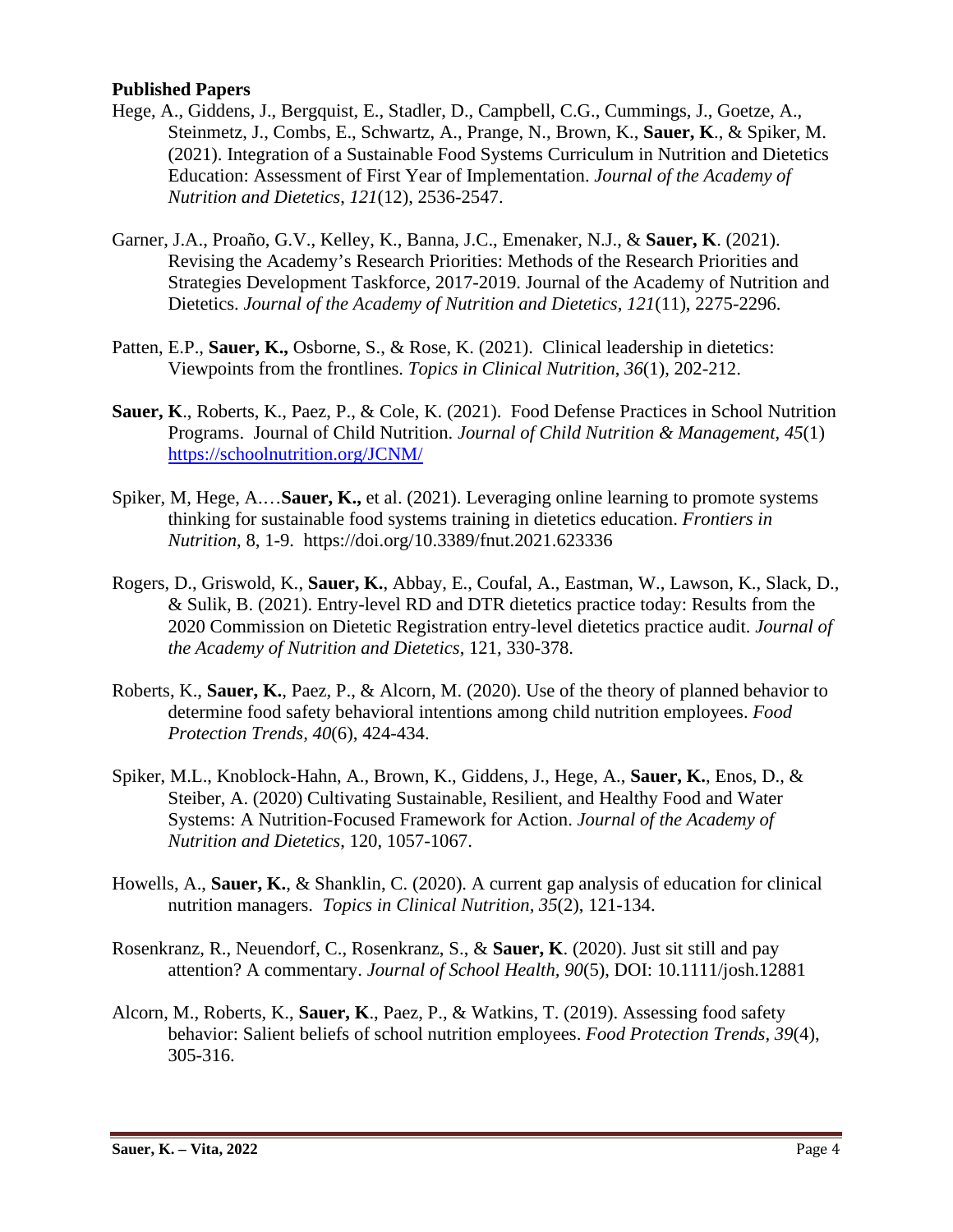**Published Papers**

Hege, A., Giddens, J., Bergquist, E., Stadler, D., Campbell, C.G., Cummings, J., Goetze, A., Steinmetz, J., Combs, E., Schwartz, A., Prange, N., Brown, K., **Sauer, K**., & Spiker, M. (2021). Integration of a Sustainable Food Systems Curriculum in Nutrition and Dietetics Education: Assessment of First Year of Implementation. *Journal of the Academy of Nutrition and Dietetics*, *121*(12), 2536-2547.

Garner, J.A., Proaño, G.V., Kelley, K., Banna, J.C., Emenaker, N.J., & **Sauer, K**. (2021). Revising the Academy's Research Priorities: Methods of the Research Priorities and Strategies Development Taskforce, 2017-2019. Journal of the Academy of Nutrition and Dietetics. *Journal of the Academy of Nutrition and Dietetics*, *121*(11), 2275-2296.

Patten, E.P., **Sauer, K.,** Osborne, S., & Rose, K. (2021). Clinical leadership in dietetics: Viewpoints from the frontlines. *Topics in Clinical Nutrition*, *36*(1), 202-212.

**Sauer, K**., Roberts, K., Paez, P., & Cole, K. (2021). Food Defense Practices in School Nutrition Programs. Journal of Child Nutrition. *Journal of Child Nutrition & Management*, *45*(1) https://schoolnutrition.org/JCNM/

Spiker, M, Hege, A.…**Sauer, K.,** et al. (2021). Leveraging online learning to promote systems thinking for sustainable food systems training in dietetics education. *Frontiers in Nutrition*, 8, 1-9. https://doi.org/10.3389/fnut.2021.623336

Rogers, D., Griswold, K., **Sauer, K.**, Abbay, E., Coufal, A., Eastman, W., Lawson, K., Slack, D., & Sulik, B. (2021). Entry-level RD and DTR dietetics practice today: Results from the 2020 Commission on Dietetic Registration entry-level dietetics practice audit. *Journal of the Academy of Nutrition and Dietetics*, 121, 330-378.

Roberts, K., **Sauer, K.**, Paez, P., & Alcorn, M. (2020). Use of the theory of planned behavior to determine food safety behavioral intentions among child nutrition employees. *Food Protection Trends, 40*(6), 424-434.

Spiker, M.L., Knoblock-Hahn, A., Brown, K., Giddens, J., Hege, A., **Sauer, K.**, Enos, D., & Steiber, A. (2020) Cultivating Sustainable, Resilient, and Healthy Food and Water Systems: A Nutrition-Focused Framework for Action. *Journal of the Academy of Nutrition and Dietetics*, 120, 1057-1067.

Howells, A., **Sauer, K.**, & Shanklin, C. (2020). A current gap analysis of education for clinical nutrition managers. *Topics in Clinical Nutrition, 35*(2), 121-134.

Rosenkranz, R., Neuendorf, C., Rosenkranz, S., & **Sauer, K**. (2020). Just sit still and pay attention? A commentary. *Journal of School Health, 90*(5), DOI: 10.1111/josh.12881

Alcorn, M., Roberts, K., **Sauer, K**., Paez, P., & Watkins, T. (2019). Assessing food safety behavior: Salient beliefs of school nutrition employees. *Food Protection Trends*, *39*(4), 305-316.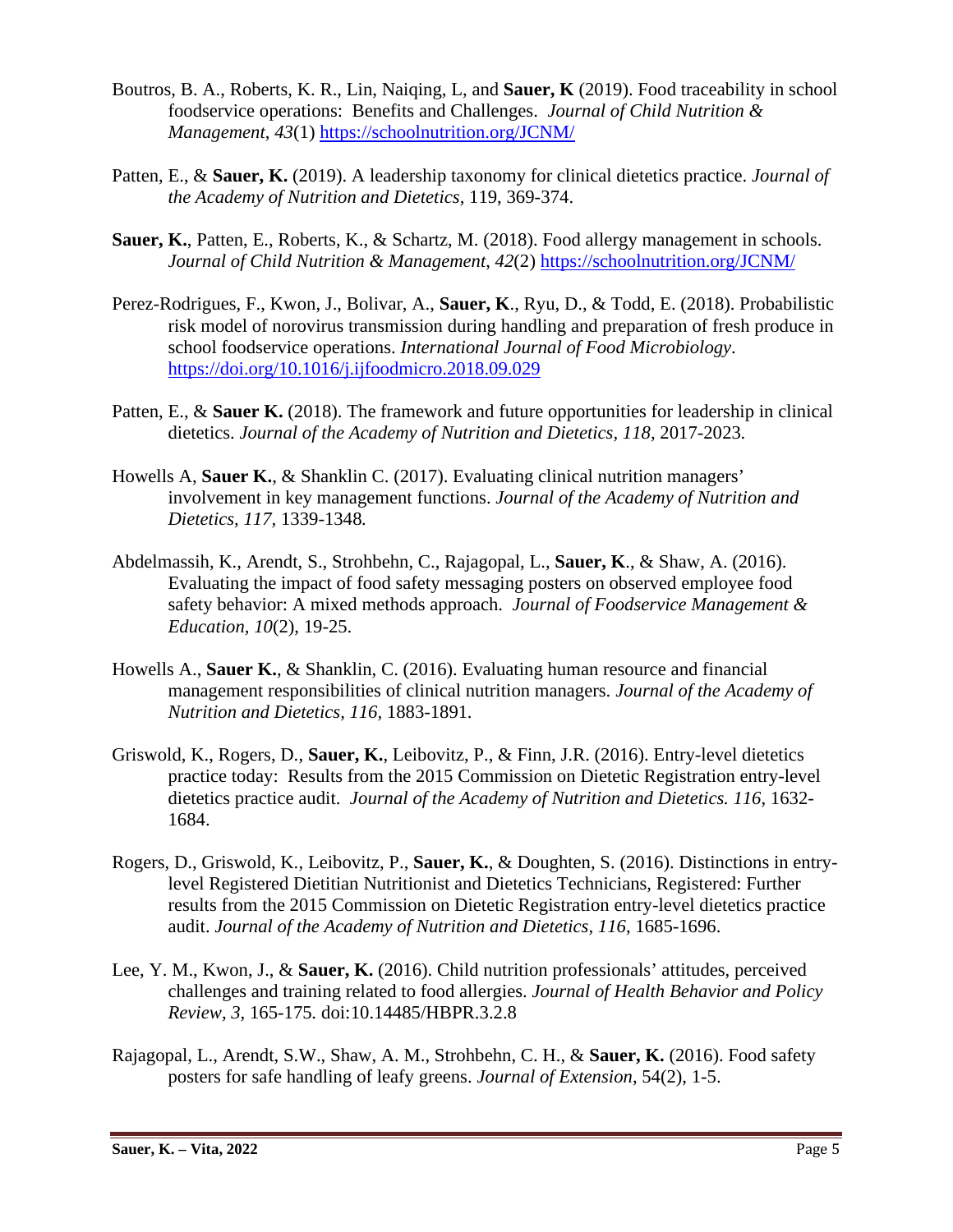Boutros, B. A., Roberts, K. R., Lin, Naiqing, L, and **Sauer, K** (2019). Food traceability in school foodservice operations: Benefits and Challenges. *Journal of Child Nutrition & Management, 43*(1) https://schoolnutrition.org/JCNM/

Patten, E., & **Sauer, K.** (2019). A leadership taxonomy for clinical dietetics practice. *Journal of the Academy of Nutrition and Dietetics*, 119, 369-374.

**Sauer, K.**, Patten, E., Roberts, K., & Schartz, M. (2018). Food allergy management in schools. *Journal of Child Nutrition & Management*, *42*(2) https://schoolnutrition.org/JCNM/

Perez-Rodrigues, F., Kwon, J., Bolivar, A., **Sauer, K**., Ryu, D., & Todd, E. (2018). Probabilistic risk model of norovirus transmission during handling and preparation of fresh produce in school foodservice operations. *International Journal of Food Microbiology*. https://doi.org/10.1016/j.ijfoodmicro.2018.09.029

Patten, E., & **Sauer K.** (2018). The framework and future opportunities for leadership in clinical dietetics. *Journal of the Academy of Nutrition and Dietetics, 118,* 2017-2023.

Howells A, **Sauer K.**, & Shanklin C. (2017). Evaluating clinical nutrition managers' involvement in key management functions. *Journal of the Academy of Nutrition and Dietetics, 117,* 1339-1348*.*

Abdelmassih, K., Arendt, S., Strohbehn, C., Rajagopal, L., **Sauer, K**., & Shaw, A. (2016). Evaluating the impact of food safety messaging posters on observed employee food safety behavior: A mixed methods approach. *Journal of Foodservice Management & Education, 10*(2), 19-25.

Howells A., **Sauer K.**, & Shanklin, C. (2016). Evaluating human resource and financial management responsibilities of clinical nutrition managers. *Journal of the Academy of Nutrition and Dietetics, 116,* 1883-1891*.*

Griswold, K., Rogers, D., **Sauer, K.**, Leibovitz, P., & Finn, J.R. (2016). Entry-level dietetics practice today: Results from the 2015 Commission on Dietetic Registration entry-level dietetics practice audit. *Journal of the Academy of Nutrition and Dietetics. 116*, 1632-1684.

Rogers, D., Griswold, K., Leibovitz, P., **Sauer, K.**, & Doughten, S. (2016). Distinctions in entry-level Registered Dietitian Nutritionist and Dietetics Technicians, Registered: Further results from the 2015 Commission on Dietetic Registration entry-level dietetics practice audit. *Journal of the Academy of Nutrition and Dietetics, 116*, 1685-1696.

Lee, Y. M., Kwon, J., & **Sauer, K.** (2016). Child nutrition professionals' attitudes, perceived challenges and training related to food allergies. *Journal of Health Behavior and Policy Review, 3,* 165-175*.* doi:10.14485/HBPR.3.2.8

Rajagopal, L., Arendt, S.W., Shaw, A. M., Strohbehn, C. H., & **Sauer, K.** (2016). Food safety posters for safe handling of leafy greens. *Journal of Extension*, 54(2), 1-5.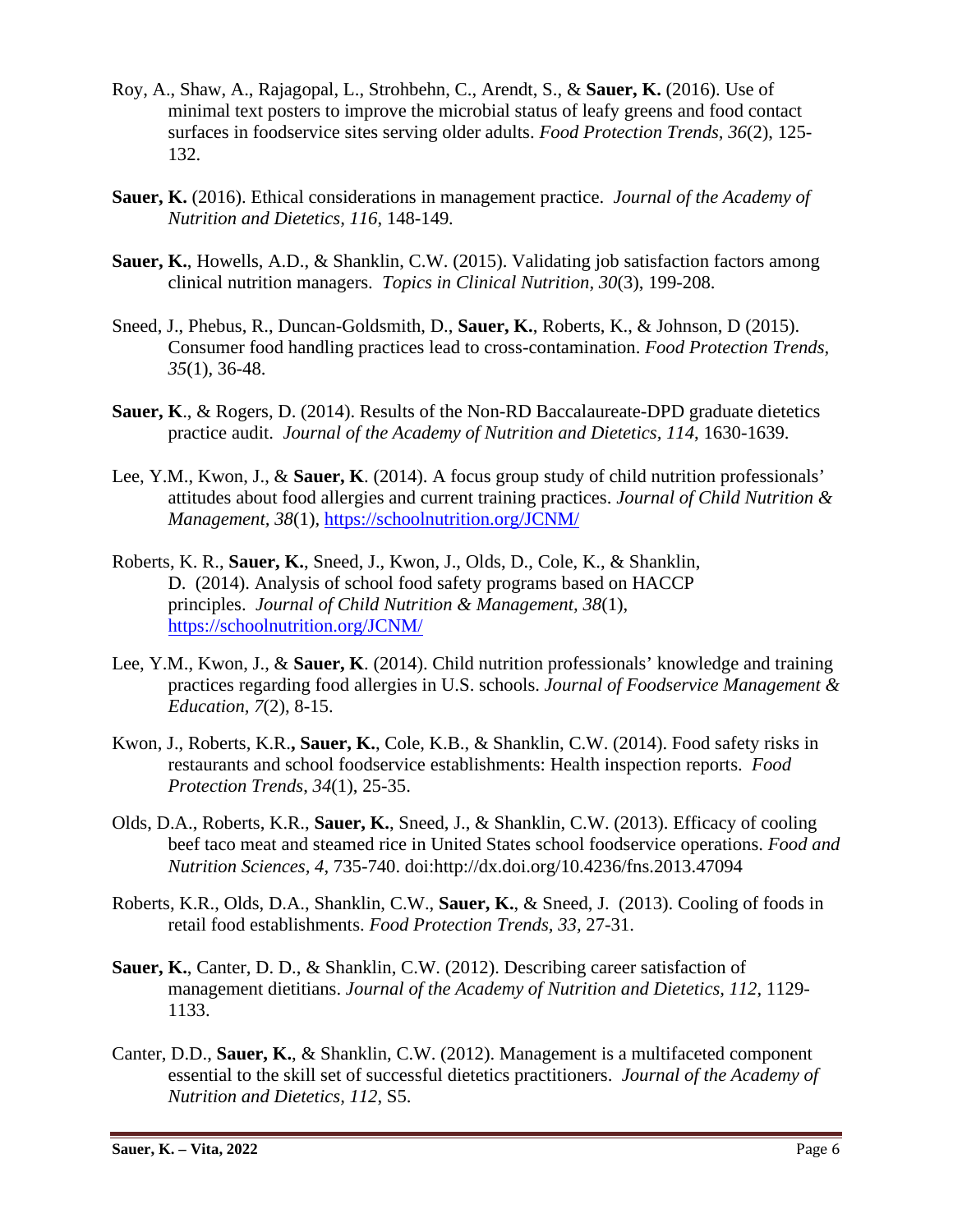Roy, A., Shaw, A., Rajagopal, L., Strohbehn, C., Arendt, S., & **Sauer, K.** (2016). Use of minimal text posters to improve the microbial status of leafy greens and food contact surfaces in foodservice sites serving older adults. *Food Protection Trends, 36*(2), 125-132.

**Sauer, K.** (2016). Ethical considerations in management practice. *Journal of the Academy of Nutrition and Dietetics*, *116*, 148-149.

**Sauer, K.**, Howells, A.D., & Shanklin, C.W. (2015). Validating job satisfaction factors among clinical nutrition managers. *Topics in Clinical Nutrition, 30*(3), 199-208.

Sneed, J., Phebus, R., Duncan-Goldsmith, D., **Sauer, K.**, Roberts, K., & Johnson, D (2015). Consumer food handling practices lead to cross-contamination. *Food Protection Trends, 35*(1), 36-48.

**Sauer, K**., & Rogers, D. (2014). Results of the Non-RD Baccalaureate-DPD graduate dietetics practice audit. *Journal of the Academy of Nutrition and Dietetics, 114*, 1630-1639.

Lee, Y.M., Kwon, J., & **Sauer, K**. (2014). A focus group study of child nutrition professionals' attitudes about food allergies and current training practices. *Journal of Child Nutrition & Management*, *38*(1), https://schoolnutrition.org/JCNM/

Roberts, K. R., **Sauer, K.**, Sneed, J., Kwon, J., Olds, D., Cole, K., & Shanklin, D. (2014). Analysis of school food safety programs based on HACCP principles. *Journal of Child Nutrition & Management, 38*(1), https://schoolnutrition.org/JCNM/

Lee, Y.M., Kwon, J., & **Sauer, K**. (2014). Child nutrition professionals' knowledge and training practices regarding food allergies in U.S. schools. *Journal of Foodservice Management & Education, 7*(2), 8-15.

Kwon, J., Roberts, K.R**., Sauer, K.**, Cole, K.B., & Shanklin, C.W. (2014). Food safety risks in restaurants and school foodservice establishments: Health inspection reports. *Food Protection Trends*, *34*(1), 25-35.

Olds, D.A., Roberts, K.R., **Sauer, K.**, Sneed, J., & Shanklin, C.W. (2013). Efficacy of cooling beef taco meat and steamed rice in United States school foodservice operations. *Food and Nutrition Sciences, 4*, 735-740. doi:http://dx.doi.org/10.4236/fns.2013.47094

Roberts, K.R., Olds, D.A., Shanklin, C.W., **Sauer, K.**, & Sneed, J. (2013). Cooling of foods in retail food establishments. *Food Protection Trends*, *33,* 27-31.

**Sauer, K.**, Canter, D. D., & Shanklin, C.W. (2012). Describing career satisfaction of management dietitians. *Journal of the Academy of Nutrition and Dietetics, 112*, 1129-1133.

Canter, D.D., **Sauer, K.**, & Shanklin, C.W. (2012). Management is a multifaceted component essential to the skill set of successful dietetics practitioners. *Journal of the Academy of Nutrition and Dietetics, 112,* S5.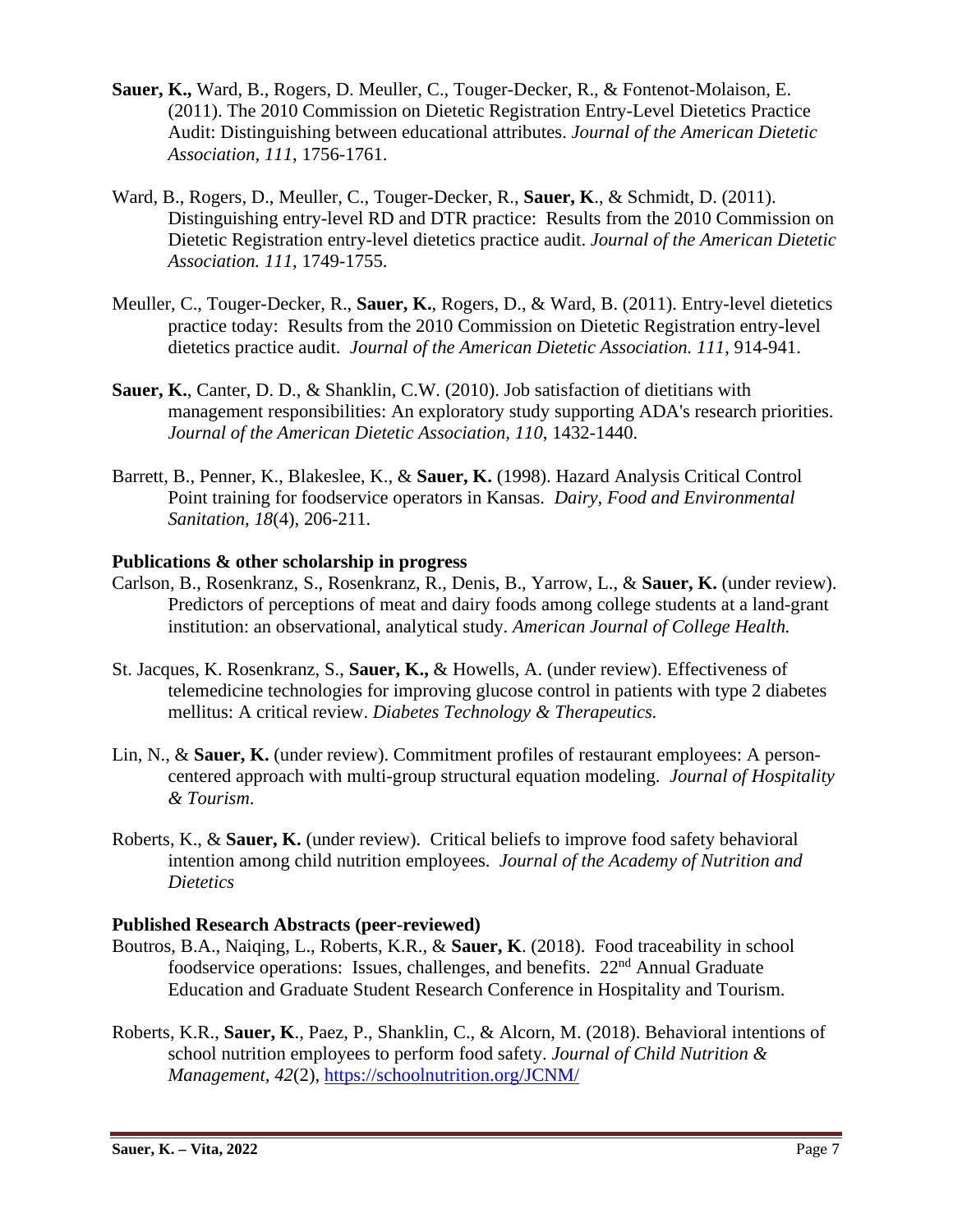**Sauer, K.,** Ward, B., Rogers, D. Meuller, C., Touger-Decker, R., & Fontenot-Molaison, E. (2011). The 2010 Commission on Dietetic Registration Entry-Level Dietetics Practice Audit: Distinguishing between educational attributes. *Journal of the American Dietetic Association, 111*, 1756-1761.

Ward, B., Rogers, D., Meuller, C., Touger-Decker, R., **Sauer, K**., & Schmidt, D. (2011). Distinguishing entry-level RD and DTR practice: Results from the 2010 Commission on Dietetic Registration entry-level dietetics practice audit. *Journal of the American Dietetic Association. 111*, 1749-1755.

Meuller, C., Touger-Decker, R., **Sauer, K.**, Rogers, D., & Ward, B. (2011). Entry-level dietetics practice today: Results from the 2010 Commission on Dietetic Registration entry-level dietetics practice audit. *Journal of the American Dietetic Association. 111*, 914-941.

**Sauer, K.**, Canter, D. D., & Shanklin, C.W. (2010). Job satisfaction of dietitians with management responsibilities: An exploratory study supporting ADA's research priorities. *Journal of the American Dietetic Association, 110*, 1432-1440.

Barrett, B., Penner, K., Blakeslee, K., & **Sauer, K.** (1998). Hazard Analysis Critical Control Point training for foodservice operators in Kansas. *Dairy, Food and Environmental Sanitation, 18*(4), 206-211.

### Publications & other scholarship in progress

Carlson, B., Rosenkranz, S., Rosenkranz, R., Denis, B., Yarrow, L., & **Sauer, K.** (under review). Predictors of perceptions of meat and dairy foods among college students at a land-grant institution: an observational, analytical study. *American Journal of College Health.*

St. Jacques, K. Rosenkranz, S., **Sauer, K.,** & Howells, A. (under review). Effectiveness of telemedicine technologies for improving glucose control in patients with type 2 diabetes mellitus: A critical review. *Diabetes Technology & Therapeutics.*

Lin, N., & **Sauer, K.** (under review). Commitment profiles of restaurant employees: A person-centered approach with multi-group structural equation modeling. *Journal of Hospitality & Tourism*.

Roberts, K., & **Sauer, K.** (under review). Critical beliefs to improve food safety behavioral intention among child nutrition employees. *Journal of the Academy of Nutrition and Dietetics*

### Published Research Abstracts (peer-reviewed)

Boutros, B.A., Naiqing, L., Roberts, K.R., & **Sauer, K**. (2018). Food traceability in school foodservice operations: Issues, challenges, and benefits. 22nd Annual Graduate Education and Graduate Student Research Conference in Hospitality and Tourism.

Roberts, K.R., **Sauer, K**., Paez, P., Shanklin, C., & Alcorn, M. (2018). Behavioral intentions of school nutrition employees to perform food safety. *Journal of Child Nutrition & Management, 42*(2), https://schoolnutrition.org/JCNM/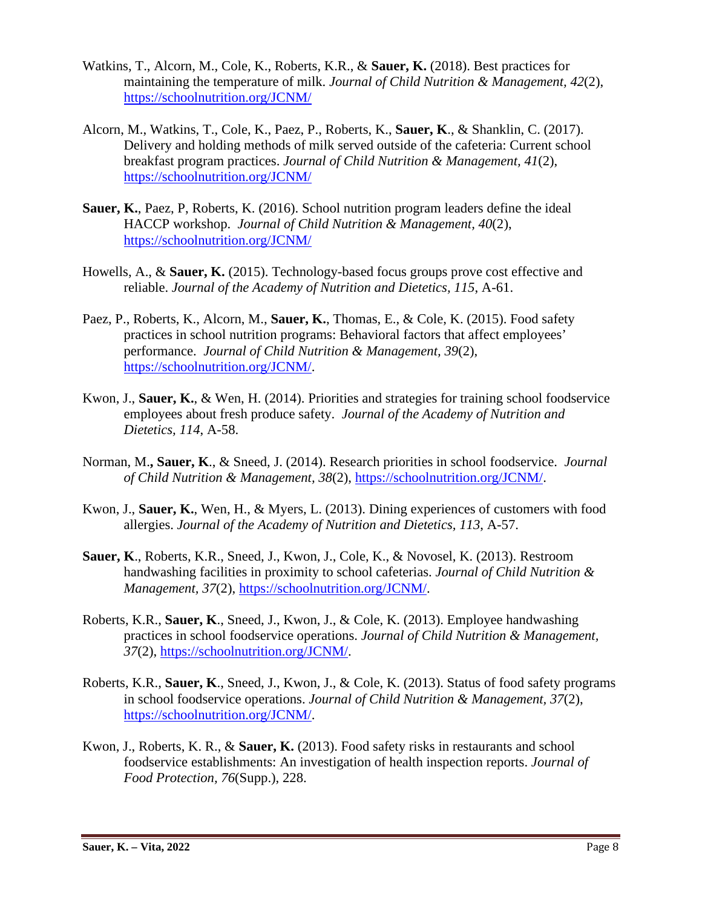Watkins, T., Alcorn, M., Cole, K., Roberts, K.R., & **Sauer, K.** (2018). Best practices for maintaining the temperature of milk. *Journal of Child Nutrition & Management, 42*(2), https://schoolnutrition.org/JCNM/

Alcorn, M., Watkins, T., Cole, K., Paez, P., Roberts, K., **Sauer, K**., & Shanklin, C. (2017). Delivery and holding methods of milk served outside of the cafeteria: Current school breakfast program practices. *Journal of Child Nutrition & Management, 41*(2), https://schoolnutrition.org/JCNM/

**Sauer, K.**, Paez, P, Roberts, K. (2016). School nutrition program leaders define the ideal HACCP workshop. *Journal of Child Nutrition & Management*, *40*(2), https://schoolnutrition.org/JCNM/

Howells, A., & **Sauer, K.** (2015). Technology-based focus groups prove cost effective and reliable. *Journal of the Academy of Nutrition and Dietetics, 115*, A-61.

Paez, P., Roberts, K., Alcorn, M., **Sauer, K.**, Thomas, E., & Cole, K. (2015). Food safety practices in school nutrition programs: Behavioral factors that affect employees' performance. *Journal of Child Nutrition & Management*, *39*(2), https://schoolnutrition.org/JCNM/.

Kwon, J., **Sauer, K.**, & Wen, H. (2014). Priorities and strategies for training school foodservice employees about fresh produce safety. *Journal of the Academy of Nutrition and Dietetics, 114*, A-58.

Norman, M.**, Sauer, K**., & Sneed, J. (2014). Research priorities in school foodservice. *Journal of Child Nutrition & Management*, *38*(2), https://schoolnutrition.org/JCNM/.

Kwon, J., **Sauer, K.**, Wen, H., & Myers, L. (2013). Dining experiences of customers with food allergies. *Journal of the Academy of Nutrition and Dietetics, 113*, A-57.

**Sauer, K**., Roberts, K.R., Sneed, J., Kwon, J., Cole, K., & Novosel, K. (2013). Restroom handwashing facilities in proximity to school cafeterias. *Journal of Child Nutrition & Management*, *37*(2), https://schoolnutrition.org/JCNM/.

Roberts, K.R., **Sauer, K**., Sneed, J., Kwon, J., & Cole, K. (2013). Employee handwashing practices in school foodservice operations. *Journal of Child Nutrition & Management*, *37*(2), https://schoolnutrition.org/JCNM/.

Roberts, K.R., **Sauer, K**., Sneed, J., Kwon, J., & Cole, K. (2013). Status of food safety programs in school foodservice operations. *Journal of Child Nutrition & Management, 37*(2), https://schoolnutrition.org/JCNM/.

Kwon, J., Roberts, K. R., & **Sauer, K.** (2013). Food safety risks in restaurants and school foodservice establishments: An investigation of health inspection reports. *Journal of Food Protection, 76*(Supp.), 228.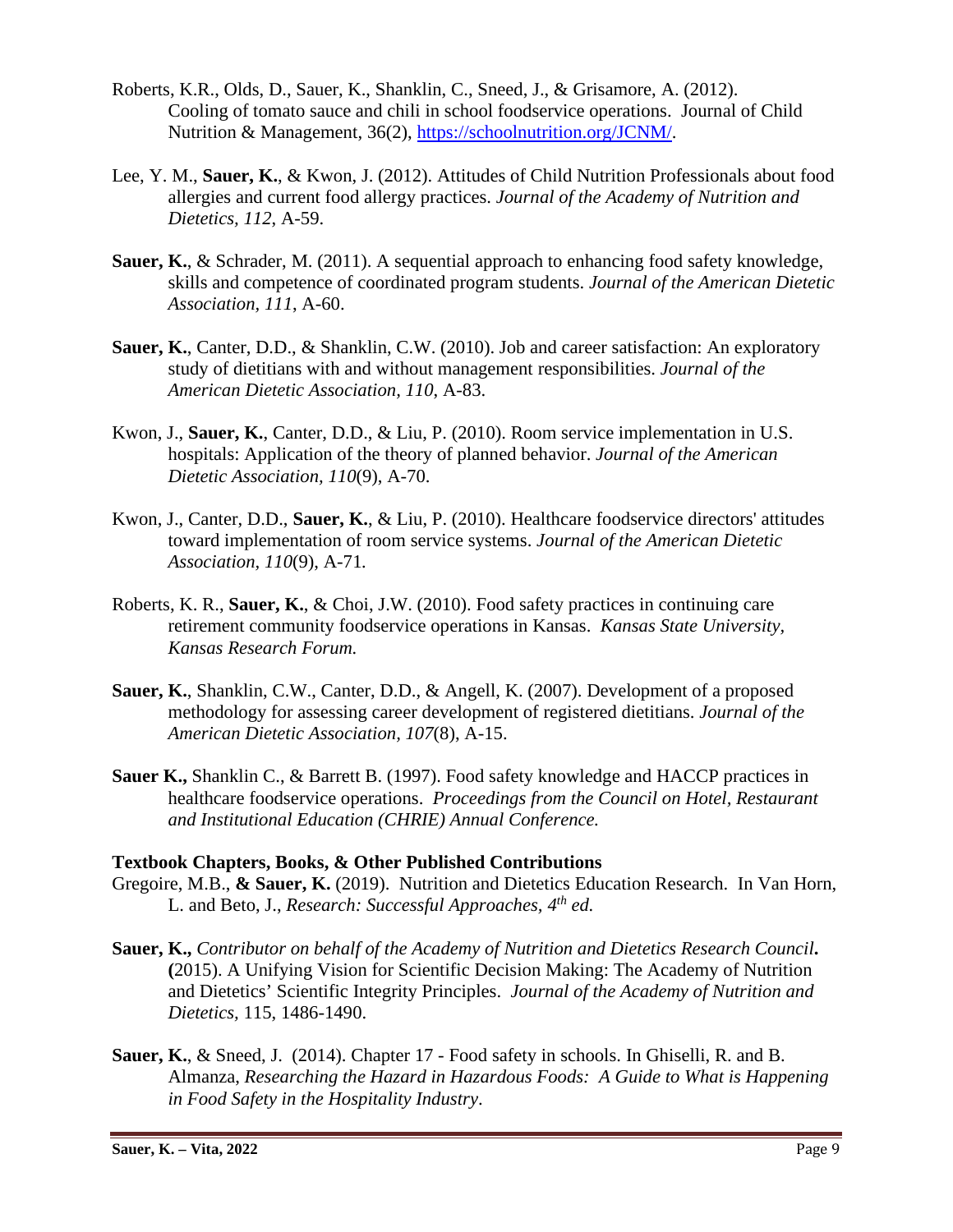Roberts, K.R., Olds, D., Sauer, K., Shanklin, C., Sneed, J., & Grisamore, A. (2012). Cooling of tomato sauce and chili in school foodservice operations. Journal of Child Nutrition & Management, 36(2), https://schoolnutrition.org/JCNM/.

Lee, Y. M., **Sauer, K.**, & Kwon, J. (2012). Attitudes of Child Nutrition Professionals about food allergies and current food allergy practices. *Journal of the Academy of Nutrition and Dietetics*, *112*, A-59.

**Sauer, K.**, & Schrader, M. (2011). A sequential approach to enhancing food safety knowledge, skills and competence of coordinated program students. *Journal of the American Dietetic Association*, *111*, A-60.

**Sauer, K.**, Canter, D.D., & Shanklin, C.W. (2010). Job and career satisfaction: An exploratory study of dietitians with and without management responsibilities. *Journal of the American Dietetic Association, 110*, A-83.

Kwon, J., **Sauer, K.**, Canter, D.D., & Liu, P. (2010). Room service implementation in U.S. hospitals: Application of the theory of planned behavior. *Journal of the American Dietetic Association, 110*(9), A-70.

Kwon, J., Canter, D.D., **Sauer, K.**, & Liu, P. (2010). Healthcare foodservice directors' attitudes toward implementation of room service systems. *Journal of the American Dietetic Association, 110*(9), A-71.

Roberts, K. R., **Sauer, K.**, & Choi, J.W. (2010). Food safety practices in continuing care retirement community foodservice operations in Kansas. *Kansas State University, Kansas Research Forum.*

**Sauer, K.**, Shanklin, C.W., Canter, D.D., & Angell, K. (2007). Development of a proposed methodology for assessing career development of registered dietitians. *Journal of the American Dietetic Association, 107*(8), A-15.

**Sauer K.,** Shanklin C., & Barrett B. (1997). Food safety knowledge and HACCP practices in healthcare foodservice operations. *Proceedings from the Council on Hotel, Restaurant and Institutional Education (CHRIE) Annual Conference.*

**Textbook Chapters, Books, & Other Published Contributions**

Gregoire, M.B., **& Sauer, K.** (2019). Nutrition and Dietetics Education Research. In Van Horn, L. and Beto, J., *Research: Successful Approaches, 4th ed.*

**Sauer, K.,** *Contributor on behalf of the Academy of Nutrition and Dietetics Research Council***.** **(**2015). A Unifying Vision for Scientific Decision Making: The Academy of Nutrition and Dietetics' Scientific Integrity Principles. *Journal of the Academy of Nutrition and Dietetics,* 115, 1486-1490.

**Sauer, K.**, & Sneed, J. (2014). Chapter 17 - Food safety in schools. In Ghiselli, R. and B. Almanza, *Researching the Hazard in Hazardous Foods: A Guide to What is Happening in Food Safety in the Hospitality Industry*.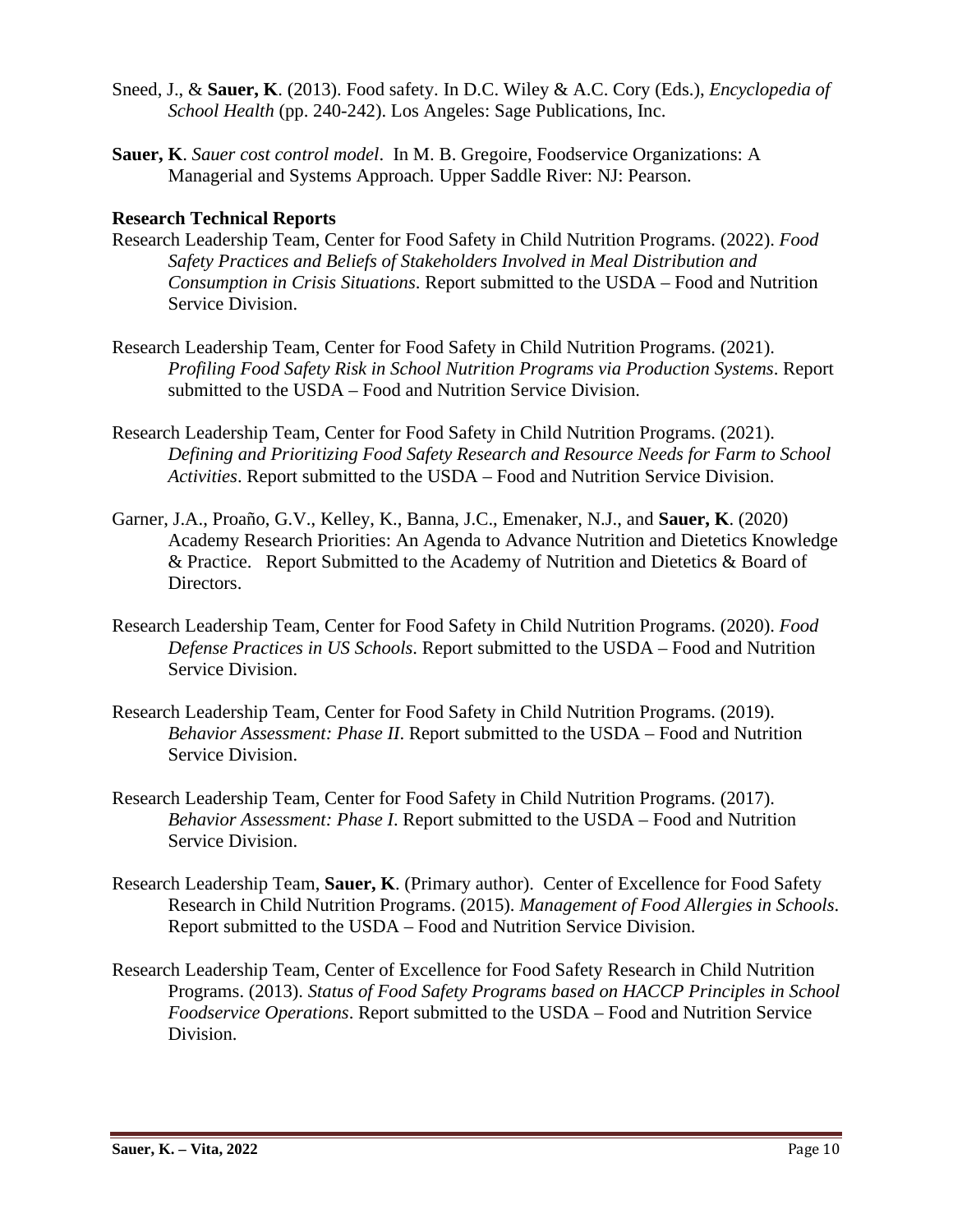Sneed, J., & **Sauer, K**. (2013). Food safety. In D.C. Wiley & A.C. Cory (Eds.), *Encyclopedia of School Health* (pp. 240-242). Los Angeles: Sage Publications, Inc.

**Sauer, K**. *Sauer cost control model*. In M. B. Gregoire, Foodservice Organizations: A Managerial and Systems Approach. Upper Saddle River: NJ: Pearson.

**Research Technical Reports**

Research Leadership Team, Center for Food Safety in Child Nutrition Programs. (2022). *Food Safety Practices and Beliefs of Stakeholders Involved in Meal Distribution and Consumption in Crisis Situations*. Report submitted to the USDA – Food and Nutrition Service Division.

Research Leadership Team, Center for Food Safety in Child Nutrition Programs. (2021). *Profiling Food Safety Risk in School Nutrition Programs via Production Systems*. Report submitted to the USDA – Food and Nutrition Service Division.

Research Leadership Team, Center for Food Safety in Child Nutrition Programs. (2021). *Defining and Prioritizing Food Safety Research and Resource Needs for Farm to School Activities*. Report submitted to the USDA – Food and Nutrition Service Division.

Garner, J.A., Proaño, G.V., Kelley, K., Banna, J.C., Emenaker, N.J., and **Sauer, K**. (2020) Academy Research Priorities: An Agenda to Advance Nutrition and Dietetics Knowledge & Practice. Report Submitted to the Academy of Nutrition and Dietetics & Board of Directors.

Research Leadership Team, Center for Food Safety in Child Nutrition Programs. (2020). *Food Defense Practices in US Schools*. Report submitted to the USDA – Food and Nutrition Service Division.

Research Leadership Team, Center for Food Safety in Child Nutrition Programs. (2019). *Behavior Assessment: Phase II*. Report submitted to the USDA – Food and Nutrition Service Division.

Research Leadership Team, Center for Food Safety in Child Nutrition Programs. (2017). *Behavior Assessment: Phase I*. Report submitted to the USDA – Food and Nutrition Service Division.

Research Leadership Team, **Sauer, K**. (Primary author). Center of Excellence for Food Safety Research in Child Nutrition Programs. (2015). *Management of Food Allergies in Schools*. Report submitted to the USDA – Food and Nutrition Service Division.

Research Leadership Team, Center of Excellence for Food Safety Research in Child Nutrition Programs. (2013). *Status of Food Safety Programs based on HACCP Principles in School Foodservice Operations*. Report submitted to the USDA – Food and Nutrition Service Division.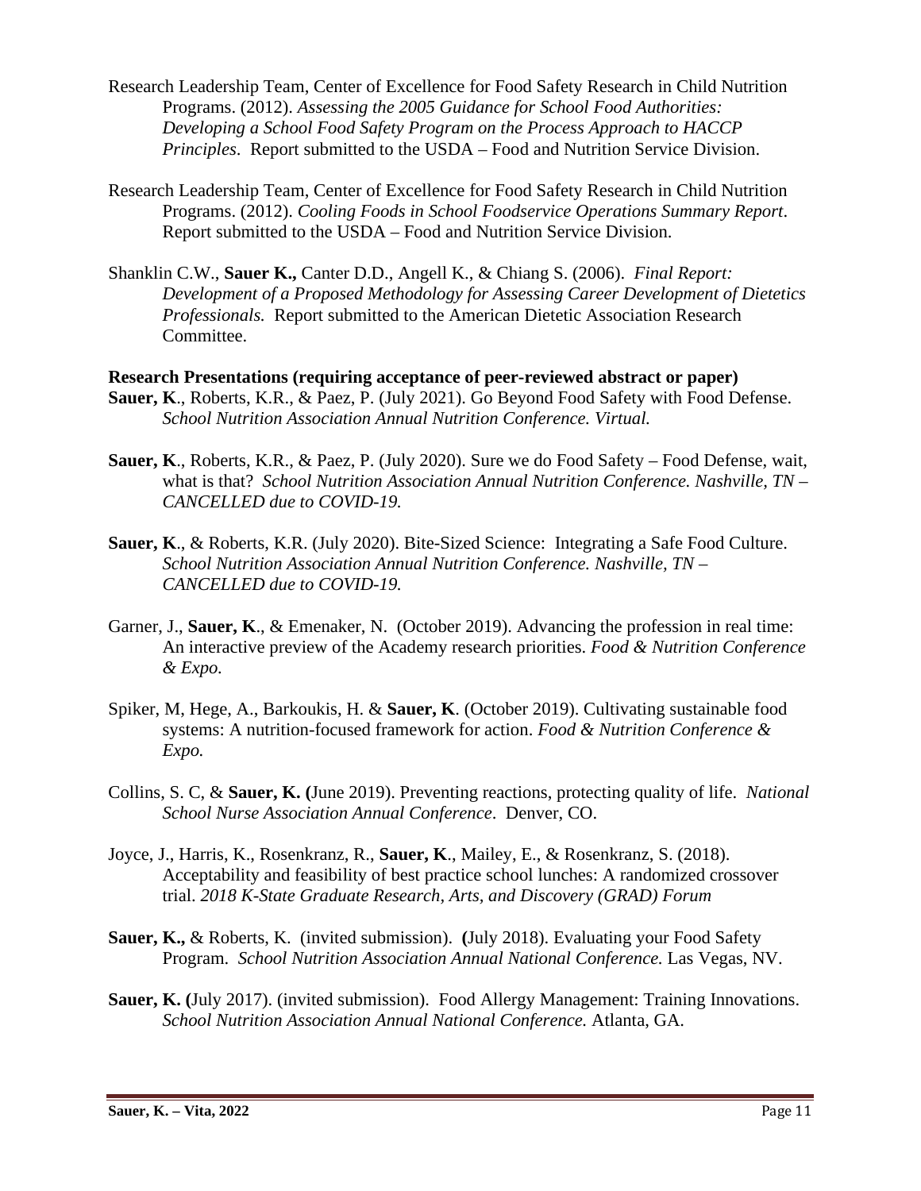Research Leadership Team, Center of Excellence for Food Safety Research in Child Nutrition Programs. (2012). *Assessing the 2005 Guidance for School Food Authorities: Developing a School Food Safety Program on the Process Approach to HACCP Principles*. Report submitted to the USDA – Food and Nutrition Service Division.

Research Leadership Team, Center of Excellence for Food Safety Research in Child Nutrition Programs. (2012). *Cooling Foods in School Foodservice Operations Summary Report*. Report submitted to the USDA – Food and Nutrition Service Division.

Shanklin C.W., **Sauer K.,** Canter D.D., Angell K., & Chiang S. (2006). *Final Report: Development of a Proposed Methodology for Assessing Career Development of Dietetics Professionals.* Report submitted to the American Dietetic Association Research Committee.

**Research Presentations (requiring acceptance of peer-reviewed abstract or paper)**

**Sauer, K**., Roberts, K.R., & Paez, P. (July 2021). Go Beyond Food Safety with Food Defense. *School Nutrition Association Annual Nutrition Conference. Virtual.*

**Sauer, K**., Roberts, K.R., & Paez, P. (July 2020). Sure we do Food Safety – Food Defense, wait, what is that? *School Nutrition Association Annual Nutrition Conference. Nashville, TN – CANCELLED due to COVID-19.*

**Sauer, K**., & Roberts, K.R. (July 2020). Bite-Sized Science: Integrating a Safe Food Culture. *School Nutrition Association Annual Nutrition Conference. Nashville, TN – CANCELLED due to COVID-19.*

Garner, J., **Sauer, K**., & Emenaker, N. (October 2019). Advancing the profession in real time: An interactive preview of the Academy research priorities. *Food & Nutrition Conference & Expo*.

Spiker, M, Hege, A., Barkoukis, H. & **Sauer, K**. (October 2019). Cultivating sustainable food systems: A nutrition-focused framework for action. *Food & Nutrition Conference & Expo.*

Collins, S. C, & **Sauer, K. (**June 2019). Preventing reactions, protecting quality of life. *National School Nurse Association Annual Conference*. Denver, CO.

Joyce, J., Harris, K., Rosenkranz, R., **Sauer, K**., Mailey, E., & Rosenkranz, S. (2018). Acceptability and feasibility of best practice school lunches: A randomized crossover trial. *2018 K-State Graduate Research, Arts, and Discovery (GRAD) Forum*

**Sauer, K.,** & Roberts, K. (invited submission). **(**July 2018). Evaluating your Food Safety Program. *School Nutrition Association Annual National Conference.* Las Vegas, NV.

**Sauer, K. (**July 2017). (invited submission). Food Allergy Management: Training Innovations. *School Nutrition Association Annual National Conference.* Atlanta, GA.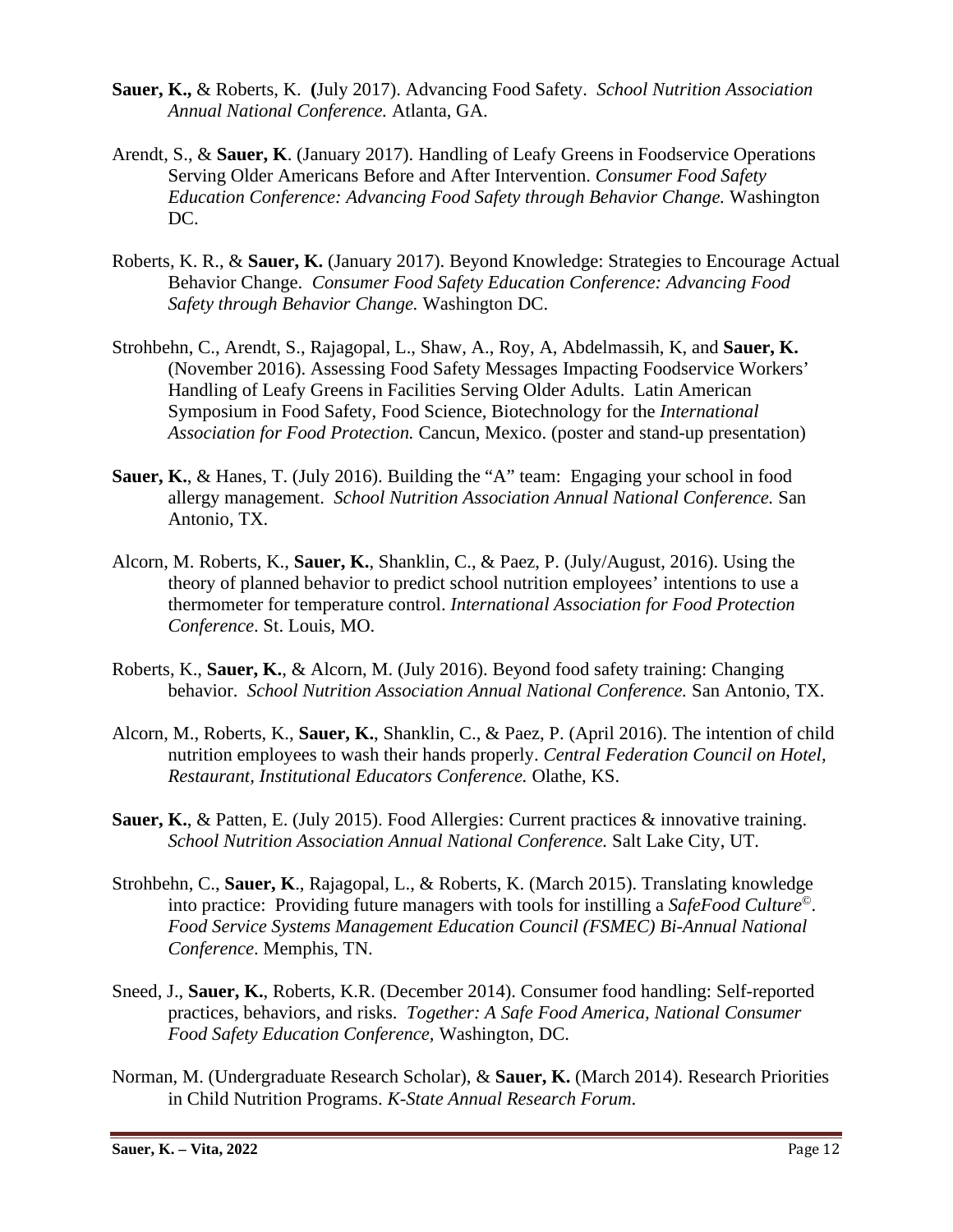**Sauer, K.,** & Roberts, K. (July 2017). Advancing Food Safety. *School Nutrition Association Annual National Conference.* Atlanta, GA.

Arendt, S., & **Sauer, K**. (January 2017). Handling of Leafy Greens in Foodservice Operations Serving Older Americans Before and After Intervention. *Consumer Food Safety Education Conference: Advancing Food Safety through Behavior Change.* Washington DC.

Roberts, K. R., & **Sauer, K.** (January 2017). Beyond Knowledge: Strategies to Encourage Actual Behavior Change. *Consumer Food Safety Education Conference: Advancing Food Safety through Behavior Change.* Washington DC.

Strohbehn, C., Arendt, S., Rajagopal, L., Shaw, A., Roy, A, Abdelmassih, K, and **Sauer, K.** (November 2016). Assessing Food Safety Messages Impacting Foodservice Workers' Handling of Leafy Greens in Facilities Serving Older Adults. Latin American Symposium in Food Safety, Food Science, Biotechnology for the *International Association for Food Protection.* Cancun, Mexico. (poster and stand-up presentation)

**Sauer, K.**, & Hanes, T. (July 2016). Building the "A" team: Engaging your school in food allergy management. *School Nutrition Association Annual National Conference.* San Antonio, TX.

Alcorn, M. Roberts, K., **Sauer, K.**, Shanklin, C., & Paez, P. (July/August, 2016). Using the theory of planned behavior to predict school nutrition employees' intentions to use a thermometer for temperature control. *International Association for Food Protection Conference*. St. Louis, MO.

Roberts, K., **Sauer, K.**, & Alcorn, M. (July 2016). Beyond food safety training: Changing behavior. *School Nutrition Association Annual National Conference.* San Antonio, TX.

Alcorn, M., Roberts, K., **Sauer, K.**, Shanklin, C., & Paez, P. (April 2016). The intention of child nutrition employees to wash their hands properly. *Central Federation Council on Hotel, Restaurant, Institutional Educators Conference.* Olathe, KS.

**Sauer, K.**, & Patten, E. (July 2015). Food Allergies: Current practices & innovative training. *School Nutrition Association Annual National Conference.* Salt Lake City, UT.

Strohbehn, C., **Sauer, K**., Rajagopal, L., & Roberts, K. (March 2015). Translating knowledge into practice: Providing future managers with tools for instilling a *SafeFood Culture©*. *Food Service Systems Management Education Council (FSMEC) Bi-Annual National Conference*. Memphis, TN.

Sneed, J., **Sauer, K.**, Roberts, K.R. (December 2014). Consumer food handling: Self-reported practices, behaviors, and risks. *Together: A Safe Food America, National Consumer Food Safety Education Conference,* Washington, DC.

Norman, M. (Undergraduate Research Scholar), & **Sauer, K.** (March 2014). Research Priorities in Child Nutrition Programs. *K-State Annual Research Forum.*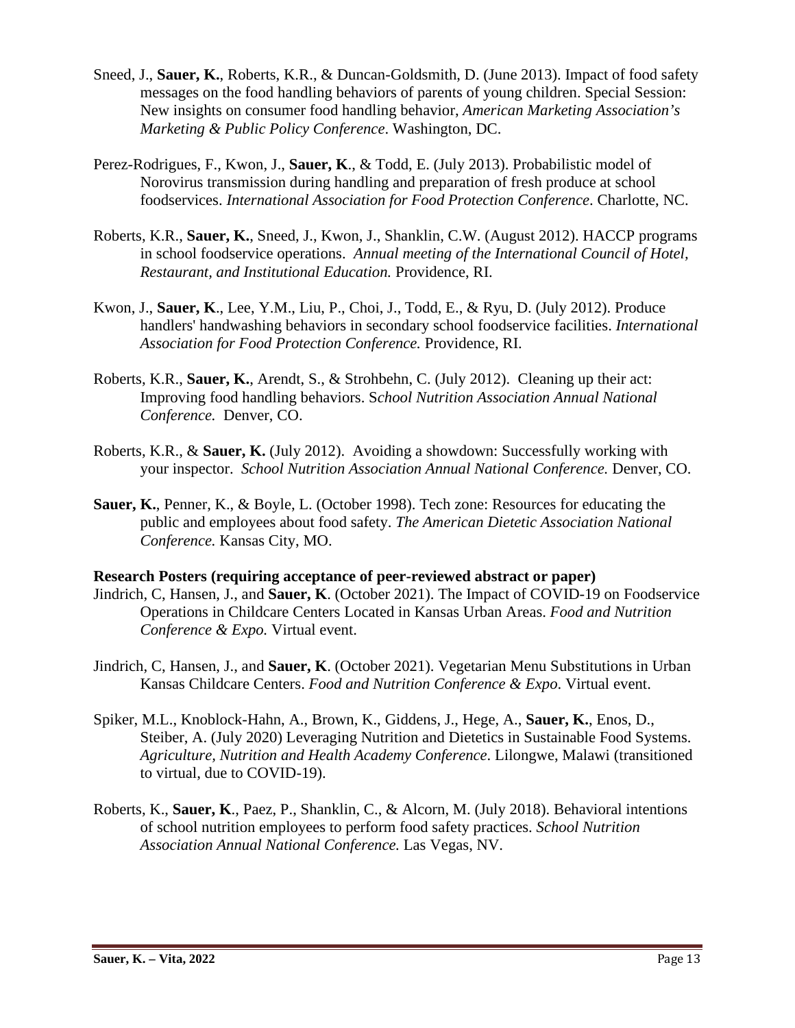Sneed, J., **Sauer, K.**, Roberts, K.R., & Duncan-Goldsmith, D. (June 2013). Impact of food safety messages on the food handling behaviors of parents of young children. Special Session: New insights on consumer food handling behavior, *American Marketing Association's Marketing & Public Policy Conference*. Washington, DC.

Perez-Rodrigues, F., Kwon, J., **Sauer, K**., & Todd, E. (July 2013). Probabilistic model of Norovirus transmission during handling and preparation of fresh produce at school foodservices. *International Association for Food Protection Conference*. Charlotte, NC.

Roberts, K.R., **Sauer, K.**, Sneed, J., Kwon, J., Shanklin, C.W. (August 2012). HACCP programs in school foodservice operations. *Annual meeting of the International Council of Hotel, Restaurant, and Institutional Education.* Providence, RI.

Kwon, J., **Sauer, K**., Lee, Y.M., Liu, P., Choi, J., Todd, E., & Ryu, D. (July 2012). Produce handlers' handwashing behaviors in secondary school foodservice facilities. *International Association for Food Protection Conference.* Providence, RI.

Roberts, K.R., **Sauer, K.**, Arendt, S., & Strohbehn, C. (July 2012). Cleaning up their act: Improving food handling behaviors. S*chool Nutrition Association Annual National Conference.* Denver, CO.

Roberts, K.R., & **Sauer, K.** (July 2012). Avoiding a showdown: Successfully working with your inspector. *School Nutrition Association Annual National Conference.* Denver, CO.

**Sauer, K.**, Penner, K., & Boyle, L. (October 1998). Tech zone: Resources for educating the public and employees about food safety. *The American Dietetic Association National Conference.* Kansas City, MO.

**Research Posters (requiring acceptance of peer-reviewed abstract or paper)**

Jindrich, C, Hansen, J., and **Sauer, K**. (October 2021). The Impact of COVID-19 on Foodservice Operations in Childcare Centers Located in Kansas Urban Areas. *Food and Nutrition Conference & Expo.* Virtual event.

Jindrich, C, Hansen, J., and **Sauer, K**. (October 2021). Vegetarian Menu Substitutions in Urban Kansas Childcare Centers. *Food and Nutrition Conference & Expo*. Virtual event.

Spiker, M.L., Knoblock-Hahn, A., Brown, K., Giddens, J., Hege, A., **Sauer, K.**, Enos, D., Steiber, A. (July 2020) Leveraging Nutrition and Dietetics in Sustainable Food Systems. *Agriculture, Nutrition and Health Academy Conference*. Lilongwe, Malawi (transitioned to virtual, due to COVID-19).

Roberts, K., **Sauer, K**., Paez, P., Shanklin, C., & Alcorn, M. (July 2018). Behavioral intentions of school nutrition employees to perform food safety practices. *School Nutrition Association Annual National Conference.* Las Vegas, NV.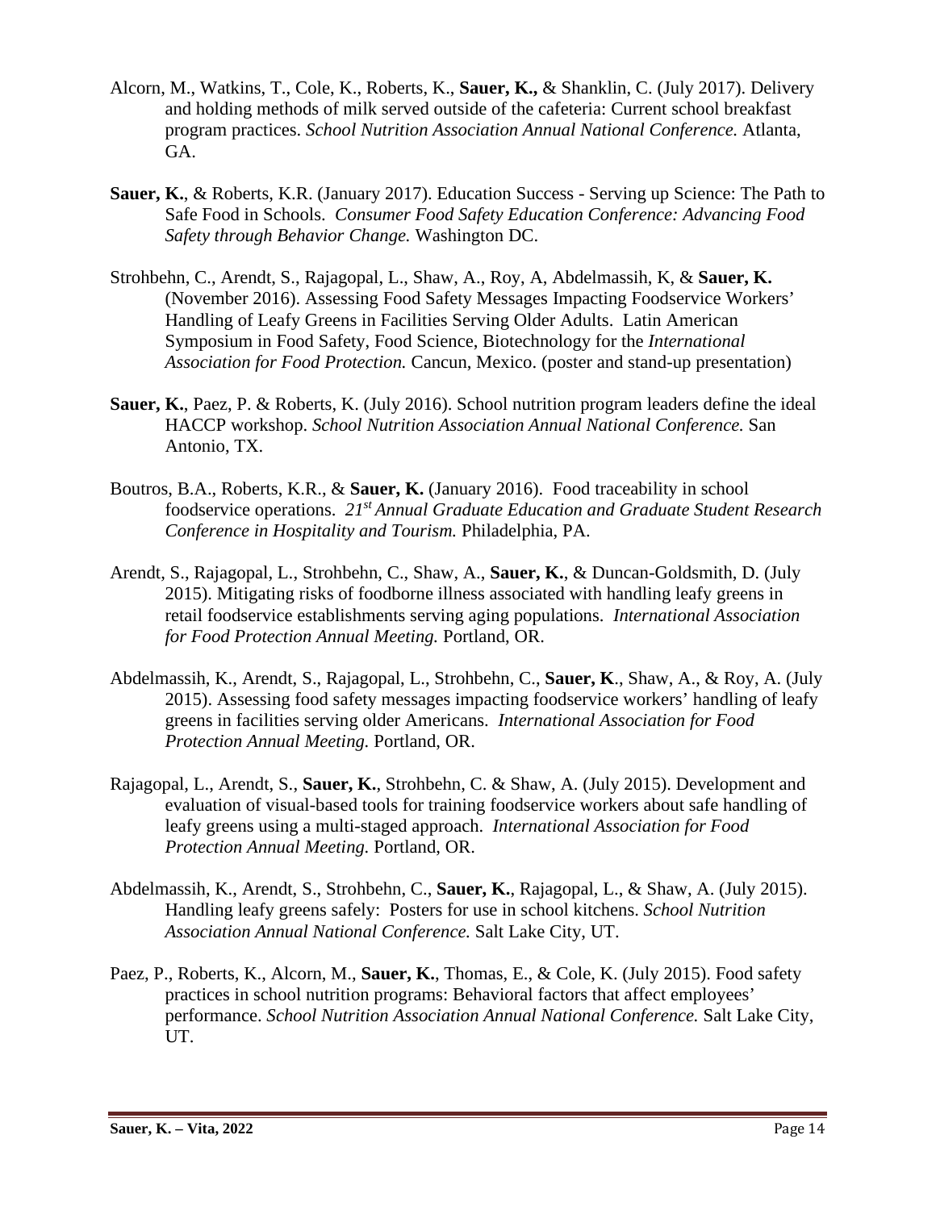Alcorn, M., Watkins, T., Cole, K., Roberts, K., **Sauer, K.,** & Shanklin, C. (July 2017). Delivery and holding methods of milk served outside of the cafeteria: Current school breakfast program practices. *School Nutrition Association Annual National Conference.* Atlanta, GA.

**Sauer, K.**, & Roberts, K.R. (January 2017). Education Success - Serving up Science: The Path to Safe Food in Schools. *Consumer Food Safety Education Conference: Advancing Food Safety through Behavior Change.* Washington DC.

Strohbehn, C., Arendt, S., Rajagopal, L., Shaw, A., Roy, A, Abdelmassih, K, & **Sauer, K.** (November 2016). Assessing Food Safety Messages Impacting Foodservice Workers' Handling of Leafy Greens in Facilities Serving Older Adults. Latin American Symposium in Food Safety, Food Science, Biotechnology for the *International Association for Food Protection.* Cancun, Mexico. (poster and stand-up presentation)

**Sauer, K.**, Paez, P. & Roberts, K. (July 2016). School nutrition program leaders define the ideal HACCP workshop. *School Nutrition Association Annual National Conference.* San Antonio, TX.

Boutros, B.A., Roberts, K.R., & **Sauer, K.** (January 2016). Food traceability in school foodservice operations. *21st Annual Graduate Education and Graduate Student Research Conference in Hospitality and Tourism.* Philadelphia, PA.

Arendt, S., Rajagopal, L., Strohbehn, C., Shaw, A., **Sauer, K.**, & Duncan-Goldsmith, D. (July 2015). Mitigating risks of foodborne illness associated with handling leafy greens in retail foodservice establishments serving aging populations. *International Association for Food Protection Annual Meeting.* Portland, OR.

Abdelmassih, K., Arendt, S., Rajagopal, L., Strohbehn, C., **Sauer, K**., Shaw, A., & Roy, A. (July 2015). Assessing food safety messages impacting foodservice workers' handling of leafy greens in facilities serving older Americans. *International Association for Food Protection Annual Meeting.* Portland, OR.

Rajagopal, L., Arendt, S., **Sauer, K.**, Strohbehn, C. & Shaw, A. (July 2015). Development and evaluation of visual-based tools for training foodservice workers about safe handling of leafy greens using a multi-staged approach. *International Association for Food Protection Annual Meeting.* Portland, OR.

Abdelmassih, K., Arendt, S., Strohbehn, C., **Sauer, K.**, Rajagopal, L., & Shaw, A. (July 2015). Handling leafy greens safely: Posters for use in school kitchens. *School Nutrition Association Annual National Conference.* Salt Lake City, UT.

Paez, P., Roberts, K., Alcorn, M., **Sauer, K.**, Thomas, E., & Cole, K. (July 2015). Food safety practices in school nutrition programs: Behavioral factors that affect employees' performance. *School Nutrition Association Annual National Conference.* Salt Lake City, UT.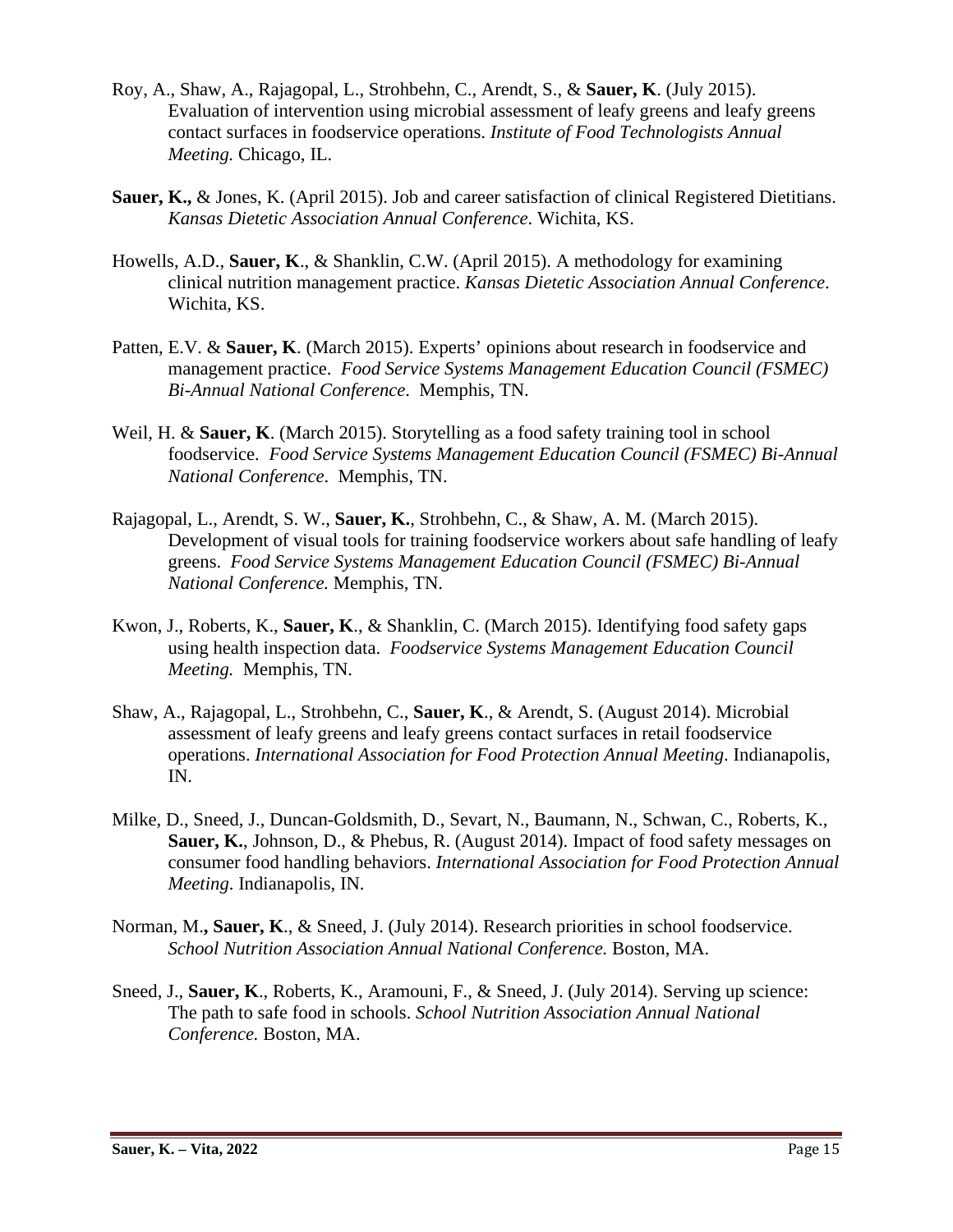Roy, A., Shaw, A., Rajagopal, L., Strohbehn, C., Arendt, S., & **Sauer, K**. (July 2015). Evaluation of intervention using microbial assessment of leafy greens and leafy greens contact surfaces in foodservice operations. *Institute of Food Technologists Annual Meeting.* Chicago, IL.

**Sauer, K.,** & Jones, K. (April 2015). Job and career satisfaction of clinical Registered Dietitians. *Kansas Dietetic Association Annual Conference*. Wichita, KS.

Howells, A.D., **Sauer, K**., & Shanklin, C.W. (April 2015). A methodology for examining clinical nutrition management practice. *Kansas Dietetic Association Annual Conference*. Wichita, KS.

Patten, E.V. & **Sauer, K**. (March 2015). Experts' opinions about research in foodservice and management practice. *Food Service Systems Management Education Council (FSMEC) Bi-Annual National Conference*. Memphis, TN.

Weil, H. & **Sauer, K**. (March 2015). Storytelling as a food safety training tool in school foodservice. *Food Service Systems Management Education Council (FSMEC) Bi-Annual National Conference*. Memphis, TN.

Rajagopal, L., Arendt, S. W., **Sauer, K.**, Strohbehn, C., & Shaw, A. M. (March 2015). Development of visual tools for training foodservice workers about safe handling of leafy greens. *Food Service Systems Management Education Council (FSMEC) Bi-Annual National Conference.* Memphis, TN.

Kwon, J., Roberts, K., **Sauer, K**., & Shanklin, C. (March 2015). Identifying food safety gaps using health inspection data. *Foodservice Systems Management Education Council Meeting.* Memphis, TN.

Shaw, A., Rajagopal, L., Strohbehn, C., **Sauer, K**., & Arendt, S. (August 2014). Microbial assessment of leafy greens and leafy greens contact surfaces in retail foodservice operations. *International Association for Food Protection Annual Meeting*. Indianapolis, IN.

Milke, D., Sneed, J., Duncan-Goldsmith, D., Sevart, N., Baumann, N., Schwan, C., Roberts, K., **Sauer, K.**, Johnson, D., & Phebus, R. (August 2014). Impact of food safety messages on consumer food handling behaviors. *International Association for Food Protection Annual Meeting*. Indianapolis, IN.

Norman, M.**, Sauer, K**., & Sneed, J. (July 2014). Research priorities in school foodservice. *School Nutrition Association Annual National Conference.* Boston, MA.

Sneed, J., **Sauer, K**., Roberts, K., Aramouni, F., & Sneed, J. (July 2014). Serving up science: The path to safe food in schools. *School Nutrition Association Annual National Conference.* Boston, MA.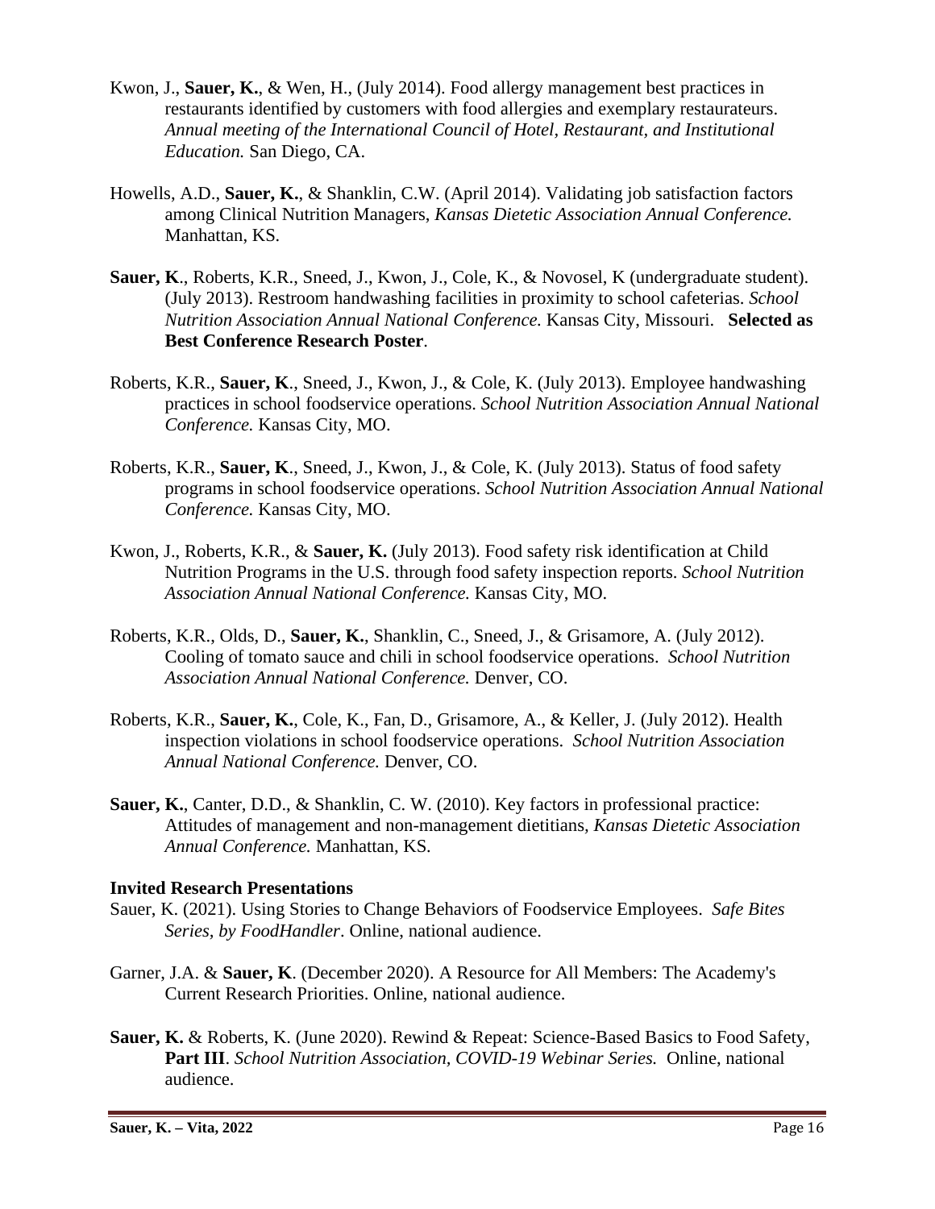Kwon, J., **Sauer, K.**, & Wen, H., (July 2014). Food allergy management best practices in restaurants identified by customers with food allergies and exemplary restaurateurs. *Annual meeting of the International Council of Hotel, Restaurant, and Institutional Education.* San Diego, CA.

Howells, A.D., **Sauer, K.**, & Shanklin, C.W. (April 2014). Validating job satisfaction factors among Clinical Nutrition Managers, *Kansas Dietetic Association Annual Conference.* Manhattan, KS.

**Sauer, K**., Roberts, K.R., Sneed, J., Kwon, J., Cole, K., & Novosel, K (undergraduate student). (July 2013). Restroom handwashing facilities in proximity to school cafeterias. *School Nutrition Association Annual National Conference.* Kansas City, Missouri. **Selected as Best Conference Research Poster**.

Roberts, K.R., **Sauer, K**., Sneed, J., Kwon, J., & Cole, K. (July 2013). Employee handwashing practices in school foodservice operations. *School Nutrition Association Annual National Conference.* Kansas City, MO.

Roberts, K.R., **Sauer, K**., Sneed, J., Kwon, J., & Cole, K. (July 2013). Status of food safety programs in school foodservice operations. *School Nutrition Association Annual National Conference.* Kansas City, MO.

Kwon, J., Roberts, K.R., & **Sauer, K.** (July 2013). Food safety risk identification at Child Nutrition Programs in the U.S. through food safety inspection reports. *School Nutrition Association Annual National Conference.* Kansas City, MO.

Roberts, K.R., Olds, D., **Sauer, K.**, Shanklin, C., Sneed, J., & Grisamore, A. (July 2012). Cooling of tomato sauce and chili in school foodservice operations. *School Nutrition Association Annual National Conference.* Denver, CO.

Roberts, K.R., **Sauer, K.**, Cole, K., Fan, D., Grisamore, A., & Keller, J. (July 2012). Health inspection violations in school foodservice operations. *School Nutrition Association Annual National Conference.* Denver, CO.

**Sauer, K.**, Canter, D.D., & Shanklin, C. W. (2010). Key factors in professional practice: Attitudes of management and non-management dietitians, *Kansas Dietetic Association Annual Conference.* Manhattan, KS.

**Invited Research Presentations**

Sauer, K. (2021). Using Stories to Change Behaviors of Foodservice Employees. *Safe Bites Series, by FoodHandler*. Online, national audience.

Garner, J.A. & **Sauer, K**. (December 2020). A Resource for All Members: The Academy's Current Research Priorities. Online, national audience.

**Sauer, K.** & Roberts, K. (June 2020). Rewind & Repeat: Science-Based Basics to Food Safety, **Part III**. *School Nutrition Association, COVID-19 Webinar Series.* Online, national audience.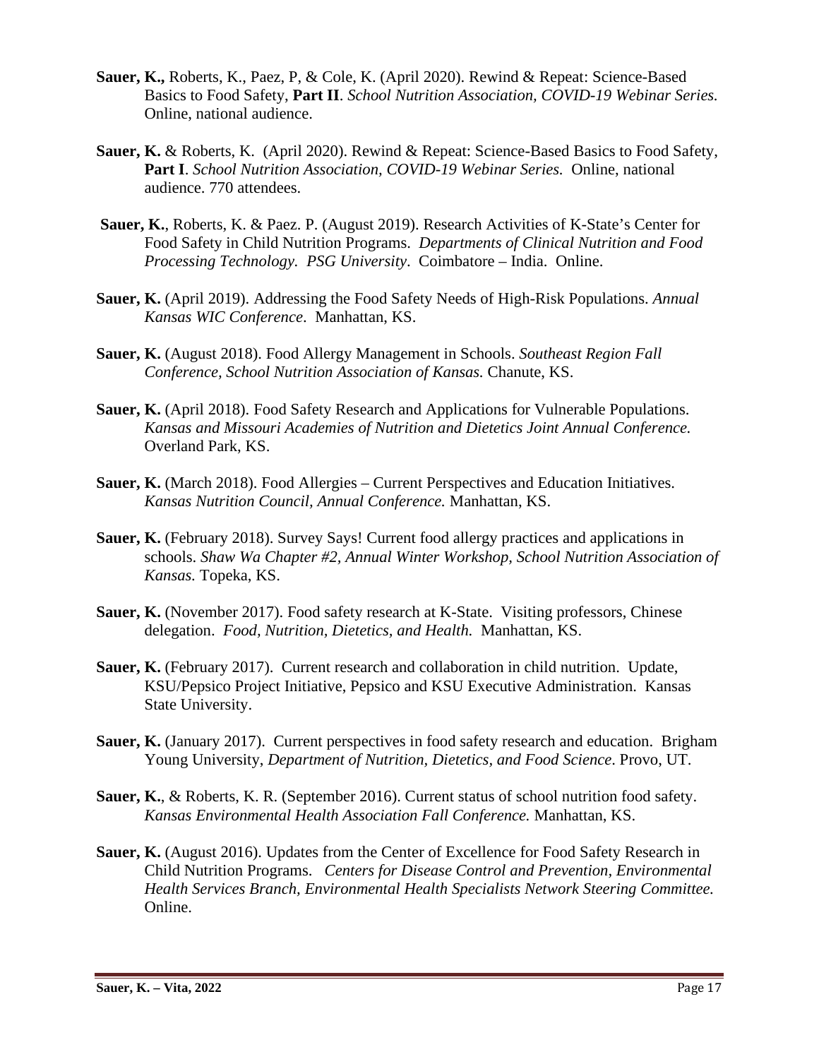**Sauer, K.,** Roberts, K., Paez, P, & Cole, K. (April 2020). Rewind & Repeat: Science-Based Basics to Food Safety, **Part II**. *School Nutrition Association, COVID-19 Webinar Series.* Online, national audience.

**Sauer, K.** & Roberts, K. (April 2020). Rewind & Repeat: Science-Based Basics to Food Safety, **Part I**. *School Nutrition Association, COVID-19 Webinar Series.* Online, national audience. 770 attendees.

**Sauer, K.**, Roberts, K. & Paez. P. (August 2019). Research Activities of K-State's Center for Food Safety in Child Nutrition Programs. *Departments of Clinical Nutrition and Food Processing Technology. PSG University*. Coimbatore – India. Online.

**Sauer, K.** (April 2019). Addressing the Food Safety Needs of High-Risk Populations. *Annual Kansas WIC Conference*. Manhattan, KS.

**Sauer, K.** (August 2018). Food Allergy Management in Schools. *Southeast Region Fall Conference, School Nutrition Association of Kansas.* Chanute, KS.

**Sauer, K.** (April 2018). Food Safety Research and Applications for Vulnerable Populations. *Kansas and Missouri Academies of Nutrition and Dietetics Joint Annual Conference.* Overland Park, KS.

**Sauer, K.** (March 2018). Food Allergies – Current Perspectives and Education Initiatives. *Kansas Nutrition Council, Annual Conference.* Manhattan, KS.

**Sauer, K.** (February 2018). Survey Says! Current food allergy practices and applications in schools. *Shaw Wa Chapter #2, Annual Winter Workshop, School Nutrition Association of Kansas.* Topeka, KS.

**Sauer, K.** (November 2017). Food safety research at K-State. Visiting professors, Chinese delegation. *Food, Nutrition, Dietetics, and Health.* Manhattan, KS.

**Sauer, K.** (February 2017). Current research and collaboration in child nutrition. Update, KSU/Pepsico Project Initiative, Pepsico and KSU Executive Administration. Kansas State University.

**Sauer, K.** (January 2017). Current perspectives in food safety research and education. Brigham Young University, *Department of Nutrition, Dietetics, and Food Science*. Provo, UT.

**Sauer, K.**, & Roberts, K. R. (September 2016). Current status of school nutrition food safety. *Kansas Environmental Health Association Fall Conference.* Manhattan, KS.

**Sauer, K.** (August 2016). Updates from the Center of Excellence for Food Safety Research in Child Nutrition Programs. *Centers for Disease Control and Prevention, Environmental Health Services Branch, Environmental Health Specialists Network Steering Committee.* Online.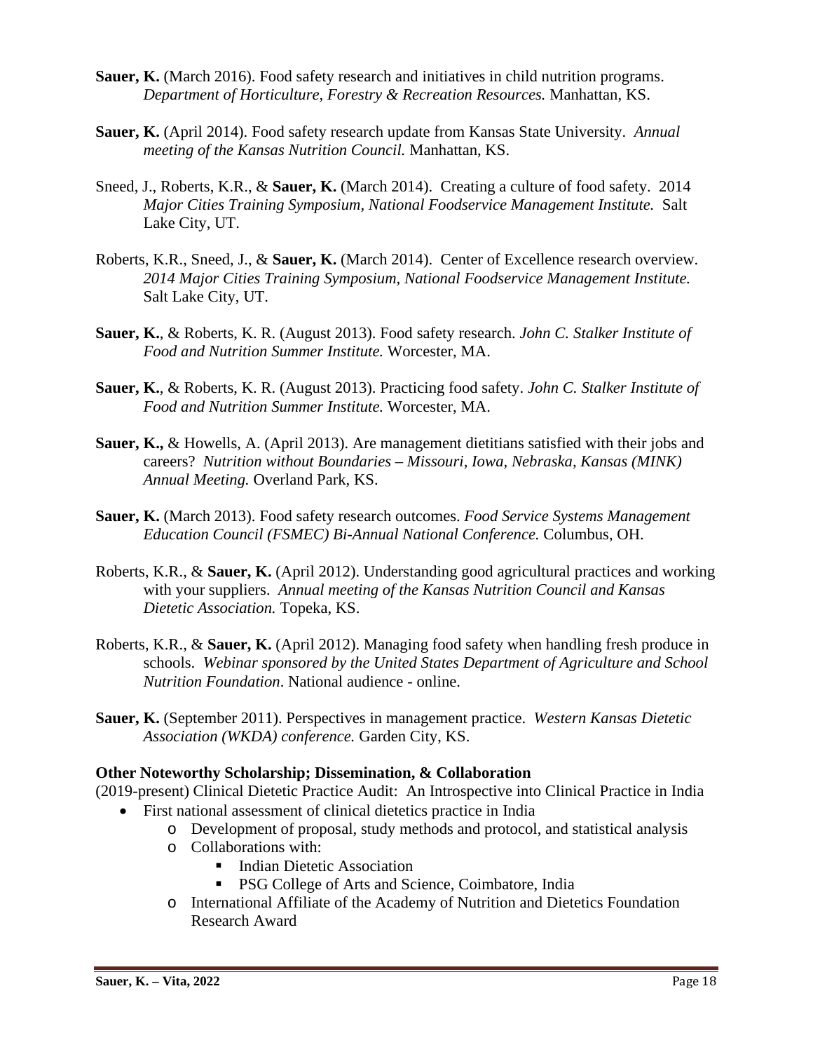**Sauer, K.** (March 2016). Food safety research and initiatives in child nutrition programs. *Department of Horticulture, Forestry & Recreation Resources.* Manhattan, KS.

**Sauer, K.** (April 2014). Food safety research update from Kansas State University. *Annual meeting of the Kansas Nutrition Council.* Manhattan, KS.

Sneed, J., Roberts, K.R., & **Sauer, K.** (March 2014). Creating a culture of food safety. 2014 *Major Cities Training Symposium, National Foodservice Management Institute.* Salt Lake City, UT.

Roberts, K.R., Sneed, J., & **Sauer, K.** (March 2014). Center of Excellence research overview. *2014 Major Cities Training Symposium, National Foodservice Management Institute.* Salt Lake City, UT.

**Sauer, K.**, & Roberts, K. R. (August 2013). Food safety research. *John C. Stalker Institute of Food and Nutrition Summer Institute.* Worcester, MA.

**Sauer, K.**, & Roberts, K. R. (August 2013). Practicing food safety. *John C. Stalker Institute of Food and Nutrition Summer Institute.* Worcester, MA.

**Sauer, K.,** & Howells, A. (April 2013). Are management dietitians satisfied with their jobs and careers? *Nutrition without Boundaries – Missouri, Iowa, Nebraska, Kansas (MINK) Annual Meeting.* Overland Park, KS.

**Sauer, K.** (March 2013). Food safety research outcomes. *Food Service Systems Management Education Council (FSMEC) Bi-Annual National Conference.* Columbus, OH.

Roberts, K.R., & **Sauer, K.** (April 2012). Understanding good agricultural practices and working with your suppliers. *Annual meeting of the Kansas Nutrition Council and Kansas Dietetic Association.* Topeka, KS.

Roberts, K.R., & **Sauer, K.** (April 2012). Managing food safety when handling fresh produce in schools. *Webinar sponsored by the United States Department of Agriculture and School Nutrition Foundation*. National audience - online.

**Sauer, K.** (September 2011). Perspectives in management practice. *Western Kansas Dietetic Association (WKDA) conference.* Garden City, KS.

**Other Noteworthy Scholarship; Dissemination, & Collaboration**

(2019-present) Clinical Dietetic Practice Audit: An Introspective into Clinical Practice in India

- First national assessment of clinical dietetics practice in India
  - Development of proposal, study methods and protocol, and statistical analysis
  - Collaborations with:
    - Indian Dietetic Association
    - PSG College of Arts and Science, Coimbatore, India
  - International Affiliate of the Academy of Nutrition and Dietetics Foundation Research Award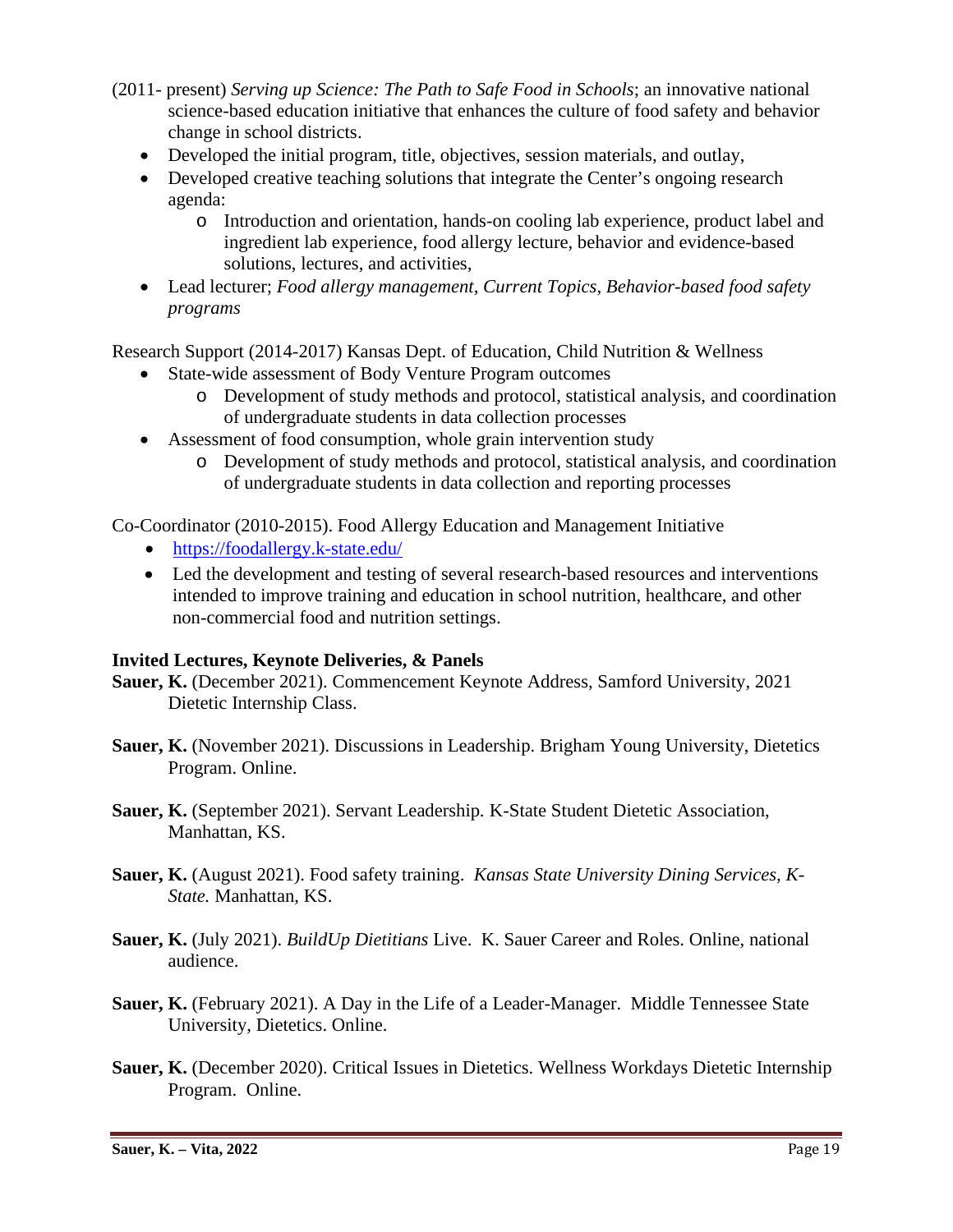(2011- present) *Serving up Science: The Path to Safe Food in Schools*; an innovative national science-based education initiative that enhances the culture of food safety and behavior change in school districts.

- Developed the initial program, title, objectives, session materials, and outlay,
- Developed creative teaching solutions that integrate the Center's ongoing research agenda:
  - Introduction and orientation, hands-on cooling lab experience, product label and ingredient lab experience, food allergy lecture, behavior and evidence-based solutions, lectures, and activities,
- Lead lecturer; *Food allergy management, Current Topics, Behavior-based food safety programs*

Research Support (2014-2017) Kansas Dept. of Education, Child Nutrition & Wellness

- State-wide assessment of Body Venture Program outcomes
  - Development of study methods and protocol, statistical analysis, and coordination of undergraduate students in data collection processes
- Assessment of food consumption, whole grain intervention study
  - Development of study methods and protocol, statistical analysis, and coordination of undergraduate students in data collection and reporting processes

Co-Coordinator (2010-2015). Food Allergy Education and Management Initiative

- https://foodallergy.k-state.edu/
- Led the development and testing of several research-based resources and interventions intended to improve training and education in school nutrition, healthcare, and other non-commercial food and nutrition settings.

**Invited Lectures, Keynote Deliveries, & Panels**

**Sauer, K.** (December 2021). Commencement Keynote Address, Samford University, 2021 Dietetic Internship Class.

**Sauer, K.** (November 2021). Discussions in Leadership. Brigham Young University, Dietetics Program. Online.

**Sauer, K.** (September 2021). Servant Leadership. K-State Student Dietetic Association, Manhattan, KS.

**Sauer, K.** (August 2021). Food safety training. *Kansas State University Dining Services, K-State.* Manhattan, KS.

**Sauer, K.** (July 2021). *BuildUp Dietitians* Live. K. Sauer Career and Roles. Online, national audience.

**Sauer, K.** (February 2021). A Day in the Life of a Leader-Manager. Middle Tennessee State University, Dietetics. Online.

**Sauer, K.** (December 2020). Critical Issues in Dietetics. Wellness Workdays Dietetic Internship Program. Online.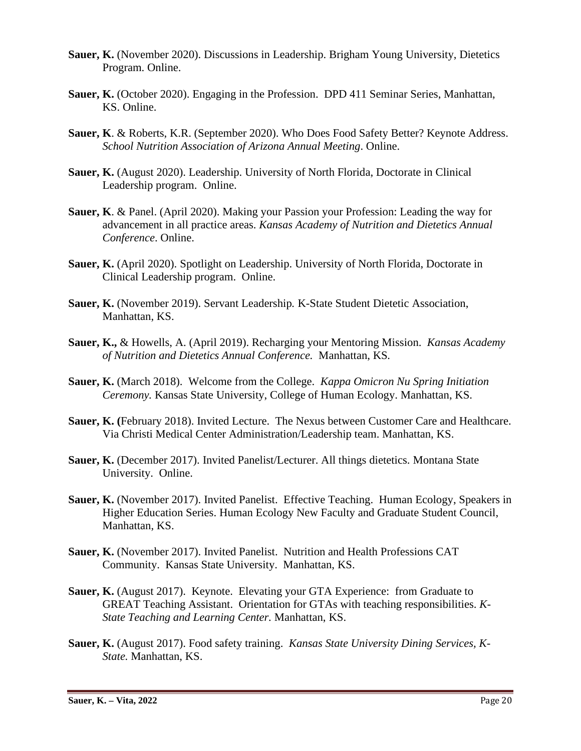**Sauer, K.** (November 2020). Discussions in Leadership. Brigham Young University, Dietetics Program. Online.

**Sauer, K.** (October 2020). Engaging in the Profession. DPD 411 Seminar Series, Manhattan, KS. Online.

**Sauer, K**. & Roberts, K.R. (September 2020). Who Does Food Safety Better? Keynote Address. *School Nutrition Association of Arizona Annual Meeting*. Online.

**Sauer, K.** (August 2020). Leadership. University of North Florida, Doctorate in Clinical Leadership program. Online.

**Sauer, K**. & Panel. (April 2020). Making your Passion your Profession: Leading the way for advancement in all practice areas. *Kansas Academy of Nutrition and Dietetics Annual Conference*. Online.

**Sauer, K.** (April 2020). Spotlight on Leadership. University of North Florida, Doctorate in Clinical Leadership program. Online.

**Sauer, K.** (November 2019). Servant Leadership. K-State Student Dietetic Association, Manhattan, KS.

**Sauer, K.,** & Howells, A. (April 2019). Recharging your Mentoring Mission. *Kansas Academy of Nutrition and Dietetics Annual Conference.* Manhattan, KS.

**Sauer, K.** (March 2018). Welcome from the College. *Kappa Omicron Nu Spring Initiation Ceremony.* Kansas State University, College of Human Ecology. Manhattan, KS.

**Sauer, K. (**February 2018). Invited Lecture. The Nexus between Customer Care and Healthcare. Via Christi Medical Center Administration/Leadership team. Manhattan, KS.

**Sauer, K.** (December 2017). Invited Panelist/Lecturer. All things dietetics. Montana State University. Online.

**Sauer, K.** (November 2017). Invited Panelist. Effective Teaching. Human Ecology, Speakers in Higher Education Series. Human Ecology New Faculty and Graduate Student Council, Manhattan, KS.

**Sauer, K.** (November 2017). Invited Panelist. Nutrition and Health Professions CAT Community. Kansas State University. Manhattan, KS.

**Sauer, K.** (August 2017). Keynote. Elevating your GTA Experience: from Graduate to GREAT Teaching Assistant. Orientation for GTAs with teaching responsibilities. *K-State Teaching and Learning Center.* Manhattan, KS.

**Sauer, K.** (August 2017). Food safety training. *Kansas State University Dining Services, K-State.* Manhattan, KS.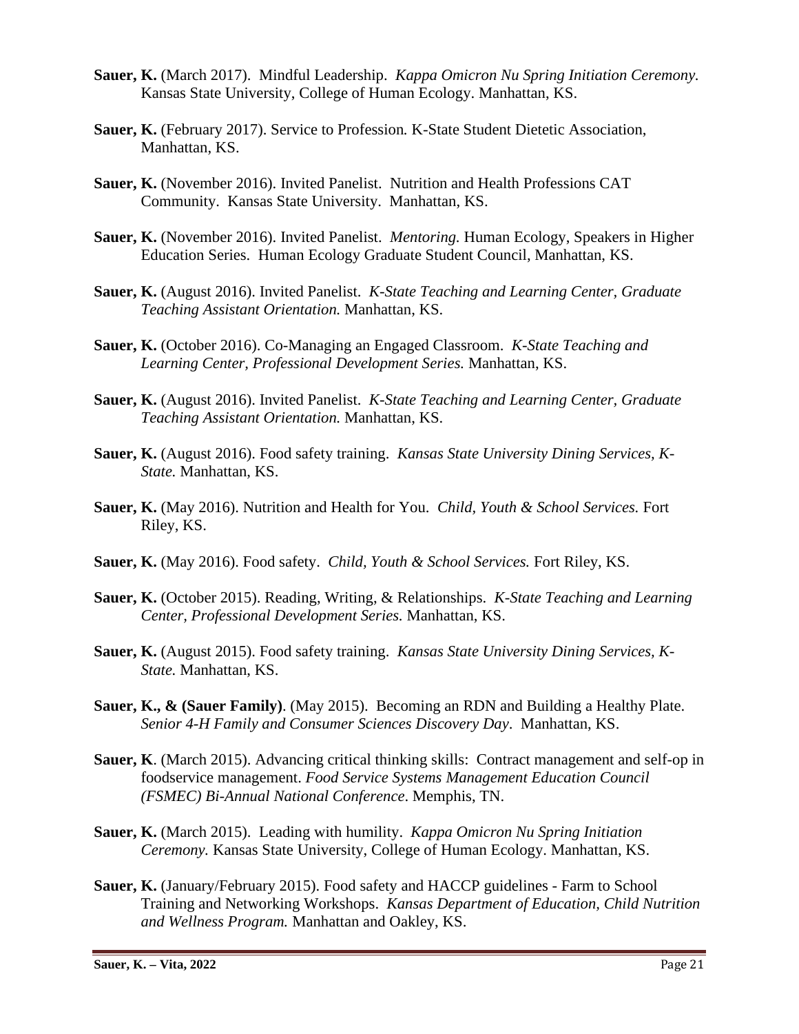**Sauer, K.** (March 2017). Mindful Leadership. *Kappa Omicron Nu Spring Initiation Ceremony.* Kansas State University, College of Human Ecology. Manhattan, KS.

**Sauer, K.** (February 2017). Service to Profession*.* K-State Student Dietetic Association, Manhattan, KS.

**Sauer, K.** (November 2016). Invited Panelist. Nutrition and Health Professions CAT Community. Kansas State University. Manhattan, KS.

**Sauer, K.** (November 2016). Invited Panelist. *Mentoring.* Human Ecology, Speakers in Higher Education Series. Human Ecology Graduate Student Council, Manhattan, KS.

**Sauer, K.** (August 2016). Invited Panelist. *K-State Teaching and Learning Center, Graduate Teaching Assistant Orientation.* Manhattan, KS.

**Sauer, K.** (October 2016). Co-Managing an Engaged Classroom. *K-State Teaching and Learning Center, Professional Development Series.* Manhattan, KS.

**Sauer, K.** (August 2016). Invited Panelist. *K-State Teaching and Learning Center, Graduate Teaching Assistant Orientation.* Manhattan, KS.

**Sauer, K.** (August 2016). Food safety training. *Kansas State University Dining Services, K-State.* Manhattan, KS.

**Sauer, K.** (May 2016). Nutrition and Health for You. *Child, Youth & School Services.* Fort Riley, KS.

**Sauer, K.** (May 2016). Food safety. *Child, Youth & School Services.* Fort Riley, KS.

**Sauer, K.** (October 2015). Reading, Writing, & Relationships. *K-State Teaching and Learning Center, Professional Development Series.* Manhattan, KS.

**Sauer, K.** (August 2015). Food safety training. *Kansas State University Dining Services, K-State.* Manhattan, KS.

**Sauer, K., & (Sauer Family)**. (May 2015). Becoming an RDN and Building a Healthy Plate. *Senior 4-H Family and Consumer Sciences Discovery Day*. Manhattan, KS.

**Sauer, K**. (March 2015). Advancing critical thinking skills: Contract management and self-op in foodservice management. *Food Service Systems Management Education Council (FSMEC) Bi-Annual National Conference*. Memphis, TN.

**Sauer, K.** (March 2015). Leading with humility. *Kappa Omicron Nu Spring Initiation Ceremony.* Kansas State University, College of Human Ecology. Manhattan, KS.

**Sauer, K.** (January/February 2015). Food safety and HACCP guidelines - Farm to School Training and Networking Workshops. *Kansas Department of Education, Child Nutrition and Wellness Program.* Manhattan and Oakley, KS.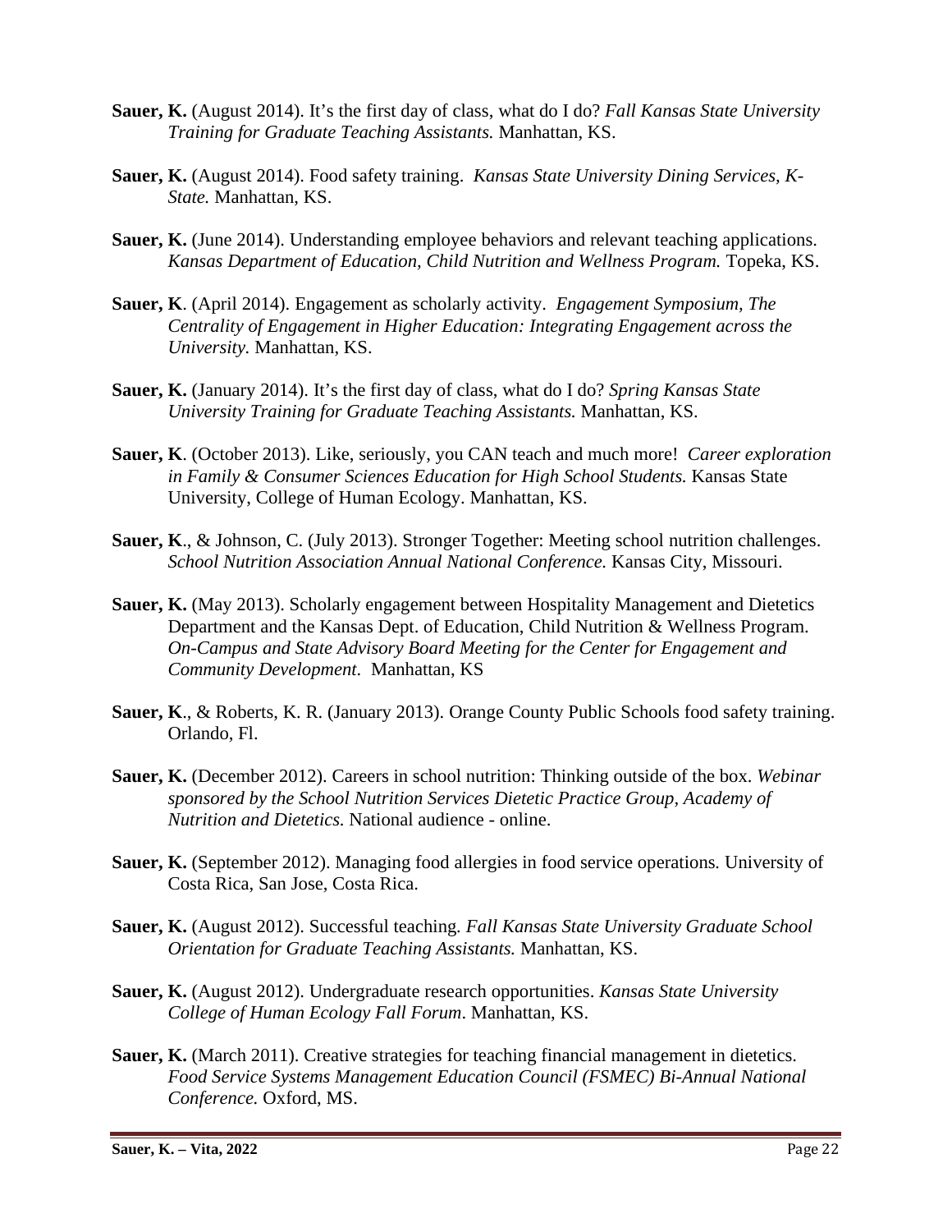**Sauer, K.** (August 2014). It's the first day of class, what do I do? *Fall Kansas State University Training for Graduate Teaching Assistants.* Manhattan, KS.

**Sauer, K.** (August 2014). Food safety training. *Kansas State University Dining Services, K-State.* Manhattan, KS.

**Sauer, K.** (June 2014). Understanding employee behaviors and relevant teaching applications. *Kansas Department of Education, Child Nutrition and Wellness Program.* Topeka, KS.

**Sauer, K**. (April 2014). Engagement as scholarly activity. *Engagement Symposium, The Centrality of Engagement in Higher Education: Integrating Engagement across the University.* Manhattan, KS.

**Sauer, K.** (January 2014). It's the first day of class, what do I do? *Spring Kansas State University Training for Graduate Teaching Assistants.* Manhattan, KS.

**Sauer, K**. (October 2013). Like, seriously, you CAN teach and much more! *Career exploration in Family & Consumer Sciences Education for High School Students.* Kansas State University, College of Human Ecology. Manhattan, KS.

**Sauer, K**., & Johnson, C. (July 2013). Stronger Together: Meeting school nutrition challenges. *School Nutrition Association Annual National Conference.* Kansas City, Missouri.

**Sauer, K.** (May 2013). Scholarly engagement between Hospitality Management and Dietetics Department and the Kansas Dept. of Education, Child Nutrition & Wellness Program. *On-Campus and State Advisory Board Meeting for the Center for Engagement and Community Development*. Manhattan, KS

**Sauer, K**., & Roberts, K. R. (January 2013). Orange County Public Schools food safety training. Orlando, Fl.

**Sauer, K.** (December 2012). Careers in school nutrition: Thinking outside of the box. *Webinar sponsored by the School Nutrition Services Dietetic Practice Group, Academy of Nutrition and Dietetics.* National audience - online.

**Sauer, K.** (September 2012). Managing food allergies in food service operations*.* University of Costa Rica, San Jose, Costa Rica.

**Sauer, K.** (August 2012). Successful teaching*. Fall Kansas State University Graduate School Orientation for Graduate Teaching Assistants.* Manhattan, KS.

**Sauer, K.** (August 2012). Undergraduate research opportunities. *Kansas State University College of Human Ecology Fall Forum*. Manhattan, KS.

**Sauer, K.** (March 2011). Creative strategies for teaching financial management in dietetics. *Food Service Systems Management Education Council (FSMEC) Bi-Annual National Conference.* Oxford, MS.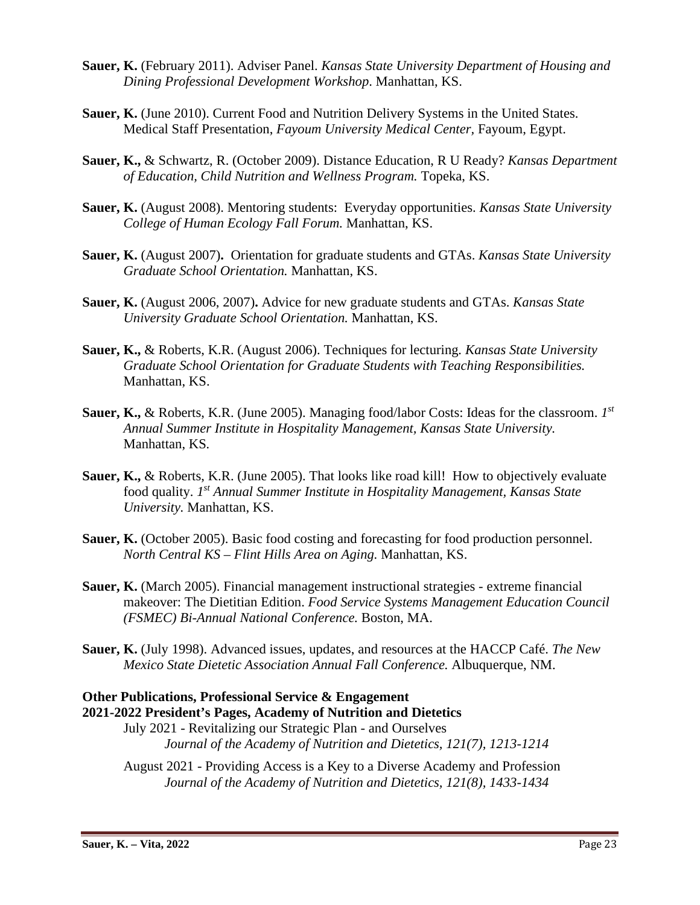**Sauer, K.** (February 2011). Adviser Panel. *Kansas State University Department of Housing and Dining Professional Development Workshop*. Manhattan, KS.

**Sauer, K.** (June 2010). Current Food and Nutrition Delivery Systems in the United States. Medical Staff Presentation, *Fayoum University Medical Center,* Fayoum, Egypt.

**Sauer, K.,** & Schwartz, R. (October 2009). Distance Education, R U Ready? *Kansas Department of Education, Child Nutrition and Wellness Program.* Topeka, KS.

**Sauer, K.** (August 2008). Mentoring students: Everyday opportunities. *Kansas State University College of Human Ecology Fall Forum.* Manhattan, KS.

**Sauer, K.** (August 2007)**.** Orientation for graduate students and GTAs. *Kansas State University Graduate School Orientation.* Manhattan, KS.

**Sauer, K.** (August 2006, 2007)**.** Advice for new graduate students and GTAs. *Kansas State University Graduate School Orientation.* Manhattan, KS.

**Sauer, K.,** & Roberts, K.R. (August 2006). Techniques for lecturing*. Kansas State University Graduate School Orientation for Graduate Students with Teaching Responsibilities.* Manhattan, KS.

**Sauer, K.,** & Roberts, K.R. (June 2005). Managing food/labor Costs: Ideas for the classroom. *1st Annual Summer Institute in Hospitality Management, Kansas State University.* Manhattan, KS.

**Sauer, K.,** & Roberts, K.R. (June 2005). That looks like road kill! How to objectively evaluate food quality. *1st Annual Summer Institute in Hospitality Management, Kansas State University.* Manhattan, KS.

**Sauer, K.** (October 2005). Basic food costing and forecasting for food production personnel. *North Central KS – Flint Hills Area on Aging.* Manhattan, KS.

**Sauer, K.** (March 2005). Financial management instructional strategies - extreme financial makeover: The Dietitian Edition. *Food Service Systems Management Education Council (FSMEC) Bi-Annual National Conference.* Boston, MA.

**Sauer, K.** (July 1998). Advanced issues, updates, and resources at the HACCP Café. *The New Mexico State Dietetic Association Annual Fall Conference.* Albuquerque, NM.

**Other Publications, Professional Service & Engagement**

**2021-2022 President's Pages, Academy of Nutrition and Dietetics**

July 2021 - Revitalizing our Strategic Plan - and Ourselves
*Journal of the Academy of Nutrition and Dietetics, 121(7), 1213-1214*

August 2021 - Providing Access is a Key to a Diverse Academy and Profession
*Journal of the Academy of Nutrition and Dietetics, 121(8), 1433-1434*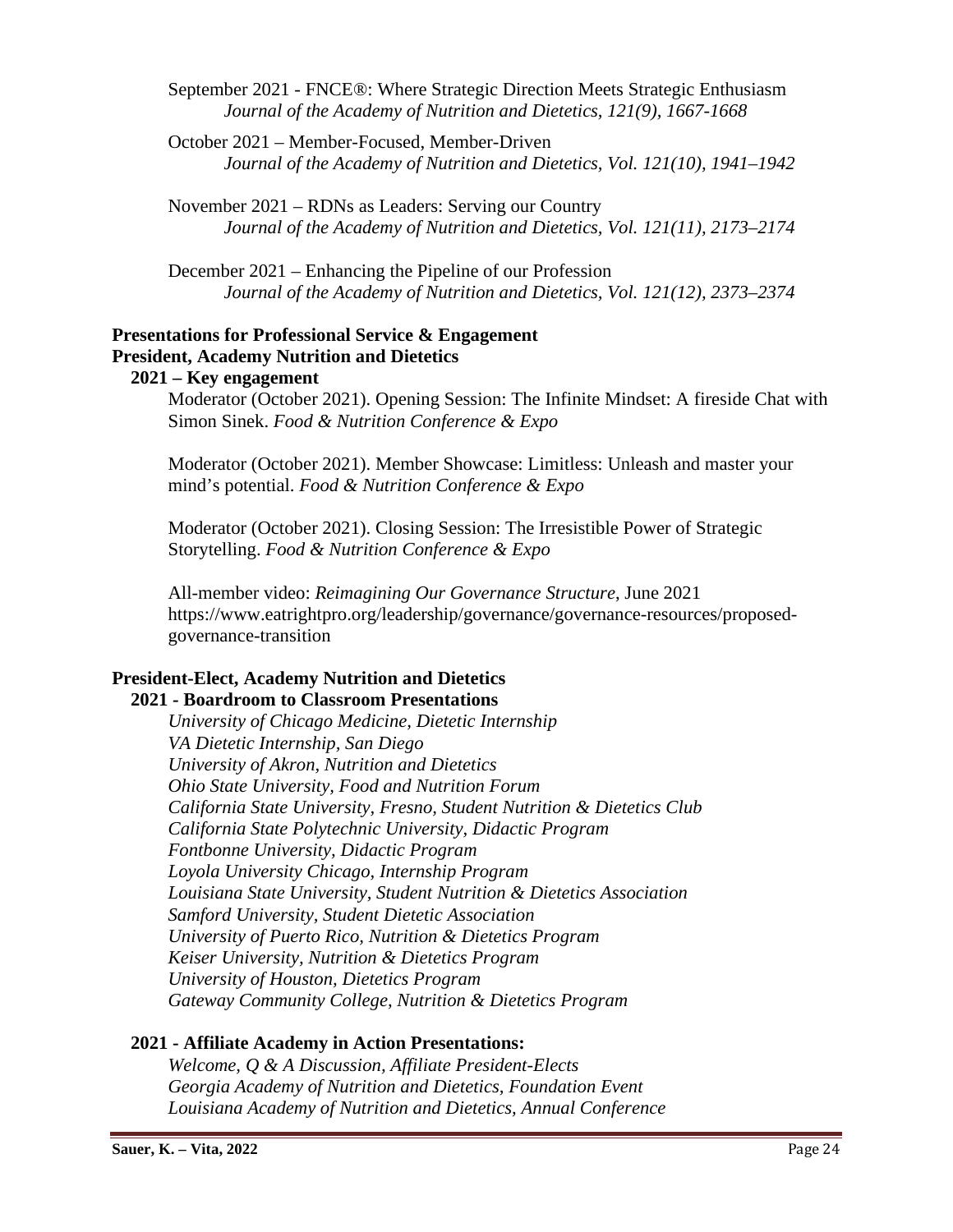September 2021 - FNCE®: Where Strategic Direction Meets Strategic Enthusiasm
*Journal of the Academy of Nutrition and Dietetics, 121(9), 1667-1668*

October 2021 – Member-Focused, Member-Driven
*Journal of the Academy of Nutrition and Dietetics, Vol. 121(10), 1941–1942*

November 2021 – RDNs as Leaders: Serving our Country
*Journal of the Academy of Nutrition and Dietetics, Vol. 121(11), 2173–2174*

December 2021 – Enhancing the Pipeline of our Profession
*Journal of the Academy of Nutrition and Dietetics, Vol. 121(12), 2373–2374*

**Presentations for Professional Service & Engagement**
**President, Academy Nutrition and Dietetics**

**2021 – Key engagement**

Moderator (October 2021). Opening Session: The Infinite Mindset: A fireside Chat with Simon Sinek. *Food & Nutrition Conference & Expo*

Moderator (October 2021). Member Showcase: Limitless: Unleash and master your mind's potential. *Food & Nutrition Conference & Expo*

Moderator (October 2021). Closing Session: The Irresistible Power of Strategic Storytelling. *Food & Nutrition Conference & Expo*

All-member video: *Reimagining Our Governance Structure*, June 2021
https://www.eatrightpro.org/leadership/governance/governance-resources/proposed-governance-transition

**President-Elect, Academy Nutrition and Dietetics**

**2021 - Boardroom to Classroom Presentations**

*University of Chicago Medicine, Dietetic Internship*
*VA Dietetic Internship, San Diego*
*University of Akron, Nutrition and Dietetics*
*Ohio State University, Food and Nutrition Forum*
*California State University, Fresno, Student Nutrition & Dietetics Club*
*California State Polytechnic University, Didactic Program*
*Fontbonne University, Didactic Program*
*Loyola University Chicago, Internship Program*
*Louisiana State University, Student Nutrition & Dietetics Association*
*Samford University, Student Dietetic Association*
*University of Puerto Rico, Nutrition & Dietetics Program*
*Keiser University, Nutrition & Dietetics Program*
*University of Houston, Dietetics Program*
*Gateway Community College, Nutrition & Dietetics Program*

**2021 - Affiliate Academy in Action Presentations:**

*Welcome, Q & A Discussion, Affiliate President-Elects*
*Georgia Academy of Nutrition and Dietetics, Foundation Event*
*Louisiana Academy of Nutrition and Dietetics, Annual Conference*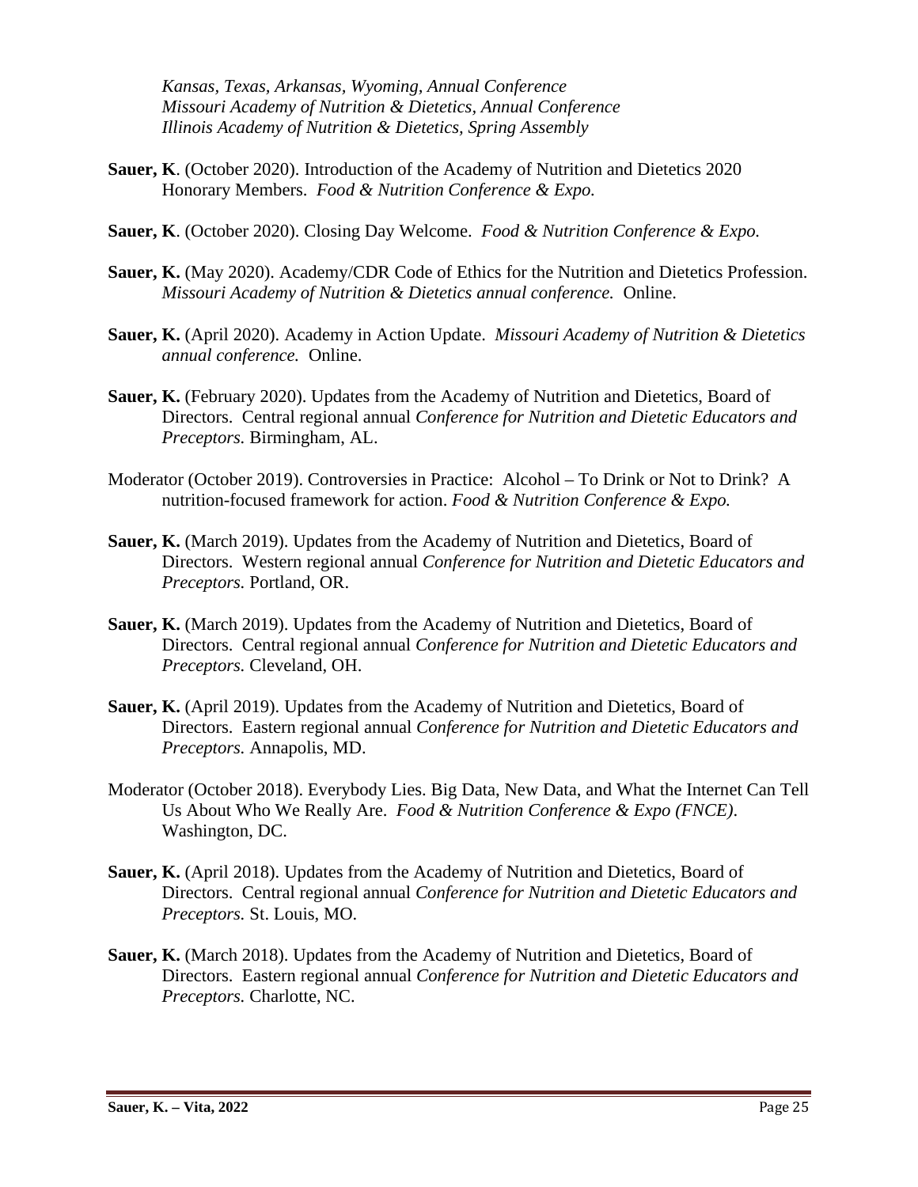*Kansas, Texas, Arkansas, Wyoming, Annual Conference*
*Missouri Academy of Nutrition & Dietetics, Annual Conference*
*Illinois Academy of Nutrition & Dietetics, Spring Assembly*

**Sauer, K**. (October 2020). Introduction of the Academy of Nutrition and Dietetics 2020 Honorary Members. *Food & Nutrition Conference & Expo.*

**Sauer, K**. (October 2020). Closing Day Welcome. *Food & Nutrition Conference & Expo.*

**Sauer, K.** (May 2020). Academy/CDR Code of Ethics for the Nutrition and Dietetics Profession. *Missouri Academy of Nutrition & Dietetics annual conference.* Online.

**Sauer, K.** (April 2020). Academy in Action Update. *Missouri Academy of Nutrition & Dietetics annual conference.* Online.

**Sauer, K.** (February 2020). Updates from the Academy of Nutrition and Dietetics, Board of Directors. Central regional annual *Conference for Nutrition and Dietetic Educators and Preceptors.* Birmingham, AL.

Moderator (October 2019). Controversies in Practice: Alcohol – To Drink or Not to Drink? A nutrition-focused framework for action. *Food & Nutrition Conference & Expo.*

**Sauer, K.** (March 2019). Updates from the Academy of Nutrition and Dietetics, Board of Directors. Western regional annual *Conference for Nutrition and Dietetic Educators and Preceptors.* Portland, OR.

**Sauer, K.** (March 2019). Updates from the Academy of Nutrition and Dietetics, Board of Directors. Central regional annual *Conference for Nutrition and Dietetic Educators and Preceptors.* Cleveland, OH.

**Sauer, K.** (April 2019). Updates from the Academy of Nutrition and Dietetics, Board of Directors. Eastern regional annual *Conference for Nutrition and Dietetic Educators and Preceptors.* Annapolis, MD.

Moderator (October 2018). Everybody Lies. Big Data, New Data, and What the Internet Can Tell Us About Who We Really Are. *Food & Nutrition Conference & Expo (FNCE).* Washington, DC.

**Sauer, K.** (April 2018). Updates from the Academy of Nutrition and Dietetics, Board of Directors. Central regional annual *Conference for Nutrition and Dietetic Educators and Preceptors.* St. Louis, MO.

**Sauer, K.** (March 2018). Updates from the Academy of Nutrition and Dietetics, Board of Directors. Eastern regional annual *Conference for Nutrition and Dietetic Educators and Preceptors.* Charlotte, NC.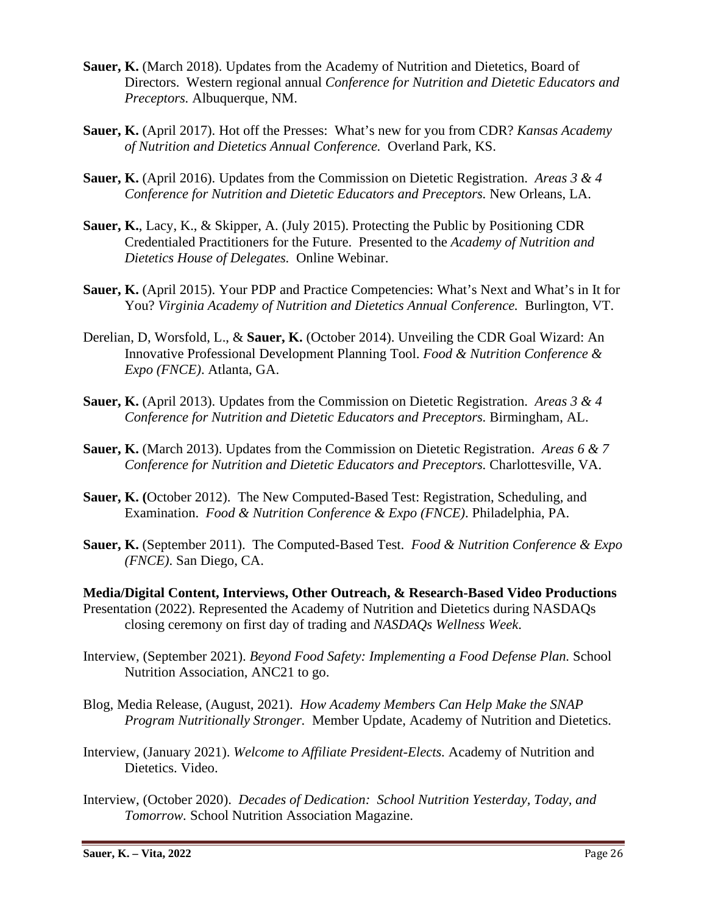**Sauer, K.** (March 2018). Updates from the Academy of Nutrition and Dietetics, Board of Directors. Western regional annual *Conference for Nutrition and Dietetic Educators and Preceptors.* Albuquerque, NM.

**Sauer, K.** (April 2017). Hot off the Presses: What's new for you from CDR? *Kansas Academy of Nutrition and Dietetics Annual Conference.* Overland Park, KS.

**Sauer, K.** (April 2016). Updates from the Commission on Dietetic Registration. *Areas 3 & 4 Conference for Nutrition and Dietetic Educators and Preceptors.* New Orleans, LA.

**Sauer, K.**, Lacy, K., & Skipper, A. (July 2015). Protecting the Public by Positioning CDR Credentialed Practitioners for the Future. Presented to the *Academy of Nutrition and Dietetics House of Delegates.* Online Webinar.

**Sauer, K.** (April 2015). Your PDP and Practice Competencies: What's Next and What's in It for You? *Virginia Academy of Nutrition and Dietetics Annual Conference.* Burlington, VT.

Derelian, D, Worsfold, L., & **Sauer, K.** (October 2014). Unveiling the CDR Goal Wizard: An Innovative Professional Development Planning Tool. *Food & Nutrition Conference & Expo (FNCE)*. Atlanta, GA.

**Sauer, K.** (April 2013). Updates from the Commission on Dietetic Registration. *Areas 3 & 4 Conference for Nutrition and Dietetic Educators and Preceptors.* Birmingham, AL.

**Sauer, K.** (March 2013). Updates from the Commission on Dietetic Registration. *Areas 6 & 7 Conference for Nutrition and Dietetic Educators and Preceptors.* Charlottesville, VA.

**Sauer, K. (**October 2012). The New Computed-Based Test: Registration, Scheduling, and Examination. *Food & Nutrition Conference & Expo (FNCE)*. Philadelphia, PA.

**Sauer, K.** (September 2011). The Computed-Based Test. *Food & Nutrition Conference & Expo (FNCE)*. San Diego, CA.

**Media/Digital Content, Interviews, Other Outreach, & Research-Based Video Productions**

Presentation (2022). Represented the Academy of Nutrition and Dietetics during NASDAQs closing ceremony on first day of trading and *NASDAQs Wellness Week*.

Interview, (September 2021). *Beyond Food Safety: Implementing a Food Defense Plan.* School Nutrition Association, ANC21 to go.

Blog, Media Release, (August, 2021). *How Academy Members Can Help Make the SNAP Program Nutritionally Stronger.* Member Update, Academy of Nutrition and Dietetics.

Interview, (January 2021). *Welcome to Affiliate President-Elects.* Academy of Nutrition and Dietetics. Video.

Interview, (October 2020). *Decades of Dedication: School Nutrition Yesterday, Today, and Tomorrow.* School Nutrition Association Magazine.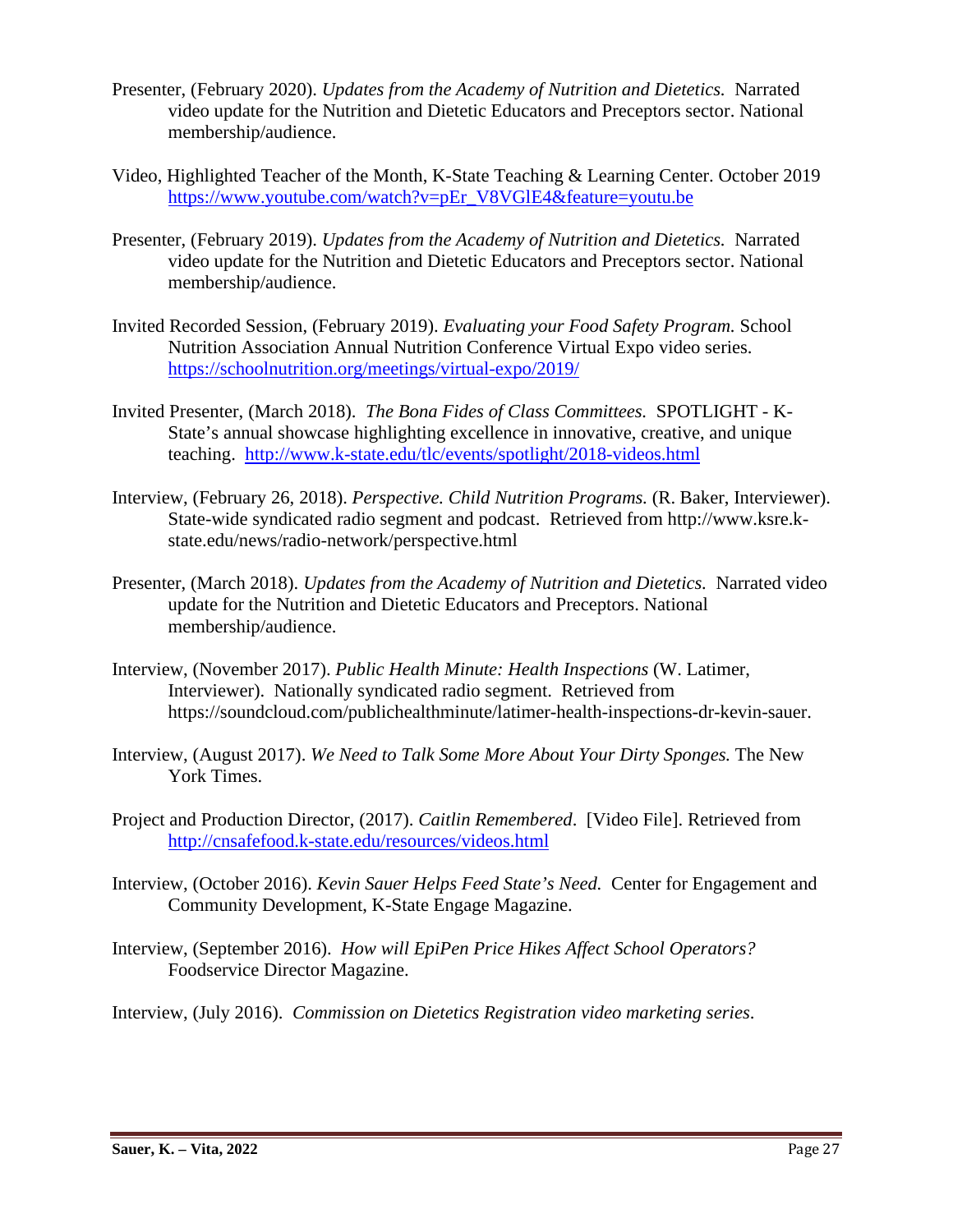Presenter, (February 2020). *Updates from the Academy of Nutrition and Dietetics.* Narrated video update for the Nutrition and Dietetic Educators and Preceptors sector. National membership/audience.

Video, Highlighted Teacher of the Month, K-State Teaching & Learning Center. October 2019 https://www.youtube.com/watch?v=pEr_V8VGlE4&feature=youtu.be

Presenter, (February 2019). *Updates from the Academy of Nutrition and Dietetics.* Narrated video update for the Nutrition and Dietetic Educators and Preceptors sector. National membership/audience.

Invited Recorded Session, (February 2019). *Evaluating your Food Safety Program.* School Nutrition Association Annual Nutrition Conference Virtual Expo video series. https://schoolnutrition.org/meetings/virtual-expo/2019/

Invited Presenter, (March 2018). *The Bona Fides of Class Committees.* SPOTLIGHT - K-State's annual showcase highlighting excellence in innovative, creative, and unique teaching. http://www.k-state.edu/tlc/events/spotlight/2018-videos.html

Interview, (February 26, 2018). *Perspective. Child Nutrition Programs.* (R. Baker, Interviewer). State-wide syndicated radio segment and podcast. Retrieved from http://www.ksre.k-state.edu/news/radio-network/perspective.html

Presenter, (March 2018). *Updates from the Academy of Nutrition and Dietetics.* Narrated video update for the Nutrition and Dietetic Educators and Preceptors. National membership/audience.

Interview, (November 2017). *Public Health Minute: Health Inspections* (W. Latimer, Interviewer). Nationally syndicated radio segment. Retrieved from https://soundcloud.com/publichealthminute/latimer-health-inspections-dr-kevin-sauer.

Interview, (August 2017). *We Need to Talk Some More About Your Dirty Sponges.* The New York Times.

Project and Production Director, (2017). *Caitlin Remembered*. [Video File]. Retrieved from http://cnsafefood.k-state.edu/resources/videos.html

Interview, (October 2016). *Kevin Sauer Helps Feed State's Need.* Center for Engagement and Community Development, K-State Engage Magazine.

Interview, (September 2016). *How will EpiPen Price Hikes Affect School Operators?* Foodservice Director Magazine.

Interview, (July 2016). *Commission on Dietetics Registration video marketing series.*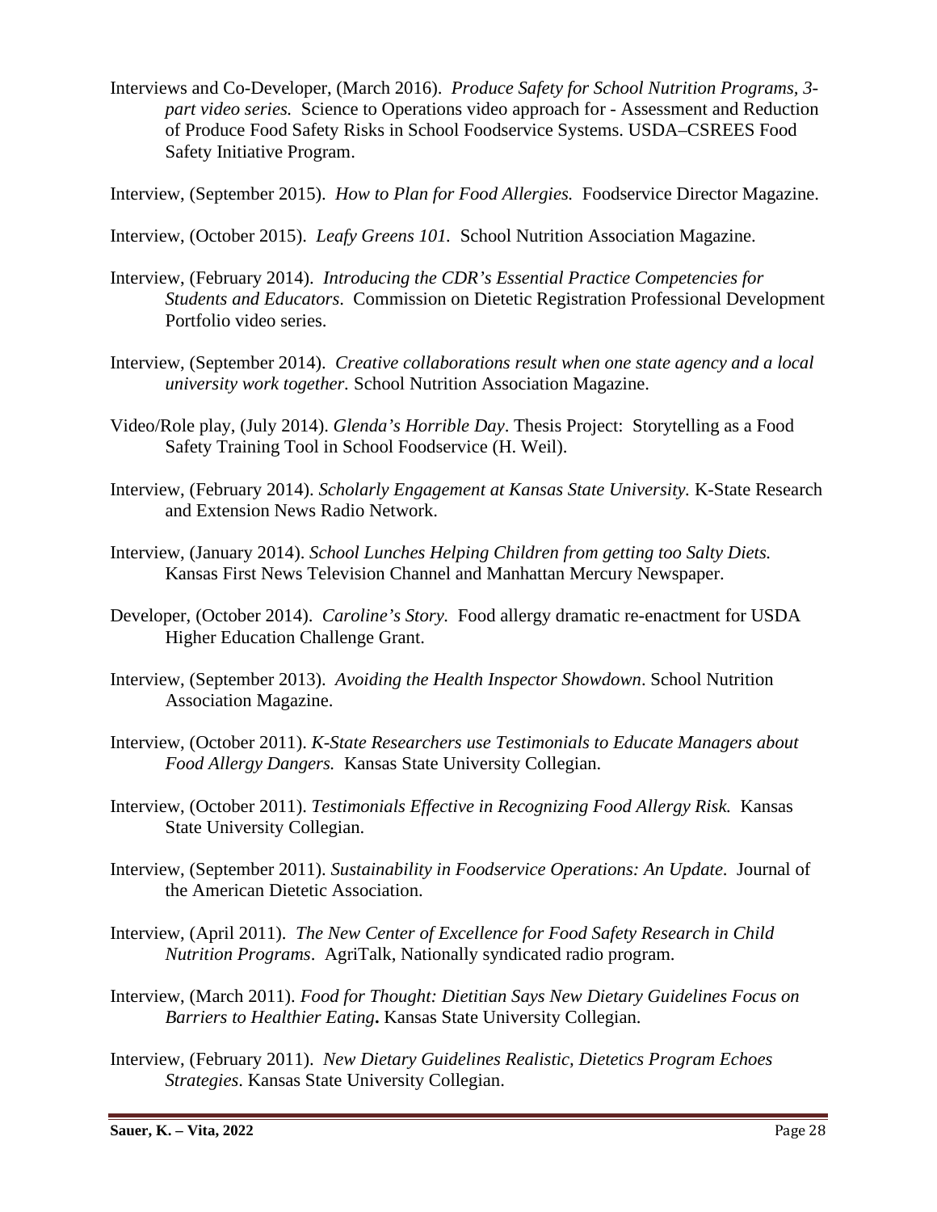Interviews and Co-Developer, (March 2016). *Produce Safety for School Nutrition Programs, 3-part video series.* Science to Operations video approach for - Assessment and Reduction of Produce Food Safety Risks in School Foodservice Systems. USDA–CSREES Food Safety Initiative Program.

Interview, (September 2015). *How to Plan for Food Allergies.* Foodservice Director Magazine.

Interview, (October 2015). *Leafy Greens 101.* School Nutrition Association Magazine.

Interview, (February 2014). *Introducing the CDR's Essential Practice Competencies for Students and Educators*. Commission on Dietetic Registration Professional Development Portfolio video series.

Interview, (September 2014). *Creative collaborations result when one state agency and a local university work together.* School Nutrition Association Magazine.

Video/Role play, (July 2014). *Glenda's Horrible Day*. Thesis Project: Storytelling as a Food Safety Training Tool in School Foodservice (H. Weil).

Interview, (February 2014). *Scholarly Engagement at Kansas State University.* K-State Research and Extension News Radio Network.

Interview, (January 2014). *School Lunches Helping Children from getting too Salty Diets.* Kansas First News Television Channel and Manhattan Mercury Newspaper.

Developer, (October 2014). *Caroline's Story.* Food allergy dramatic re-enactment for USDA Higher Education Challenge Grant.

Interview, (September 2013). *Avoiding the Health Inspector Showdown*. School Nutrition Association Magazine.

Interview, (October 2011). *K-State Researchers use Testimonials to Educate Managers about Food Allergy Dangers.* Kansas State University Collegian.

Interview, (October 2011). *Testimonials Effective in Recognizing Food Allergy Risk.* Kansas State University Collegian.

Interview, (September 2011). *Sustainability in Foodservice Operations: An Update*. Journal of the American Dietetic Association.

Interview, (April 2011). *The New Center of Excellence for Food Safety Research in Child Nutrition Programs*. AgriTalk, Nationally syndicated radio program.

Interview, (March 2011). *Food for Thought: Dietitian Says New Dietary Guidelines Focus on Barriers to Healthier Eating***.** Kansas State University Collegian.

Interview, (February 2011). *New Dietary Guidelines Realistic, Dietetics Program Echoes Strategies*. Kansas State University Collegian.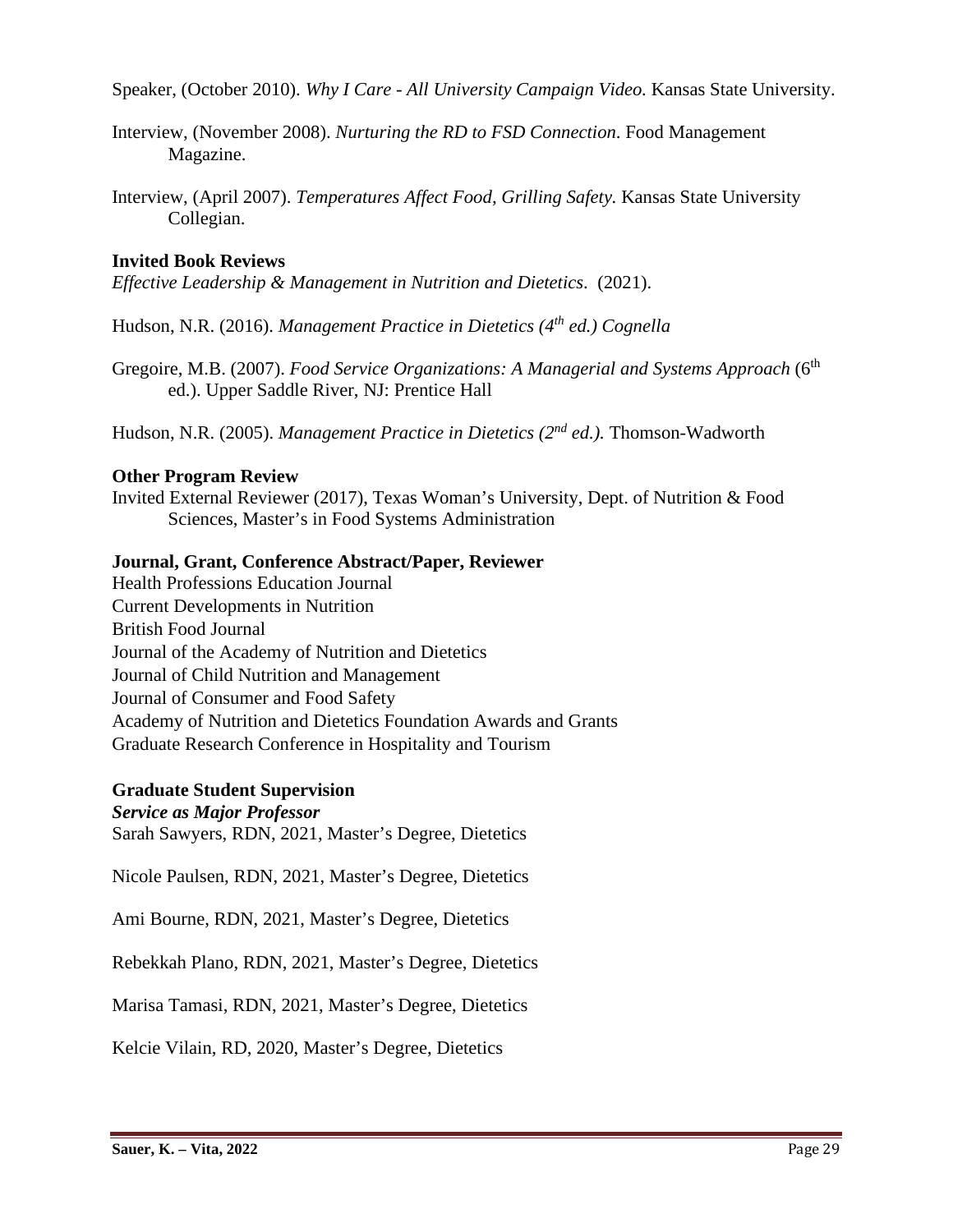Speaker, (October 2010). *Why I Care - All University Campaign Video.* Kansas State University.

Interview, (November 2008). *Nurturing the RD to FSD Connection*. Food Management Magazine.

Interview, (April 2007). *Temperatures Affect Food, Grilling Safety.* Kansas State University Collegian.

**Invited Book Reviews**

*Effective Leadership & Management in Nutrition and Dietetics*. (2021).

Hudson, N.R. (2016). *Management Practice in Dietetics (4th ed.) Cognella*

Gregoire, M.B. (2007). *Food Service Organizations: A Managerial and Systems Approach* (6th ed.). Upper Saddle River, NJ: Prentice Hall

Hudson, N.R. (2005). *Management Practice in Dietetics (2nd ed.).* Thomson-Wadworth

**Other Program Review**

Invited External Reviewer (2017), Texas Woman's University, Dept. of Nutrition & Food Sciences, Master's in Food Systems Administration

**Journal, Grant, Conference Abstract/Paper, Reviewer**

Health Professions Education Journal
Current Developments in Nutrition
British Food Journal
Journal of the Academy of Nutrition and Dietetics
Journal of Child Nutrition and Management
Journal of Consumer and Food Safety
Academy of Nutrition and Dietetics Foundation Awards and Grants
Graduate Research Conference in Hospitality and Tourism

**Graduate Student Supervision**

***Service as Major Professor***

Sarah Sawyers, RDN, 2021, Master's Degree, Dietetics

Nicole Paulsen, RDN, 2021, Master's Degree, Dietetics

Ami Bourne, RDN, 2021, Master's Degree, Dietetics

Rebekkah Plano, RDN, 2021, Master's Degree, Dietetics

Marisa Tamasi, RDN, 2021, Master's Degree, Dietetics

Kelcie Vilain, RD, 2020, Master's Degree, Dietetics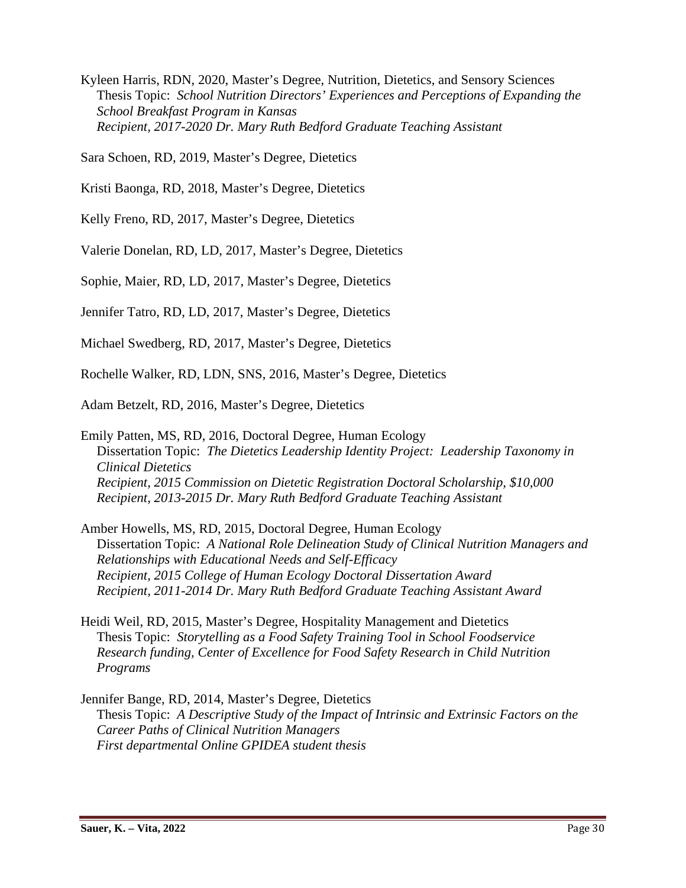Kyleen Harris, RDN, 2020, Master's Degree, Nutrition, Dietetics, and Sensory Sciences
  Thesis Topic: *School Nutrition Directors' Experiences and Perceptions of Expanding the School Breakfast Program in Kansas*
  *Recipient, 2017-2020 Dr. Mary Ruth Bedford Graduate Teaching Assistant*

Sara Schoen, RD, 2019, Master's Degree, Dietetics

Kristi Baonga, RD, 2018, Master's Degree, Dietetics

Kelly Freno, RD, 2017, Master's Degree, Dietetics

Valerie Donelan, RD, LD, 2017, Master's Degree, Dietetics

Sophie, Maier, RD, LD, 2017, Master's Degree, Dietetics

Jennifer Tatro, RD, LD, 2017, Master's Degree, Dietetics

Michael Swedberg, RD, 2017, Master's Degree, Dietetics

Rochelle Walker, RD, LDN, SNS, 2016, Master's Degree, Dietetics

Adam Betzelt, RD, 2016, Master's Degree, Dietetics

Emily Patten, MS, RD, 2016, Doctoral Degree, Human Ecology
  Dissertation Topic: *The Dietetics Leadership Identity Project: Leadership Taxonomy in Clinical Dietetics*
  *Recipient, 2015 Commission on Dietetic Registration Doctoral Scholarship, $10,000*
  *Recipient, 2013-2015 Dr. Mary Ruth Bedford Graduate Teaching Assistant*

Amber Howells, MS, RD, 2015, Doctoral Degree, Human Ecology
  Dissertation Topic: *A National Role Delineation Study of Clinical Nutrition Managers and Relationships with Educational Needs and Self-Efficacy*
  *Recipient, 2015 College of Human Ecology Doctoral Dissertation Award*
  *Recipient, 2011-2014 Dr. Mary Ruth Bedford Graduate Teaching Assistant Award*

Heidi Weil, RD, 2015, Master's Degree, Hospitality Management and Dietetics
  Thesis Topic: *Storytelling as a Food Safety Training Tool in School Foodservice*
  *Research funding, Center of Excellence for Food Safety Research in Child Nutrition Programs*

Jennifer Bange, RD, 2014, Master's Degree, Dietetics
  Thesis Topic: *A Descriptive Study of the Impact of Intrinsic and Extrinsic Factors on the Career Paths of Clinical Nutrition Managers*
  *First departmental Online GPIDEA student thesis*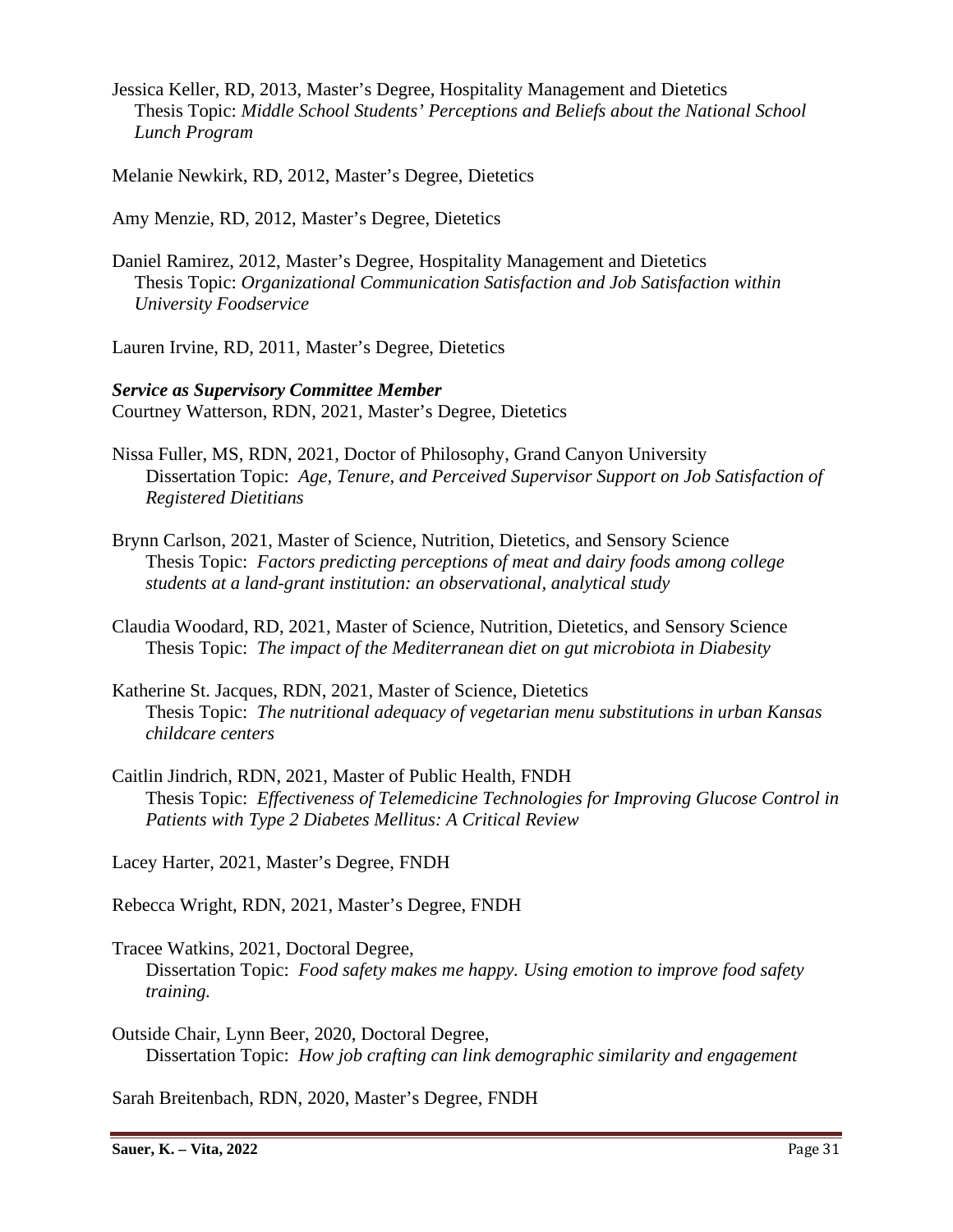Jessica Keller, RD, 2013, Master's Degree, Hospitality Management and Dietetics
Thesis Topic: *Middle School Students' Perceptions and Beliefs about the National School Lunch Program*

Melanie Newkirk, RD, 2012, Master's Degree, Dietetics

Amy Menzie, RD, 2012, Master's Degree, Dietetics

Daniel Ramirez, 2012, Master's Degree, Hospitality Management and Dietetics
Thesis Topic: *Organizational Communication Satisfaction and Job Satisfaction within University Foodservice*

Lauren Irvine, RD, 2011, Master's Degree, Dietetics

***Service as Supervisory Committee Member***

Courtney Watterson, RDN, 2021, Master's Degree, Dietetics

Nissa Fuller, MS, RDN, 2021, Doctor of Philosophy, Grand Canyon University
Dissertation Topic: *Age, Tenure, and Perceived Supervisor Support on Job Satisfaction of Registered Dietitians*

Brynn Carlson, 2021, Master of Science, Nutrition, Dietetics, and Sensory Science
Thesis Topic: *Factors predicting perceptions of meat and dairy foods among college students at a land-grant institution: an observational, analytical study*

Claudia Woodard, RD, 2021, Master of Science, Nutrition, Dietetics, and Sensory Science
Thesis Topic: *The impact of the Mediterranean diet on gut microbiota in Diabesity*

Katherine St. Jacques, RDN, 2021, Master of Science, Dietetics
Thesis Topic: *The nutritional adequacy of vegetarian menu substitutions in urban Kansas childcare centers*

Caitlin Jindrich, RDN, 2021, Master of Public Health, FNDH
Thesis Topic: *Effectiveness of Telemedicine Technologies for Improving Glucose Control in Patients with Type 2 Diabetes Mellitus: A Critical Review*

Lacey Harter, 2021, Master's Degree, FNDH

Rebecca Wright, RDN, 2021, Master's Degree, FNDH

Tracee Watkins, 2021, Doctoral Degree,
Dissertation Topic: *Food safety makes me happy. Using emotion to improve food safety training.*

Outside Chair, Lynn Beer, 2020, Doctoral Degree,
Dissertation Topic: *How job crafting can link demographic similarity and engagement*

Sarah Breitenbach, RDN, 2020, Master's Degree, FNDH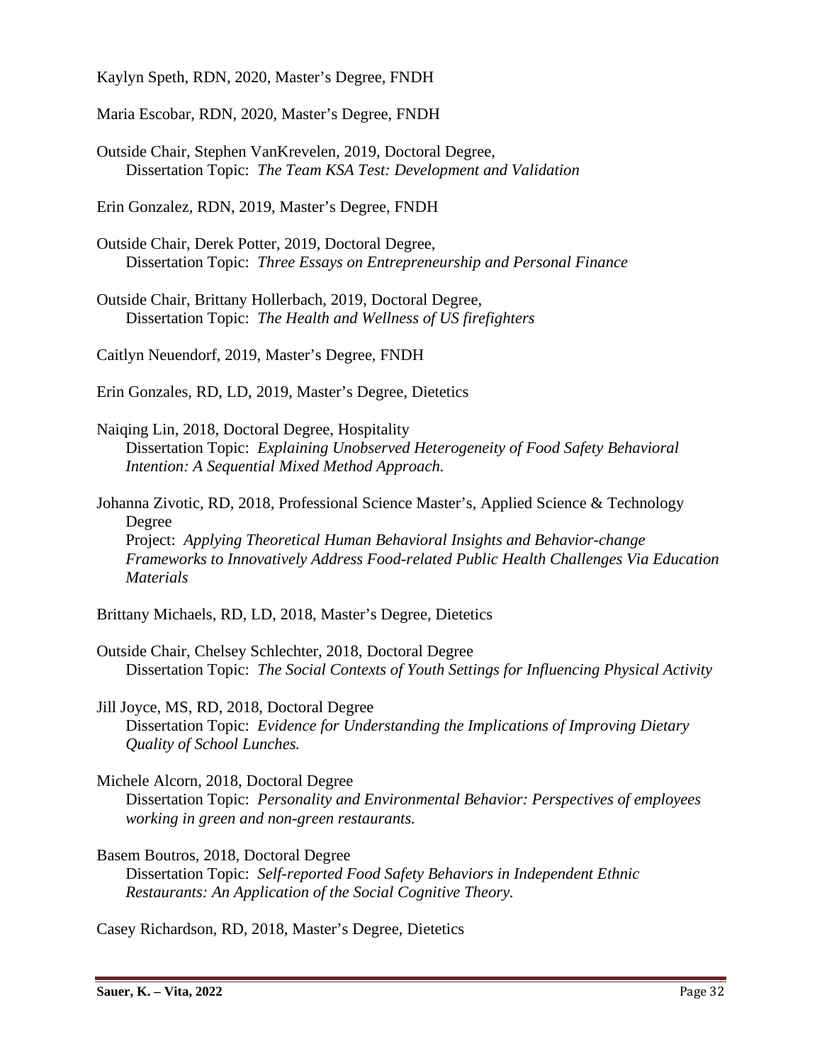Kaylyn Speth, RDN, 2020, Master's Degree, FNDH

Maria Escobar, RDN, 2020, Master's Degree, FNDH

Outside Chair, Stephen VanKrevelen, 2019, Doctoral Degree,
 Dissertation Topic: *The Team KSA Test: Development and Validation*

Erin Gonzalez, RDN, 2019, Master's Degree, FNDH

Outside Chair, Derek Potter, 2019, Doctoral Degree,
 Dissertation Topic: *Three Essays on Entrepreneurship and Personal Finance*

Outside Chair, Brittany Hollerbach, 2019, Doctoral Degree,
 Dissertation Topic: *The Health and Wellness of US firefighters*

Caitlyn Neuendorf, 2019, Master's Degree, FNDH

Erin Gonzales, RD, LD, 2019, Master's Degree, Dietetics

Naiqing Lin, 2018, Doctoral Degree, Hospitality
 Dissertation Topic: *Explaining Unobserved Heterogeneity of Food Safety Behavioral Intention: A Sequential Mixed Method Approach.*

Johanna Zivotic, RD, 2018, Professional Science Master's, Applied Science & Technology Degree
 Project: *Applying Theoretical Human Behavioral Insights and Behavior-change Frameworks to Innovatively Address Food-related Public Health Challenges Via Education Materials*

Brittany Michaels, RD, LD, 2018, Master's Degree, Dietetics

Outside Chair, Chelsey Schlechter, 2018, Doctoral Degree
 Dissertation Topic: *The Social Contexts of Youth Settings for Influencing Physical Activity*

Jill Joyce, MS, RD, 2018, Doctoral Degree
 Dissertation Topic: *Evidence for Understanding the Implications of Improving Dietary Quality of School Lunches.*

Michele Alcorn, 2018, Doctoral Degree
 Dissertation Topic: *Personality and Environmental Behavior: Perspectives of employees working in green and non-green restaurants.*

Basem Boutros, 2018, Doctoral Degree
 Dissertation Topic: *Self-reported Food Safety Behaviors in Independent Ethnic Restaurants: An Application of the Social Cognitive Theory.*

Casey Richardson, RD, 2018, Master's Degree, Dietetics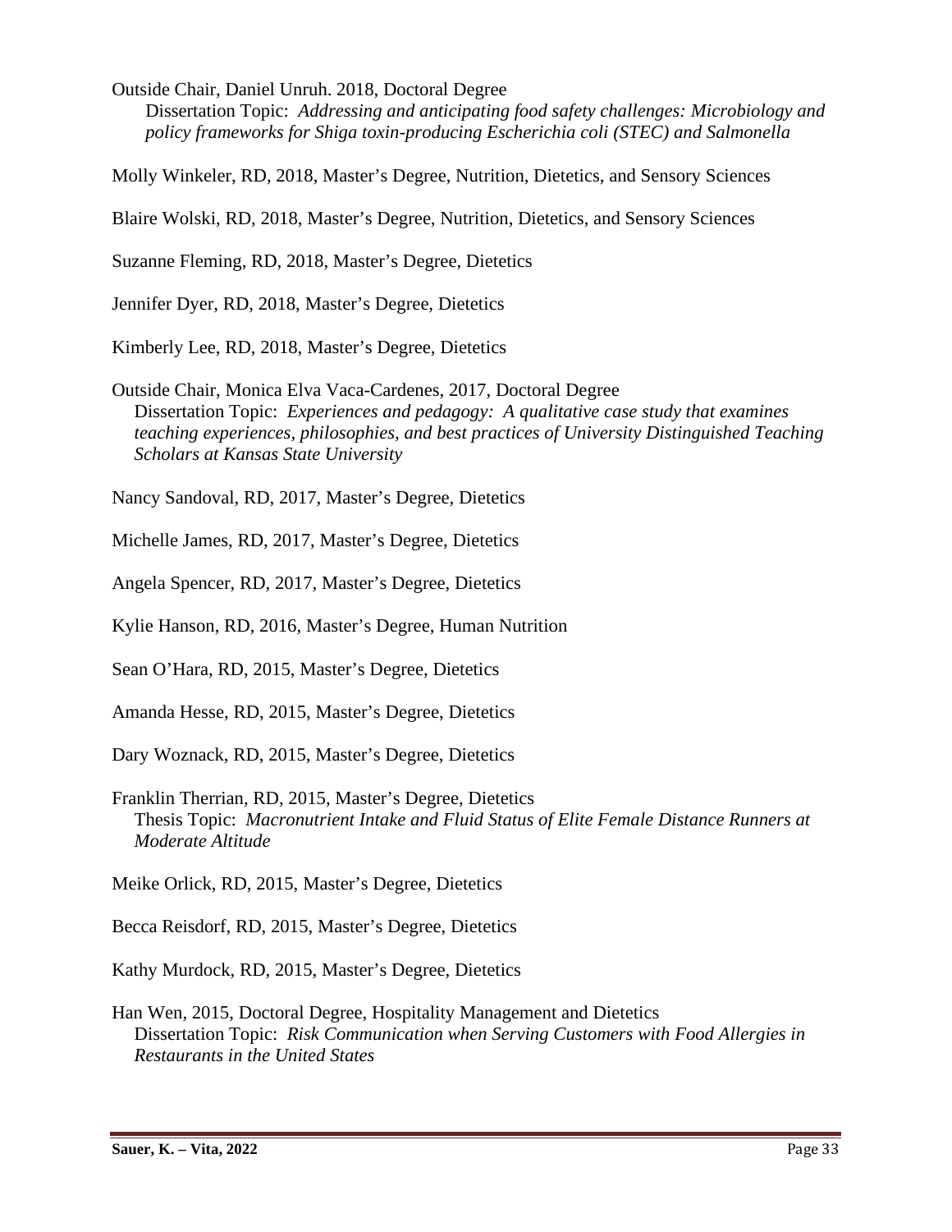Outside Chair, Daniel Unruh. 2018, Doctoral Degree
Dissertation Topic: *Addressing and anticipating food safety challenges: Microbiology and policy frameworks for Shiga toxin-producing Escherichia coli (STEC) and Salmonella*

Molly Winkeler, RD, 2018, Master's Degree, Nutrition, Dietetics, and Sensory Sciences

Blaire Wolski, RD, 2018, Master's Degree, Nutrition, Dietetics, and Sensory Sciences

Suzanne Fleming, RD, 2018, Master's Degree, Dietetics

Jennifer Dyer, RD, 2018, Master's Degree, Dietetics

Kimberly Lee, RD, 2018, Master's Degree, Dietetics

Outside Chair, Monica Elva Vaca-Cardenes, 2017, Doctoral Degree
Dissertation Topic: *Experiences and pedagogy: A qualitative case study that examines teaching experiences, philosophies, and best practices of University Distinguished Teaching Scholars at Kansas State University*

Nancy Sandoval, RD, 2017, Master's Degree, Dietetics

Michelle James, RD, 2017, Master's Degree, Dietetics

Angela Spencer, RD, 2017, Master's Degree, Dietetics

Kylie Hanson, RD, 2016, Master's Degree, Human Nutrition

Sean O'Hara, RD, 2015, Master's Degree, Dietetics

Amanda Hesse, RD, 2015, Master's Degree, Dietetics

Dary Woznack, RD, 2015, Master's Degree, Dietetics

Franklin Therrian, RD, 2015, Master's Degree, Dietetics
Thesis Topic: *Macronutrient Intake and Fluid Status of Elite Female Distance Runners at Moderate Altitude*

Meike Orlick, RD, 2015, Master's Degree, Dietetics

Becca Reisdorf, RD, 2015, Master's Degree, Dietetics

Kathy Murdock, RD, 2015, Master's Degree, Dietetics

Han Wen, 2015, Doctoral Degree, Hospitality Management and Dietetics
Dissertation Topic: *Risk Communication when Serving Customers with Food Allergies in Restaurants in the United States*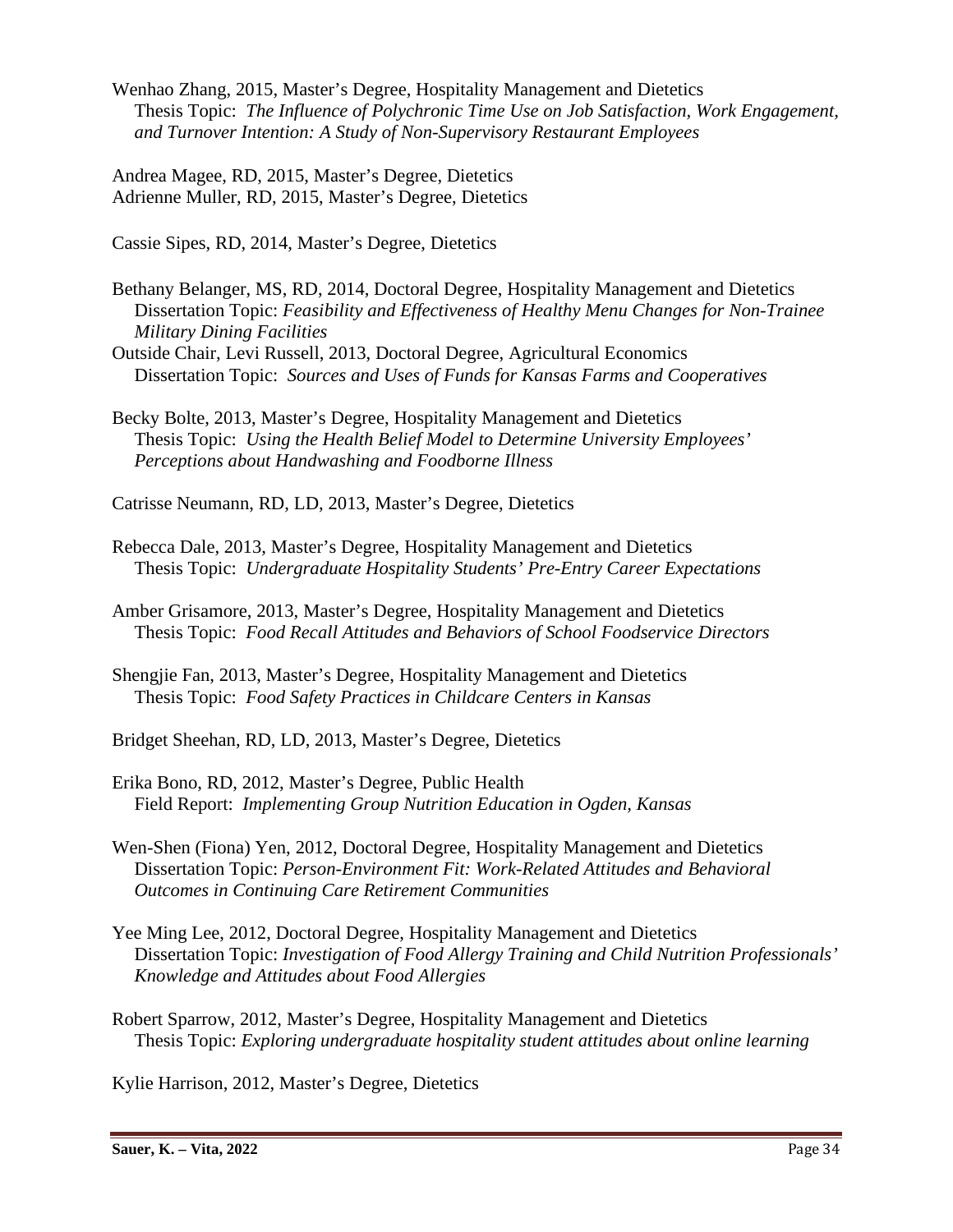Wenhao Zhang, 2015, Master's Degree, Hospitality Management and Dietetics
Thesis Topic: *The Influence of Polychronic Time Use on Job Satisfaction, Work Engagement, and Turnover Intention: A Study of Non-Supervisory Restaurant Employees*

Andrea Magee, RD, 2015, Master's Degree, Dietetics
Adrienne Muller, RD, 2015, Master's Degree, Dietetics

Cassie Sipes, RD, 2014, Master's Degree, Dietetics

Bethany Belanger, MS, RD, 2014, Doctoral Degree, Hospitality Management and Dietetics
Dissertation Topic: *Feasibility and Effectiveness of Healthy Menu Changes for Non-Trainee Military Dining Facilities*
Outside Chair, Levi Russell, 2013, Doctoral Degree, Agricultural Economics
Dissertation Topic: *Sources and Uses of Funds for Kansas Farms and Cooperatives*

Becky Bolte, 2013, Master's Degree, Hospitality Management and Dietetics
Thesis Topic: *Using the Health Belief Model to Determine University Employees' Perceptions about Handwashing and Foodborne Illness*

Catrisse Neumann, RD, LD, 2013, Master's Degree, Dietetics

Rebecca Dale, 2013, Master's Degree, Hospitality Management and Dietetics
Thesis Topic: *Undergraduate Hospitality Students' Pre-Entry Career Expectations*

Amber Grisamore, 2013, Master's Degree, Hospitality Management and Dietetics
Thesis Topic: *Food Recall Attitudes and Behaviors of School Foodservice Directors*

Shengjie Fan, 2013, Master's Degree, Hospitality Management and Dietetics
Thesis Topic: *Food Safety Practices in Childcare Centers in Kansas*

Bridget Sheehan, RD, LD, 2013, Master's Degree, Dietetics

Erika Bono, RD, 2012, Master's Degree, Public Health
Field Report: *Implementing Group Nutrition Education in Ogden, Kansas*

Wen-Shen (Fiona) Yen, 2012, Doctoral Degree, Hospitality Management and Dietetics
Dissertation Topic: *Person-Environment Fit: Work-Related Attitudes and Behavioral Outcomes in Continuing Care Retirement Communities*

Yee Ming Lee, 2012, Doctoral Degree, Hospitality Management and Dietetics
Dissertation Topic: *Investigation of Food Allergy Training and Child Nutrition Professionals' Knowledge and Attitudes about Food Allergies*

Robert Sparrow, 2012, Master's Degree, Hospitality Management and Dietetics
Thesis Topic: *Exploring undergraduate hospitality student attitudes about online learning*

Kylie Harrison, 2012, Master's Degree, Dietetics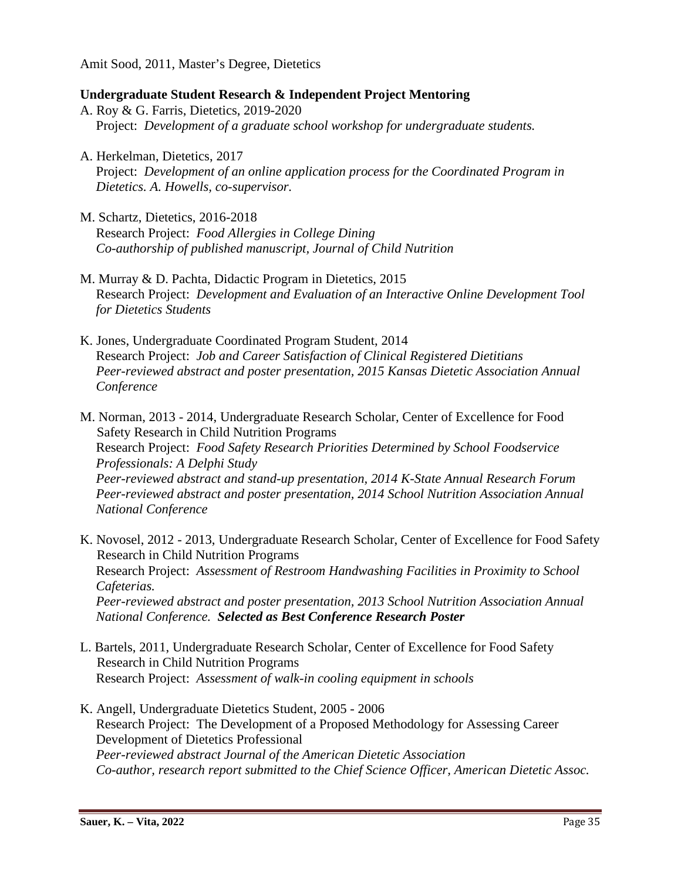Amit Sood, 2011, Master's Degree, Dietetics

**Undergraduate Student Research & Independent Project Mentoring**

A. Roy & G. Farris, Dietetics, 2019-2020
Project: *Development of a graduate school workshop for undergraduate students.*

A. Herkelman, Dietetics, 2017
Project: *Development of an online application process for the Coordinated Program in Dietetics. A. Howells, co-supervisor.*

M. Schartz, Dietetics, 2016-2018
Research Project: *Food Allergies in College Dining*
*Co-authorship of published manuscript, Journal of Child Nutrition*

M. Murray & D. Pachta, Didactic Program in Dietetics, 2015
Research Project: *Development and Evaluation of an Interactive Online Development Tool for Dietetics Students*

K. Jones, Undergraduate Coordinated Program Student, 2014
Research Project: *Job and Career Satisfaction of Clinical Registered Dietitians*
*Peer-reviewed abstract and poster presentation, 2015 Kansas Dietetic Association Annual Conference*

M. Norman, 2013 - 2014, Undergraduate Research Scholar, Center of Excellence for Food Safety Research in Child Nutrition Programs
Research Project: *Food Safety Research Priorities Determined by School Foodservice Professionals: A Delphi Study*
*Peer-reviewed abstract and stand-up presentation, 2014 K-State Annual Research Forum*
*Peer-reviewed abstract and poster presentation, 2014 School Nutrition Association Annual National Conference*

K. Novosel, 2012 - 2013, Undergraduate Research Scholar, Center of Excellence for Food Safety Research in Child Nutrition Programs
Research Project: *Assessment of Restroom Handwashing Facilities in Proximity to School Cafeterias.*
*Peer-reviewed abstract and poster presentation, 2013 School Nutrition Association Annual National Conference.* ***Selected as Best Conference Research Poster***

L. Bartels, 2011, Undergraduate Research Scholar, Center of Excellence for Food Safety Research in Child Nutrition Programs
Research Project: *Assessment of walk-in cooling equipment in schools*

K. Angell, Undergraduate Dietetics Student, 2005 - 2006
Research Project: The Development of a Proposed Methodology for Assessing Career Development of Dietetics Professional
*Peer-reviewed abstract Journal of the American Dietetic Association*
*Co-author, research report submitted to the Chief Science Officer, American Dietetic Assoc.*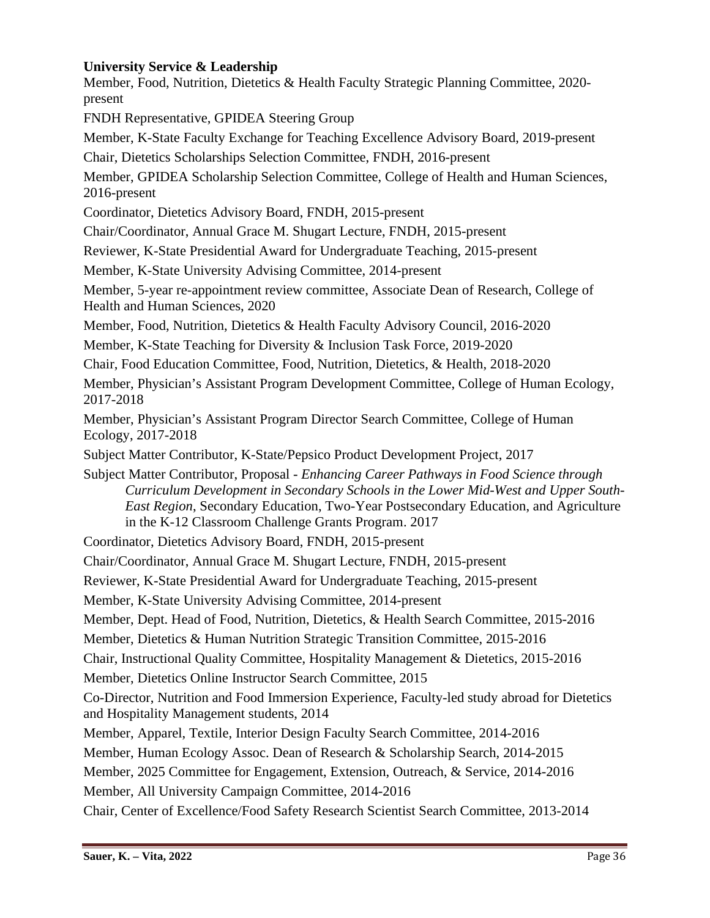**University Service & Leadership**

Member, Food, Nutrition, Dietetics & Health Faculty Strategic Planning Committee, 2020-present

FNDH Representative, GPIDEA Steering Group

Member, K-State Faculty Exchange for Teaching Excellence Advisory Board, 2019-present

Chair, Dietetics Scholarships Selection Committee, FNDH, 2016-present

Member, GPIDEA Scholarship Selection Committee, College of Health and Human Sciences, 2016-present

Coordinator, Dietetics Advisory Board, FNDH, 2015-present

Chair/Coordinator, Annual Grace M. Shugart Lecture, FNDH, 2015-present

Reviewer, K-State Presidential Award for Undergraduate Teaching, 2015-present

Member, K-State University Advising Committee, 2014-present

Member, 5-year re-appointment review committee, Associate Dean of Research, College of Health and Human Sciences, 2020

Member, Food, Nutrition, Dietetics & Health Faculty Advisory Council, 2016-2020

Member, K-State Teaching for Diversity & Inclusion Task Force, 2019-2020

Chair, Food Education Committee, Food, Nutrition, Dietetics, & Health, 2018-2020

Member, Physician's Assistant Program Development Committee, College of Human Ecology, 2017-2018

Member, Physician's Assistant Program Director Search Committee, College of Human Ecology, 2017-2018

Subject Matter Contributor, K-State/Pepsico Product Development Project, 2017

Subject Matter Contributor, Proposal - *Enhancing Career Pathways in Food Science through Curriculum Development in Secondary Schools in the Lower Mid-West and Upper South-East Region*, Secondary Education, Two-Year Postsecondary Education, and Agriculture in the K-12 Classroom Challenge Grants Program. 2017

Coordinator, Dietetics Advisory Board, FNDH, 2015-present

Chair/Coordinator, Annual Grace M. Shugart Lecture, FNDH, 2015-present

Reviewer, K-State Presidential Award for Undergraduate Teaching, 2015-present

Member, K-State University Advising Committee, 2014-present

Member, Dept. Head of Food, Nutrition, Dietetics, & Health Search Committee, 2015-2016

Member, Dietetics & Human Nutrition Strategic Transition Committee, 2015-2016

Chair, Instructional Quality Committee, Hospitality Management & Dietetics, 2015-2016

Member, Dietetics Online Instructor Search Committee, 2015

Co-Director, Nutrition and Food Immersion Experience, Faculty-led study abroad for Dietetics and Hospitality Management students, 2014

Member, Apparel, Textile, Interior Design Faculty Search Committee, 2014-2016

Member, Human Ecology Assoc. Dean of Research & Scholarship Search, 2014-2015

Member, 2025 Committee for Engagement, Extension, Outreach, & Service, 2014-2016

Member, All University Campaign Committee, 2014-2016

Chair, Center of Excellence/Food Safety Research Scientist Search Committee, 2013-2014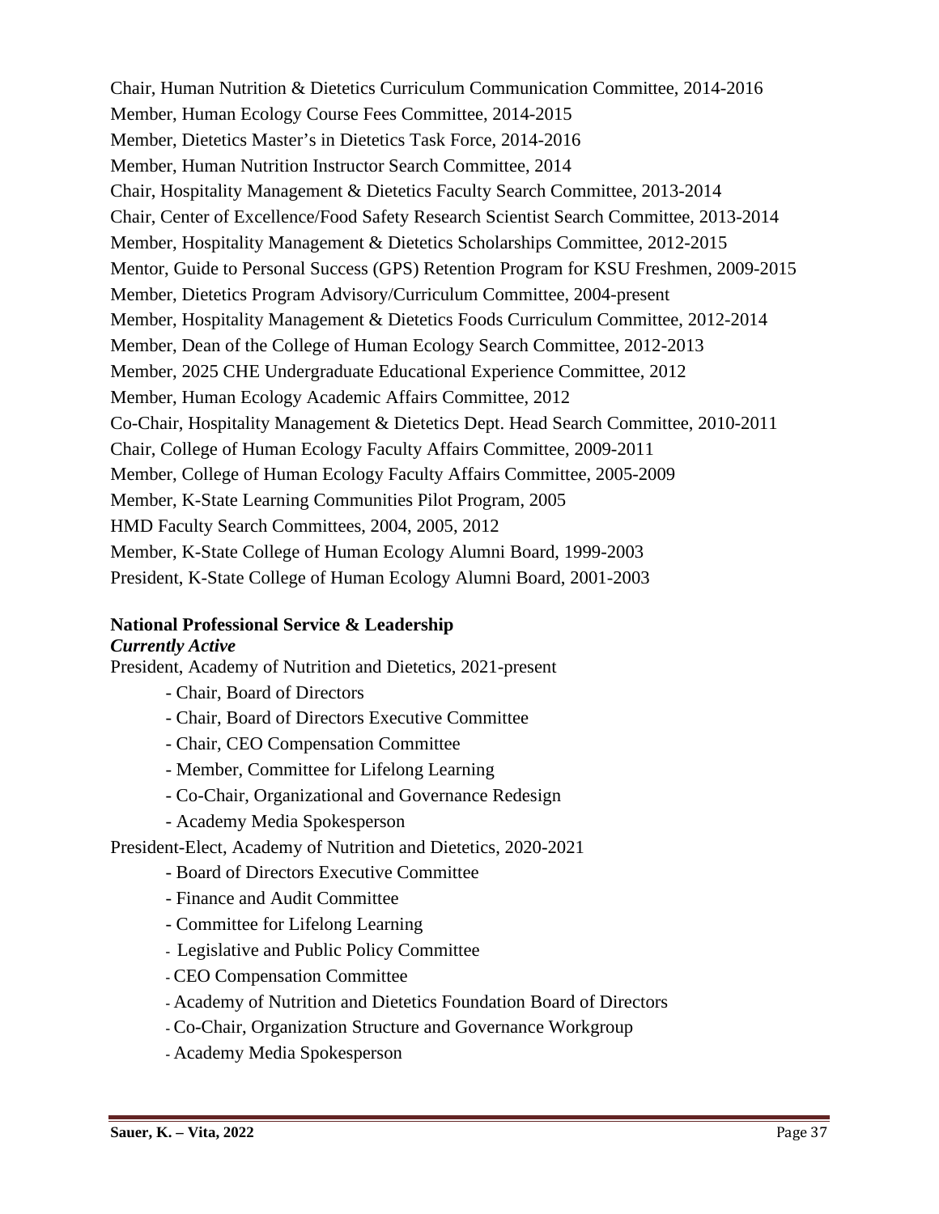Chair, Human Nutrition & Dietetics Curriculum Communication Committee, 2014-2016
Member, Human Ecology Course Fees Committee, 2014-2015
Member, Dietetics Master's in Dietetics Task Force, 2014-2016
Member, Human Nutrition Instructor Search Committee, 2014
Chair, Hospitality Management & Dietetics Faculty Search Committee, 2013-2014
Chair, Center of Excellence/Food Safety Research Scientist Search Committee, 2013-2014
Member, Hospitality Management & Dietetics Scholarships Committee, 2012-2015
Mentor, Guide to Personal Success (GPS) Retention Program for KSU Freshmen, 2009-2015
Member, Dietetics Program Advisory/Curriculum Committee, 2004-present
Member, Hospitality Management & Dietetics Foods Curriculum Committee, 2012-2014
Member, Dean of the College of Human Ecology Search Committee, 2012-2013
Member, 2025 CHE Undergraduate Educational Experience Committee, 2012
Member, Human Ecology Academic Affairs Committee, 2012
Co-Chair, Hospitality Management & Dietetics Dept. Head Search Committee, 2010-2011
Chair, College of Human Ecology Faculty Affairs Committee, 2009-2011
Member, College of Human Ecology Faculty Affairs Committee, 2005-2009
Member, K-State Learning Communities Pilot Program, 2005
HMD Faculty Search Committees, 2004, 2005, 2012
Member, K-State College of Human Ecology Alumni Board, 1999-2003
President, K-State College of Human Ecology Alumni Board, 2001-2003

**National Professional Service & Leadership**
***Currently Active***

President, Academy of Nutrition and Dietetics, 2021-present

- Chair, Board of Directors
- Chair, Board of Directors Executive Committee
- Chair, CEO Compensation Committee
- Member, Committee for Lifelong Learning
- Co-Chair, Organizational and Governance Redesign
- Academy Media Spokesperson

President-Elect, Academy of Nutrition and Dietetics, 2020-2021

- Board of Directors Executive Committee
- Finance and Audit Committee
- Committee for Lifelong Learning
- Legislative and Public Policy Committee
- CEO Compensation Committee
- Academy of Nutrition and Dietetics Foundation Board of Directors
- Co-Chair, Organization Structure and Governance Workgroup
- Academy Media Spokesperson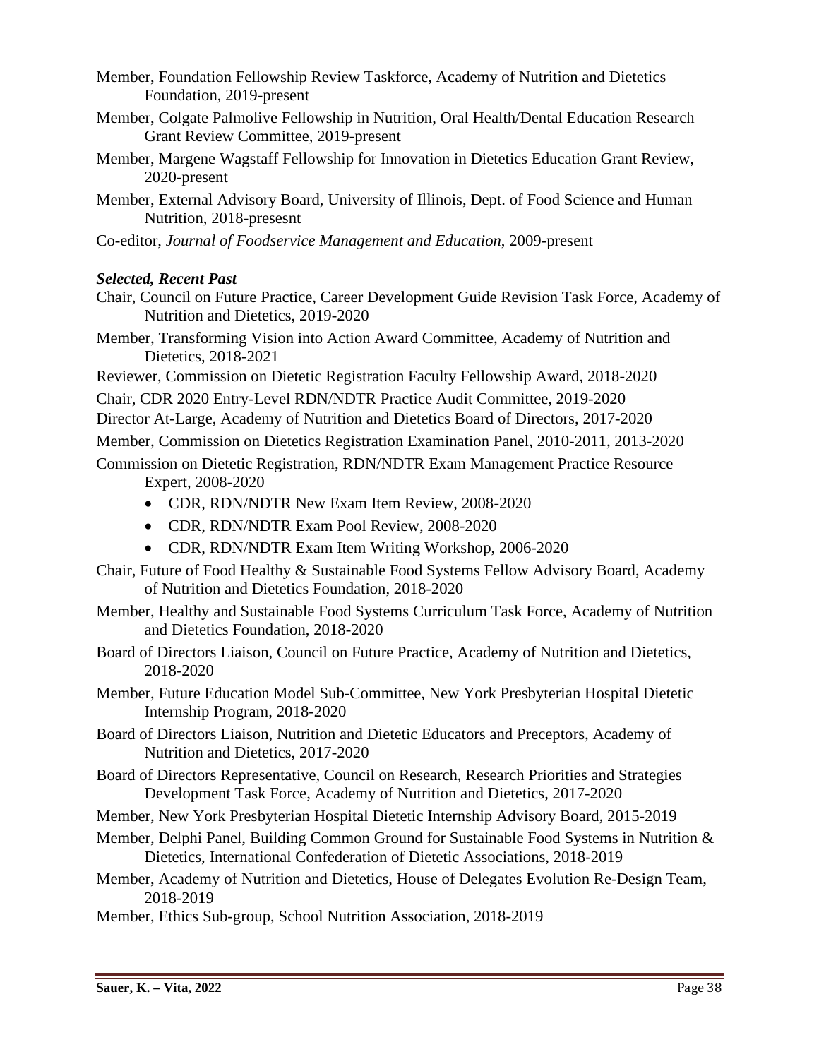Member, Foundation Fellowship Review Taskforce, Academy of Nutrition and Dietetics Foundation, 2019-present

Member, Colgate Palmolive Fellowship in Nutrition, Oral Health/Dental Education Research Grant Review Committee, 2019-present

Member, Margene Wagstaff Fellowship for Innovation in Dietetics Education Grant Review, 2020-present

Member, External Advisory Board, University of Illinois, Dept. of Food Science and Human Nutrition, 2018-presesnt

Co-editor, *Journal of Foodservice Management and Education*, 2009-present

***Selected, Recent Past***

Chair, Council on Future Practice, Career Development Guide Revision Task Force, Academy of Nutrition and Dietetics, 2019-2020

Member, Transforming Vision into Action Award Committee, Academy of Nutrition and Dietetics, 2018-2021

Reviewer, Commission on Dietetic Registration Faculty Fellowship Award, 2018-2020

Chair, CDR 2020 Entry-Level RDN/NDTR Practice Audit Committee, 2019-2020

Director At-Large, Academy of Nutrition and Dietetics Board of Directors, 2017-2020

Member, Commission on Dietetics Registration Examination Panel, 2010-2011, 2013-2020

Commission on Dietetic Registration, RDN/NDTR Exam Management Practice Resource Expert, 2008-2020

- CDR, RDN/NDTR New Exam Item Review, 2008-2020
- CDR, RDN/NDTR Exam Pool Review, 2008-2020
- CDR, RDN/NDTR Exam Item Writing Workshop, 2006-2020

Chair, Future of Food Healthy & Sustainable Food Systems Fellow Advisory Board, Academy of Nutrition and Dietetics Foundation, 2018-2020

Member, Healthy and Sustainable Food Systems Curriculum Task Force, Academy of Nutrition and Dietetics Foundation, 2018-2020

Board of Directors Liaison, Council on Future Practice, Academy of Nutrition and Dietetics, 2018-2020

Member, Future Education Model Sub-Committee, New York Presbyterian Hospital Dietetic Internship Program, 2018-2020

Board of Directors Liaison, Nutrition and Dietetic Educators and Preceptors, Academy of Nutrition and Dietetics, 2017-2020

Board of Directors Representative, Council on Research, Research Priorities and Strategies Development Task Force, Academy of Nutrition and Dietetics, 2017-2020

Member, New York Presbyterian Hospital Dietetic Internship Advisory Board, 2015-2019

Member, Delphi Panel, Building Common Ground for Sustainable Food Systems in Nutrition & Dietetics, International Confederation of Dietetic Associations, 2018-2019

Member, Academy of Nutrition and Dietetics, House of Delegates Evolution Re-Design Team, 2018-2019

Member, Ethics Sub-group, School Nutrition Association, 2018-2019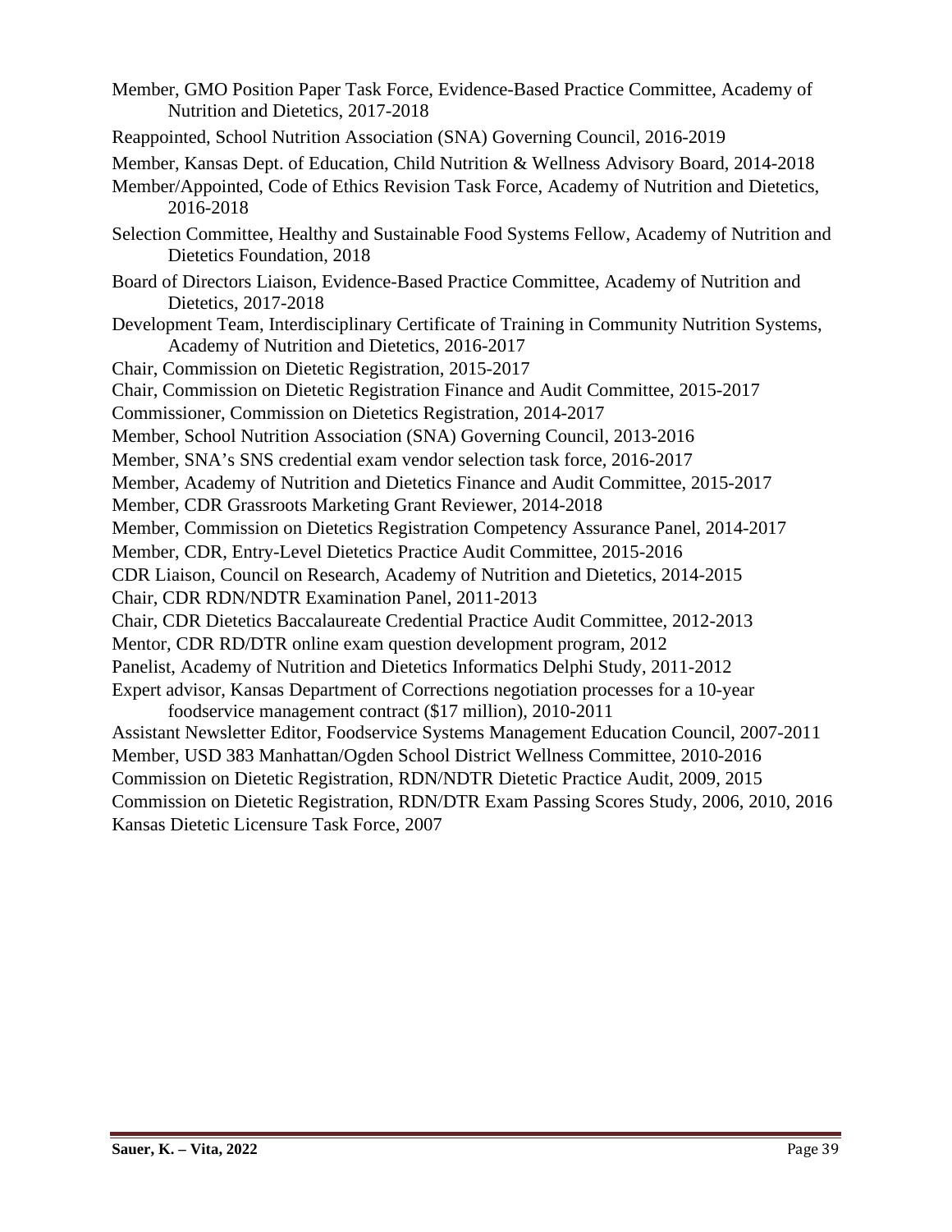Member, GMO Position Paper Task Force, Evidence-Based Practice Committee, Academy of Nutrition and Dietetics, 2017-2018

Reappointed, School Nutrition Association (SNA) Governing Council, 2016-2019

Member, Kansas Dept. of Education, Child Nutrition & Wellness Advisory Board, 2014-2018

Member/Appointed, Code of Ethics Revision Task Force, Academy of Nutrition and Dietetics, 2016-2018

Selection Committee, Healthy and Sustainable Food Systems Fellow, Academy of Nutrition and Dietetics Foundation, 2018

Board of Directors Liaison, Evidence-Based Practice Committee, Academy of Nutrition and Dietetics, 2017-2018

Development Team, Interdisciplinary Certificate of Training in Community Nutrition Systems, Academy of Nutrition and Dietetics, 2016-2017

Chair, Commission on Dietetic Registration, 2015-2017

Chair, Commission on Dietetic Registration Finance and Audit Committee, 2015-2017

Commissioner, Commission on Dietetics Registration, 2014-2017

Member, School Nutrition Association (SNA) Governing Council, 2013-2016

Member, SNA's SNS credential exam vendor selection task force, 2016-2017

Member, Academy of Nutrition and Dietetics Finance and Audit Committee, 2015-2017

Member, CDR Grassroots Marketing Grant Reviewer, 2014-2018

Member, Commission on Dietetics Registration Competency Assurance Panel, 2014-2017

Member, CDR, Entry-Level Dietetics Practice Audit Committee, 2015-2016

CDR Liaison, Council on Research, Academy of Nutrition and Dietetics, 2014-2015

Chair, CDR RDN/NDTR Examination Panel, 2011-2013

Chair, CDR Dietetics Baccalaureate Credential Practice Audit Committee, 2012-2013

Mentor, CDR RD/DTR online exam question development program, 2012

Panelist, Academy of Nutrition and Dietetics Informatics Delphi Study, 2011-2012

Expert advisor, Kansas Department of Corrections negotiation processes for a 10-year foodservice management contract ($17 million), 2010-2011

Assistant Newsletter Editor, Foodservice Systems Management Education Council, 2007-2011

Member, USD 383 Manhattan/Ogden School District Wellness Committee, 2010-2016

Commission on Dietetic Registration, RDN/NDTR Dietetic Practice Audit, 2009, 2015

Commission on Dietetic Registration, RDN/DTR Exam Passing Scores Study, 2006, 2010, 2016

Kansas Dietetic Licensure Task Force, 2007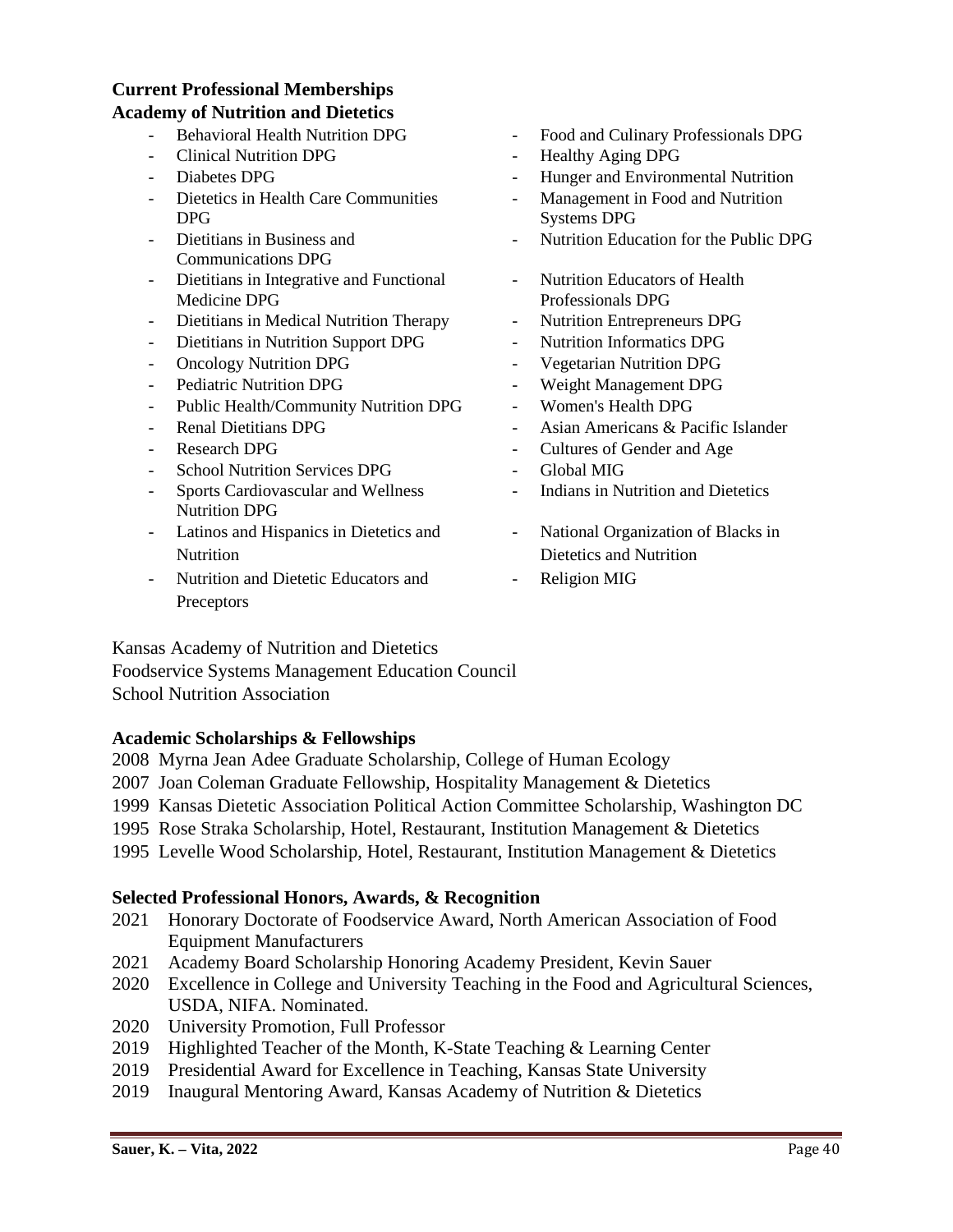### Current Professional Memberships

**Academy of Nutrition and Dietetics**

- Behavioral Health Nutrition DPG
- Clinical Nutrition DPG
- Diabetes DPG
- Dietetics in Health Care Communities DPG
- Dietitians in Business and Communications DPG
- Dietitians in Integrative and Functional Medicine DPG
- Dietitians in Medical Nutrition Therapy
- Dietitians in Nutrition Support DPG
- Oncology Nutrition DPG
- Pediatric Nutrition DPG
- Public Health/Community Nutrition DPG
- Renal Dietitians DPG
- Research DPG
- School Nutrition Services DPG
- Sports Cardiovascular and Wellness Nutrition DPG
- Latinos and Hispanics in Dietetics and Nutrition
- Nutrition and Dietetic Educators and Preceptors
- Food and Culinary Professionals DPG
- Healthy Aging DPG
- Hunger and Environmental Nutrition
- Management in Food and Nutrition Systems DPG
- Nutrition Education for the Public DPG
- Nutrition Educators of Health Professionals DPG
- Nutrition Entrepreneurs DPG
- Nutrition Informatics DPG
- Vegetarian Nutrition DPG
- Weight Management DPG
- Women's Health DPG
- Asian Americans & Pacific Islander
- Cultures of Gender and Age
- Global MIG
- Indians in Nutrition and Dietetics
- National Organization of Blacks in Dietetics and Nutrition
- Religion MIG

Kansas Academy of Nutrition and Dietetics
Foodservice Systems Management Education Council
School Nutrition Association

### Academic Scholarships & Fellowships

2008 Myrna Jean Adee Graduate Scholarship, College of Human Ecology
2007 Joan Coleman Graduate Fellowship, Hospitality Management & Dietetics
1999 Kansas Dietetic Association Political Action Committee Scholarship, Washington DC
1995 Rose Straka Scholarship, Hotel, Restaurant, Institution Management & Dietetics
1995 Levelle Wood Scholarship, Hotel, Restaurant, Institution Management & Dietetics

### Selected Professional Honors, Awards, & Recognition

2021 Honorary Doctorate of Foodservice Award, North American Association of Food Equipment Manufacturers
2021 Academy Board Scholarship Honoring Academy President, Kevin Sauer
2020 Excellence in College and University Teaching in the Food and Agricultural Sciences, USDA, NIFA. Nominated.
2020 University Promotion, Full Professor
2019 Highlighted Teacher of the Month, K-State Teaching & Learning Center
2019 Presidential Award for Excellence in Teaching, Kansas State University
2019 Inaugural Mentoring Award, Kansas Academy of Nutrition & Dietetics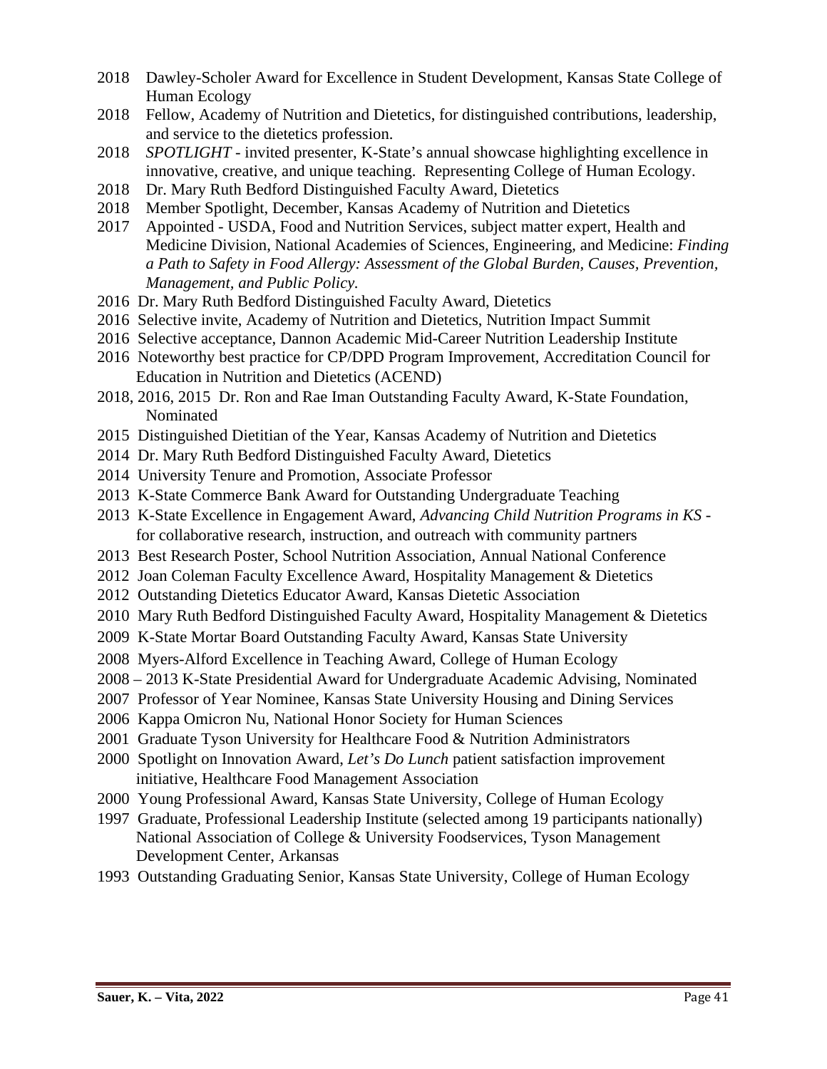2018 Dawley-Scholer Award for Excellence in Student Development, Kansas State College of Human Ecology

2018 Fellow, Academy of Nutrition and Dietetics, for distinguished contributions, leadership, and service to the dietetics profession.

2018 *SPOTLIGHT* - invited presenter, K-State's annual showcase highlighting excellence in innovative, creative, and unique teaching. Representing College of Human Ecology.

2018 Dr. Mary Ruth Bedford Distinguished Faculty Award, Dietetics

2018 Member Spotlight, December, Kansas Academy of Nutrition and Dietetics

2017 Appointed - USDA, Food and Nutrition Services, subject matter expert, Health and Medicine Division, National Academies of Sciences, Engineering, and Medicine: *Finding a Path to Safety in Food Allergy: Assessment of the Global Burden, Causes, Prevention, Management, and Public Policy.*

2016 Dr. Mary Ruth Bedford Distinguished Faculty Award, Dietetics

2016 Selective invite, Academy of Nutrition and Dietetics, Nutrition Impact Summit

2016 Selective acceptance, Dannon Academic Mid-Career Nutrition Leadership Institute

2016 Noteworthy best practice for CP/DPD Program Improvement, Accreditation Council for Education in Nutrition and Dietetics (ACEND)

2018, 2016, 2015 Dr. Ron and Rae Iman Outstanding Faculty Award, K-State Foundation, Nominated

2015 Distinguished Dietitian of the Year, Kansas Academy of Nutrition and Dietetics

2014 Dr. Mary Ruth Bedford Distinguished Faculty Award, Dietetics

2014 University Tenure and Promotion, Associate Professor

2013 K-State Commerce Bank Award for Outstanding Undergraduate Teaching

2013 K-State Excellence in Engagement Award, *Advancing Child Nutrition Programs in KS* - for collaborative research, instruction, and outreach with community partners

2013 Best Research Poster, School Nutrition Association, Annual National Conference

2012 Joan Coleman Faculty Excellence Award, Hospitality Management & Dietetics

2012 Outstanding Dietetics Educator Award, Kansas Dietetic Association

2010 Mary Ruth Bedford Distinguished Faculty Award, Hospitality Management & Dietetics

2009 K-State Mortar Board Outstanding Faculty Award, Kansas State University

2008 Myers-Alford Excellence in Teaching Award, College of Human Ecology

2008 – 2013 K-State Presidential Award for Undergraduate Academic Advising, Nominated

2007 Professor of Year Nominee, Kansas State University Housing and Dining Services

2006 Kappa Omicron Nu, National Honor Society for Human Sciences

2001 Graduate Tyson University for Healthcare Food & Nutrition Administrators

2000 Spotlight on Innovation Award, *Let's Do Lunch* patient satisfaction improvement initiative, Healthcare Food Management Association

2000 Young Professional Award, Kansas State University, College of Human Ecology

1997 Graduate, Professional Leadership Institute (selected among 19 participants nationally) National Association of College & University Foodservices, Tyson Management Development Center, Arkansas

1993 Outstanding Graduating Senior, Kansas State University, College of Human Ecology